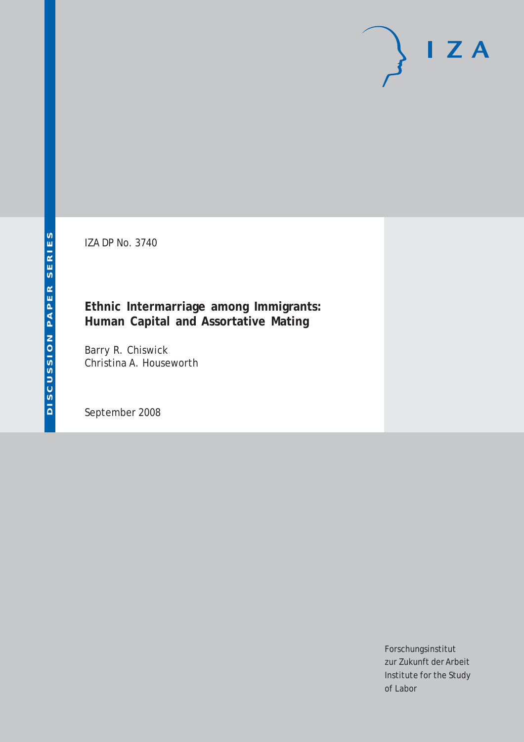DISCUSSION PAPER SERIES

IZA DP No. 3740

# Ethnic Intermarriage among Immigrants: Human Capital and Assortative Mating

Barry R. Chiswick
Christina A. Houseworth

September 2008

IZA

Forschungsinstitut
zur Zukunft der Arbeit
Institute for the Study
of Labor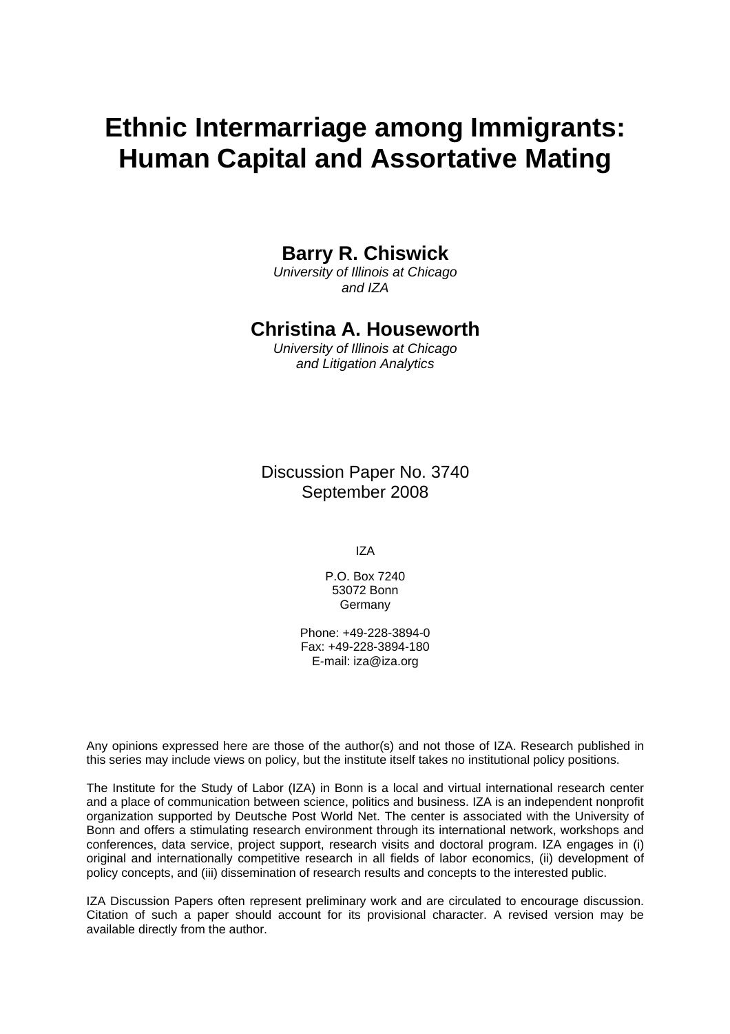# Ethnic Intermarriage among Immigrants: Human Capital and Assortative Mating

**Barry R. Chiswick**
*University of Illinois at Chicago and IZA*

**Christina A. Houseworth**
*University of Illinois at Chicago and Litigation Analytics*

Discussion Paper No. 3740
September 2008

IZA

P.O. Box 7240
53072 Bonn
Germany

Phone: +49-228-3894-0
Fax: +49-228-3894-180
E-mail: iza@iza.org

Any opinions expressed here are those of the author(s) and not those of IZA. Research published in this series may include views on policy, but the institute itself takes no institutional policy positions.

The Institute for the Study of Labor (IZA) in Bonn is a local and virtual international research center and a place of communication between science, politics and business. IZA is an independent nonprofit organization supported by Deutsche Post World Net. The center is associated with the University of Bonn and offers a stimulating research environment through its international network, workshops and conferences, data service, project support, research visits and doctoral program. IZA engages in (i) original and internationally competitive research in all fields of labor economics, (ii) development of policy concepts, and (iii) dissemination of research results and concepts to the interested public.

IZA Discussion Papers often represent preliminary work and are circulated to encourage discussion. Citation of such a paper should account for its provisional character. A revised version may be available directly from the author.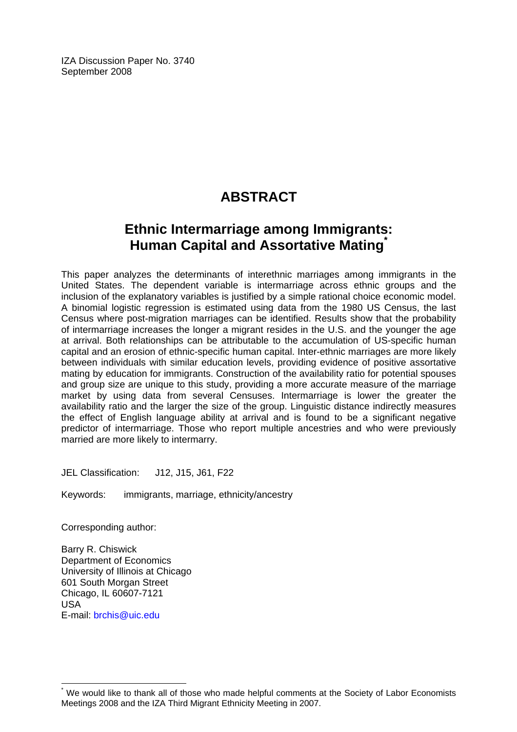IZA Discussion Paper No. 3740
September 2008

# ABSTRACT

## Ethnic Intermarriage among Immigrants: Human Capital and Assortative Mating*

This paper analyzes the determinants of interethnic marriages among immigrants in the United States. The dependent variable is intermarriage across ethnic groups and the inclusion of the explanatory variables is justified by a simple rational choice economic model. A binomial logistic regression is estimated using data from the 1980 US Census, the last Census where post-migration marriages can be identified. Results show that the probability of intermarriage increases the longer a migrant resides in the U.S. and the younger the age at arrival. Both relationships can be attributable to the accumulation of US-specific human capital and an erosion of ethnic-specific human capital. Inter-ethnic marriages are more likely between individuals with similar education levels, providing evidence of positive assortative mating by education for immigrants. Construction of the availability ratio for potential spouses and group size are unique to this study, providing a more accurate measure of the marriage market by using data from several Censuses. Intermarriage is lower the greater the availability ratio and the larger the size of the group. Linguistic distance indirectly measures the effect of English language ability at arrival and is found to be a significant negative predictor of intermarriage. Those who report multiple ancestries and who were previously married are more likely to intermarry.

JEL Classification: J12, J15, J61, F22

Keywords: immigrants, marriage, ethnicity/ancestry

Corresponding author:

Barry R. Chiswick
Department of Economics
University of Illinois at Chicago
601 South Morgan Street
Chicago, IL 60607-7121
USA
E-mail: brchis@uic.edu

* We would like to thank all of those who made helpful comments at the Society of Labor Economists Meetings 2008 and the IZA Third Migrant Ethnicity Meeting in 2007.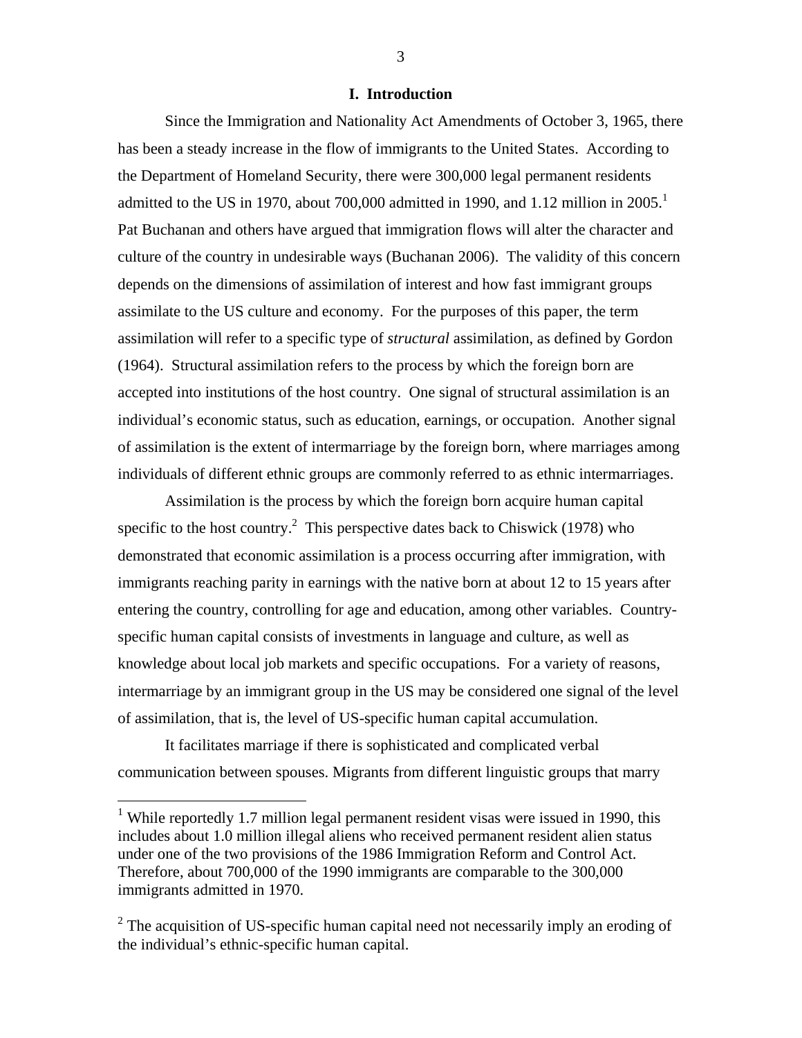## I. Introduction

Since the Immigration and Nationality Act Amendments of October 3, 1965, there has been a steady increase in the flow of immigrants to the United States. According to the Department of Homeland Security, there were 300,000 legal permanent residents admitted to the US in 1970, about 700,000 admitted in 1990, and 1.12 million in 2005.[1] Pat Buchanan and others have argued that immigration flows will alter the character and culture of the country in undesirable ways (Buchanan 2006). The validity of this concern depends on the dimensions of assimilation of interest and how fast immigrant groups assimilate to the US culture and economy. For the purposes of this paper, the term assimilation will refer to a specific type of *structural* assimilation, as defined by Gordon (1964). Structural assimilation refers to the process by which the foreign born are accepted into institutions of the host country. One signal of structural assimilation is an individual's economic status, such as education, earnings, or occupation. Another signal of assimilation is the extent of intermarriage by the foreign born, where marriages among individuals of different ethnic groups are commonly referred to as ethnic intermarriages.

Assimilation is the process by which the foreign born acquire human capital specific to the host country.[2] This perspective dates back to Chiswick (1978) who demonstrated that economic assimilation is a process occurring after immigration, with immigrants reaching parity in earnings with the native born at about 12 to 15 years after entering the country, controlling for age and education, among other variables. Country-specific human capital consists of investments in language and culture, as well as knowledge about local job markets and specific occupations. For a variety of reasons, intermarriage by an immigrant group in the US may be considered one signal of the level of assimilation, that is, the level of US-specific human capital accumulation.

It facilitates marriage if there is sophisticated and complicated verbal communication between spouses. Migrants from different linguistic groups that marry

---

[1] While reportedly 1.7 million legal permanent resident visas were issued in 1990, this includes about 1.0 million illegal aliens who received permanent resident alien status under one of the two provisions of the 1986 Immigration Reform and Control Act. Therefore, about 700,000 of the 1990 immigrants are comparable to the 300,000 immigrants admitted in 1970.

[2] The acquisition of US-specific human capital need not necessarily imply an eroding of the individual's ethnic-specific human capital.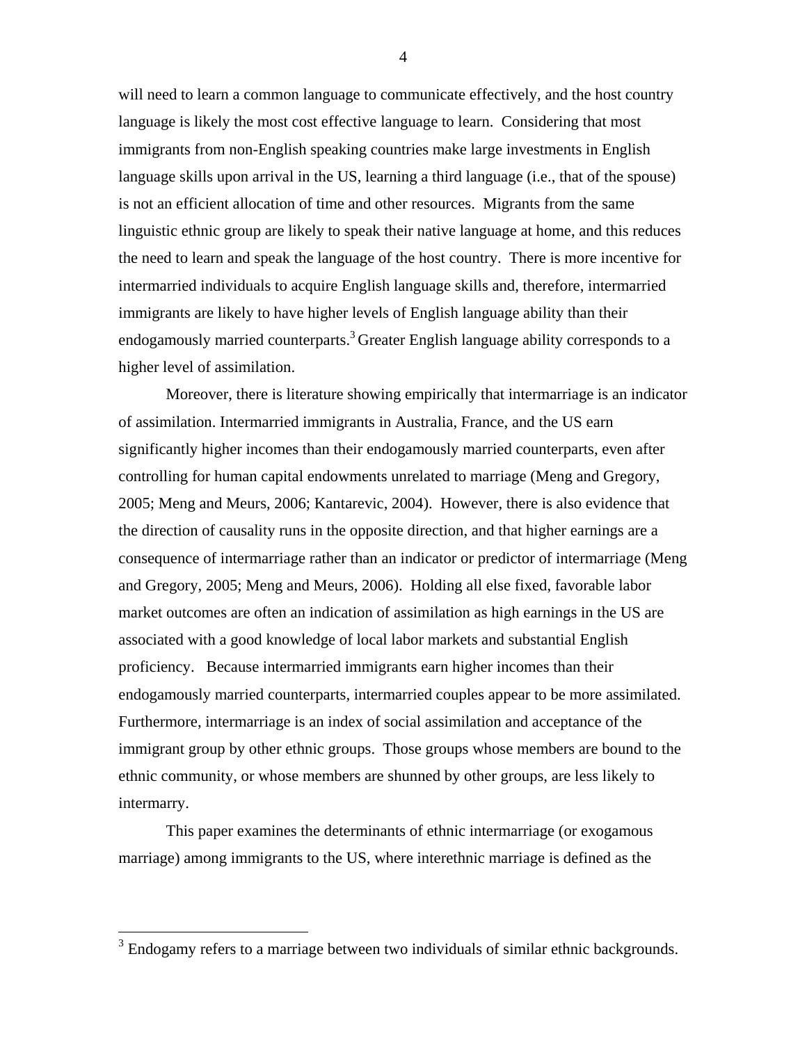will need to learn a common language to communicate effectively, and the host country language is likely the most cost effective language to learn. Considering that most immigrants from non-English speaking countries make large investments in English language skills upon arrival in the US, learning a third language (i.e., that of the spouse) is not an efficient allocation of time and other resources. Migrants from the same linguistic ethnic group are likely to speak their native language at home, and this reduces the need to learn and speak the language of the host country. There is more incentive for intermarried individuals to acquire English language skills and, therefore, intermarried immigrants are likely to have higher levels of English language ability than their endogamously married counterparts.[3] Greater English language ability corresponds to a higher level of assimilation.

Moreover, there is literature showing empirically that intermarriage is an indicator of assimilation. Intermarried immigrants in Australia, France, and the US earn significantly higher incomes than their endogamously married counterparts, even after controlling for human capital endowments unrelated to marriage (Meng and Gregory, 2005; Meng and Meurs, 2006; Kantarevic, 2004). However, there is also evidence that the direction of causality runs in the opposite direction, and that higher earnings are a consequence of intermarriage rather than an indicator or predictor of intermarriage (Meng and Gregory, 2005; Meng and Meurs, 2006). Holding all else fixed, favorable labor market outcomes are often an indication of assimilation as high earnings in the US are associated with a good knowledge of local labor markets and substantial English proficiency. Because intermarried immigrants earn higher incomes than their endogamously married counterparts, intermarried couples appear to be more assimilated. Furthermore, intermarriage is an index of social assimilation and acceptance of the immigrant group by other ethnic groups. Those groups whose members are bound to the ethnic community, or whose members are shunned by other groups, are less likely to intermarry.

This paper examines the determinants of ethnic intermarriage (or exogamous marriage) among immigrants to the US, where interethnic marriage is defined as the

[3] Endogamy refers to a marriage between two individuals of similar ethnic backgrounds.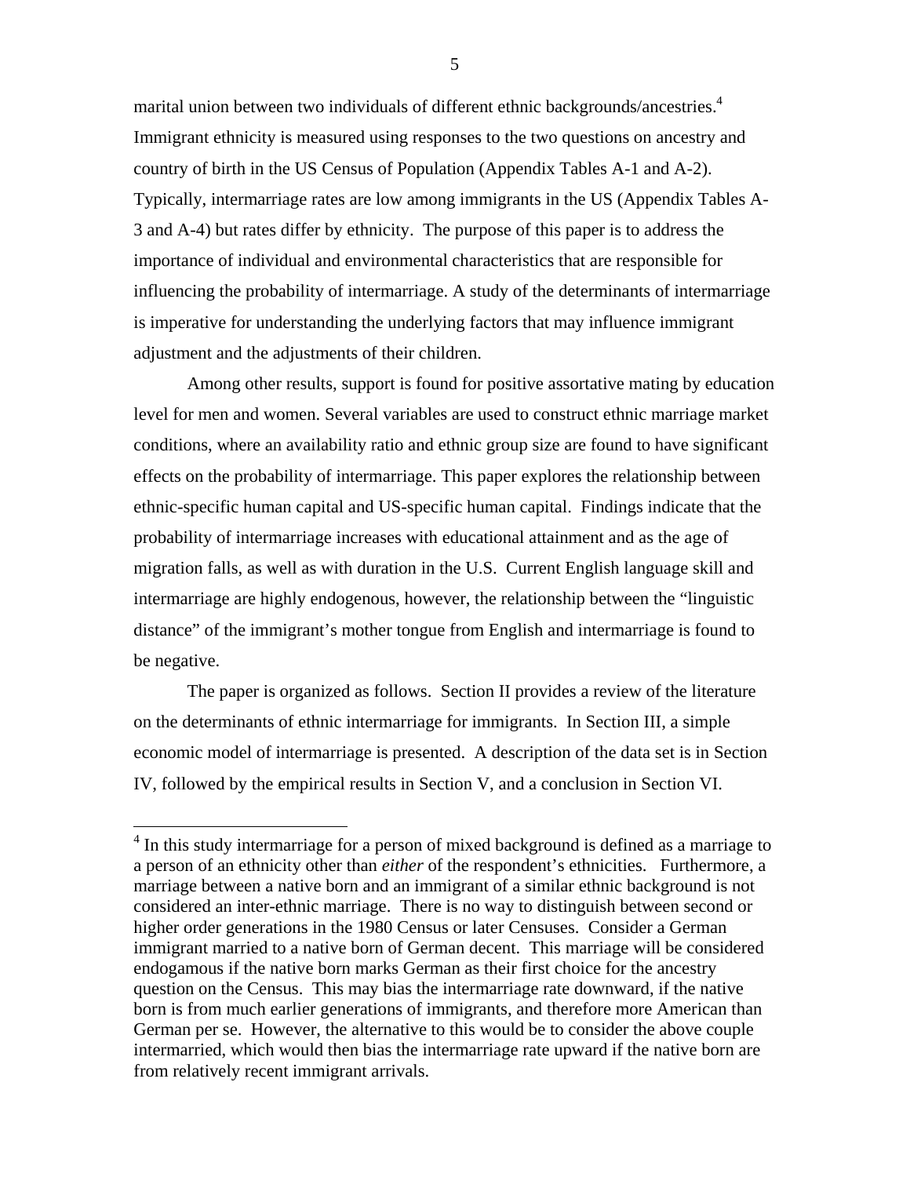marital union between two individuals of different ethnic backgrounds/ancestries.[4] Immigrant ethnicity is measured using responses to the two questions on ancestry and country of birth in the US Census of Population (Appendix Tables A-1 and A-2). Typically, intermarriage rates are low among immigrants in the US (Appendix Tables A-3 and A-4) but rates differ by ethnicity. The purpose of this paper is to address the importance of individual and environmental characteristics that are responsible for influencing the probability of intermarriage. A study of the determinants of intermarriage is imperative for understanding the underlying factors that may influence immigrant adjustment and the adjustments of their children.

Among other results, support is found for positive assortative mating by education level for men and women. Several variables are used to construct ethnic marriage market conditions, where an availability ratio and ethnic group size are found to have significant effects on the probability of intermarriage. This paper explores the relationship between ethnic-specific human capital and US-specific human capital. Findings indicate that the probability of intermarriage increases with educational attainment and as the age of migration falls, as well as with duration in the U.S. Current English language skill and intermarriage are highly endogenous, however, the relationship between the "linguistic distance" of the immigrant's mother tongue from English and intermarriage is found to be negative.

The paper is organized as follows. Section II provides a review of the literature on the determinants of ethnic intermarriage for immigrants. In Section III, a simple economic model of intermarriage is presented. A description of the data set is in Section IV, followed by the empirical results in Section V, and a conclusion in Section VI.

---

[4] In this study intermarriage for a person of mixed background is defined as a marriage to a person of an ethnicity other than *either* of the respondent's ethnicities. Furthermore, a marriage between a native born and an immigrant of a similar ethnic background is not considered an inter-ethnic marriage. There is no way to distinguish between second or higher order generations in the 1980 Census or later Censuses. Consider a German immigrant married to a native born of German decent. This marriage will be considered endogamous if the native born marks German as their first choice for the ancestry question on the Census. This may bias the intermarriage rate downward, if the native born is from much earlier generations of immigrants, and therefore more American than German per se. However, the alternative to this would be to consider the above couple intermarried, which would then bias the intermarriage rate upward if the native born are from relatively recent immigrant arrivals.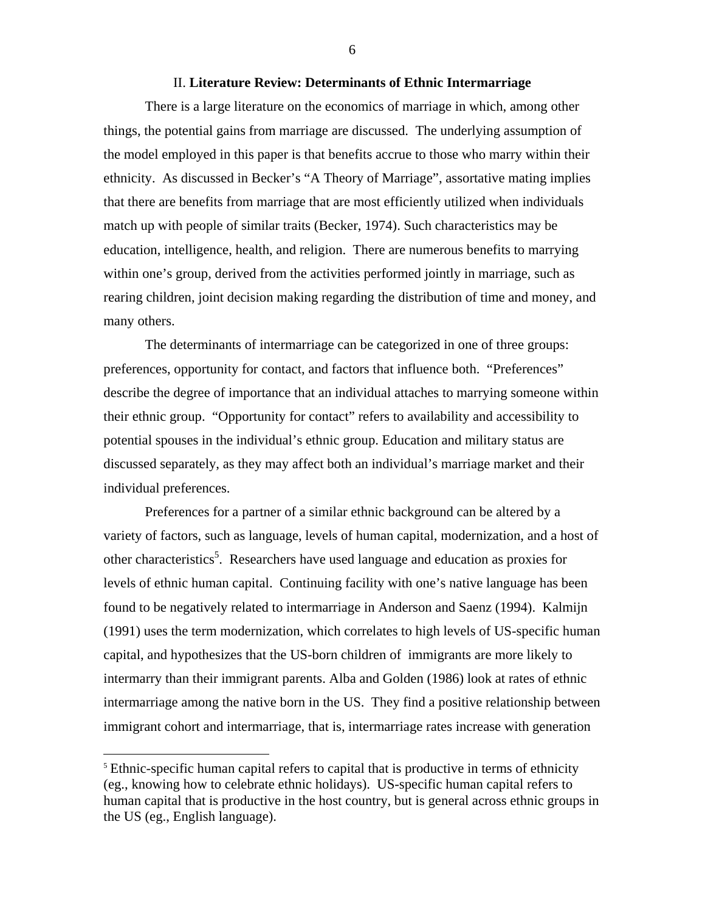## II. **Literature Review: Determinants of Ethnic Intermarriage**

There is a large literature on the economics of marriage in which, among other things, the potential gains from marriage are discussed. The underlying assumption of the model employed in this paper is that benefits accrue to those who marry within their ethnicity. As discussed in Becker's "A Theory of Marriage", assortative mating implies that there are benefits from marriage that are most efficiently utilized when individuals match up with people of similar traits (Becker, 1974). Such characteristics may be education, intelligence, health, and religion. There are numerous benefits to marrying within one's group, derived from the activities performed jointly in marriage, such as rearing children, joint decision making regarding the distribution of time and money, and many others.

The determinants of intermarriage can be categorized in one of three groups: preferences, opportunity for contact, and factors that influence both. "Preferences" describe the degree of importance that an individual attaches to marrying someone within their ethnic group. "Opportunity for contact" refers to availability and accessibility to potential spouses in the individual's ethnic group. Education and military status are discussed separately, as they may affect both an individual's marriage market and their individual preferences.

Preferences for a partner of a similar ethnic background can be altered by a variety of factors, such as language, levels of human capital, modernization, and a host of other characteristics[5]. Researchers have used language and education as proxies for levels of ethnic human capital. Continuing facility with one's native language has been found to be negatively related to intermarriage in Anderson and Saenz (1994). Kalmijn (1991) uses the term modernization, which correlates to high levels of US-specific human capital, and hypothesizes that the US-born children of immigrants are more likely to intermarry than their immigrant parents. Alba and Golden (1986) look at rates of ethnic intermarriage among the native born in the US. They find a positive relationship between immigrant cohort and intermarriage, that is, intermarriage rates increase with generation

[5] Ethnic-specific human capital refers to capital that is productive in terms of ethnicity (eg., knowing how to celebrate ethnic holidays). US-specific human capital refers to human capital that is productive in the host country, but is general across ethnic groups in the US (eg., English language).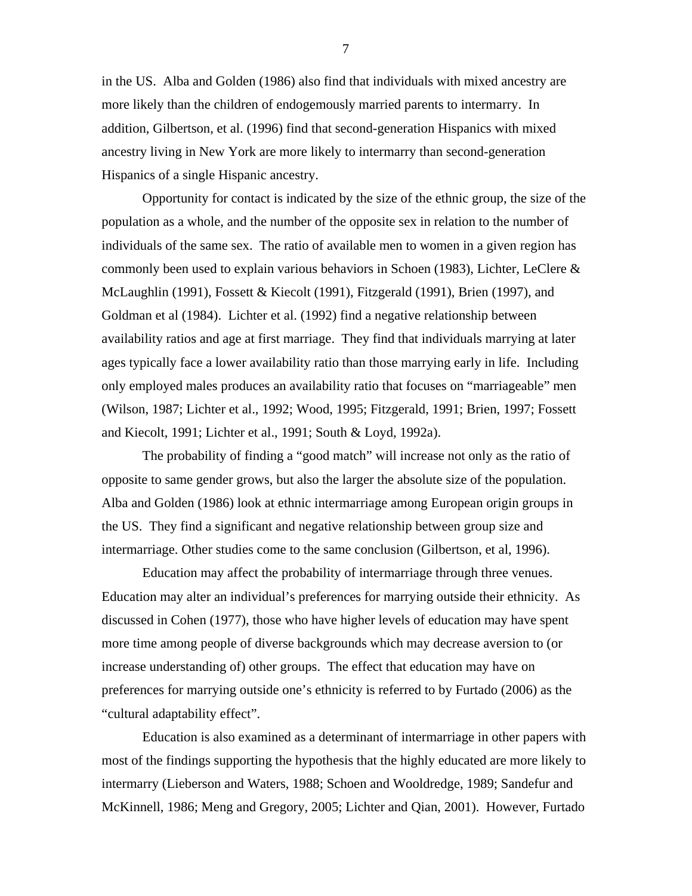in the US. Alba and Golden (1986) also find that individuals with mixed ancestry are more likely than the children of endogemously married parents to intermarry. In addition, Gilbertson, et al. (1996) find that second-generation Hispanics with mixed ancestry living in New York are more likely to intermarry than second-generation Hispanics of a single Hispanic ancestry.

Opportunity for contact is indicated by the size of the ethnic group, the size of the population as a whole, and the number of the opposite sex in relation to the number of individuals of the same sex. The ratio of available men to women in a given region has commonly been used to explain various behaviors in Schoen (1983), Lichter, LeClere & McLaughlin (1991), Fossett & Kiecolt (1991), Fitzgerald (1991), Brien (1997), and Goldman et al (1984). Lichter et al. (1992) find a negative relationship between availability ratios and age at first marriage. They find that individuals marrying at later ages typically face a lower availability ratio than those marrying early in life. Including only employed males produces an availability ratio that focuses on "marriageable" men (Wilson, 1987; Lichter et al., 1992; Wood, 1995; Fitzgerald, 1991; Brien, 1997; Fossett and Kiecolt, 1991; Lichter et al., 1991; South & Loyd, 1992a).

The probability of finding a "good match" will increase not only as the ratio of opposite to same gender grows, but also the larger the absolute size of the population. Alba and Golden (1986) look at ethnic intermarriage among European origin groups in the US. They find a significant and negative relationship between group size and intermarriage. Other studies come to the same conclusion (Gilbertson, et al, 1996).

Education may affect the probability of intermarriage through three venues. Education may alter an individual's preferences for marrying outside their ethnicity. As discussed in Cohen (1977), those who have higher levels of education may have spent more time among people of diverse backgrounds which may decrease aversion to (or increase understanding of) other groups. The effect that education may have on preferences for marrying outside one's ethnicity is referred to by Furtado (2006) as the "cultural adaptability effect".

Education is also examined as a determinant of intermarriage in other papers with most of the findings supporting the hypothesis that the highly educated are more likely to intermarry (Lieberson and Waters, 1988; Schoen and Wooldredge, 1989; Sandefur and McKinnell, 1986; Meng and Gregory, 2005; Lichter and Qian, 2001). However, Furtado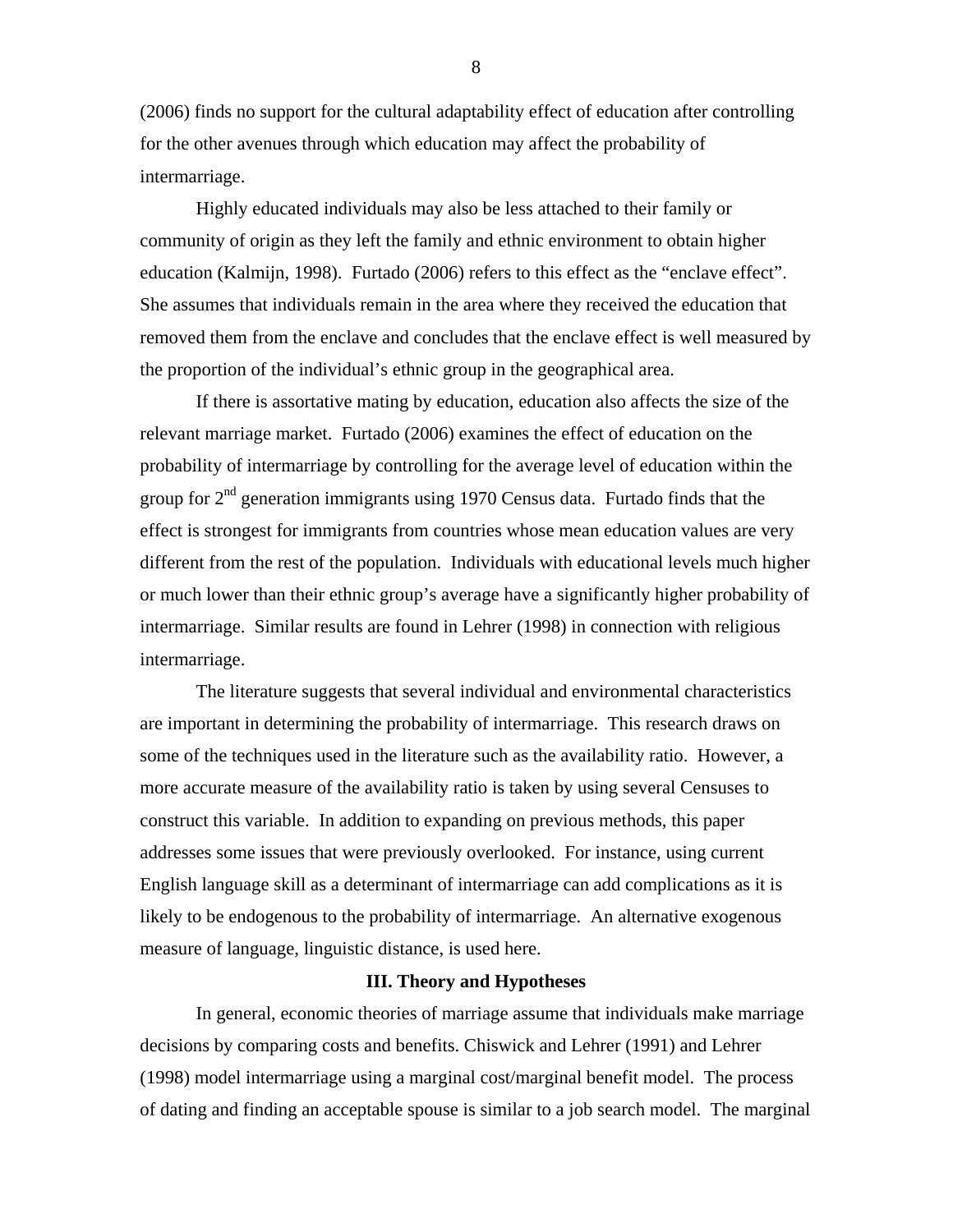(2006) finds no support for the cultural adaptability effect of education after controlling for the other avenues through which education may affect the probability of intermarriage.

Highly educated individuals may also be less attached to their family or community of origin as they left the family and ethnic environment to obtain higher education (Kalmijn, 1998). Furtado (2006) refers to this effect as the "enclave effect". She assumes that individuals remain in the area where they received the education that removed them from the enclave and concludes that the enclave effect is well measured by the proportion of the individual's ethnic group in the geographical area.

If there is assortative mating by education, education also affects the size of the relevant marriage market. Furtado (2006) examines the effect of education on the probability of intermarriage by controlling for the average level of education within the group for 2nd generation immigrants using 1970 Census data. Furtado finds that the effect is strongest for immigrants from countries whose mean education values are very different from the rest of the population. Individuals with educational levels much higher or much lower than their ethnic group's average have a significantly higher probability of intermarriage. Similar results are found in Lehrer (1998) in connection with religious intermarriage.

The literature suggests that several individual and environmental characteristics are important in determining the probability of intermarriage. This research draws on some of the techniques used in the literature such as the availability ratio. However, a more accurate measure of the availability ratio is taken by using several Censuses to construct this variable. In addition to expanding on previous methods, this paper addresses some issues that were previously overlooked. For instance, using current English language skill as a determinant of intermarriage can add complications as it is likely to be endogenous to the probability of intermarriage. An alternative exogenous measure of language, linguistic distance, is used here.

## III. Theory and Hypotheses

In general, economic theories of marriage assume that individuals make marriage decisions by comparing costs and benefits. Chiswick and Lehrer (1991) and Lehrer (1998) model intermarriage using a marginal cost/marginal benefit model. The process of dating and finding an acceptable spouse is similar to a job search model. The marginal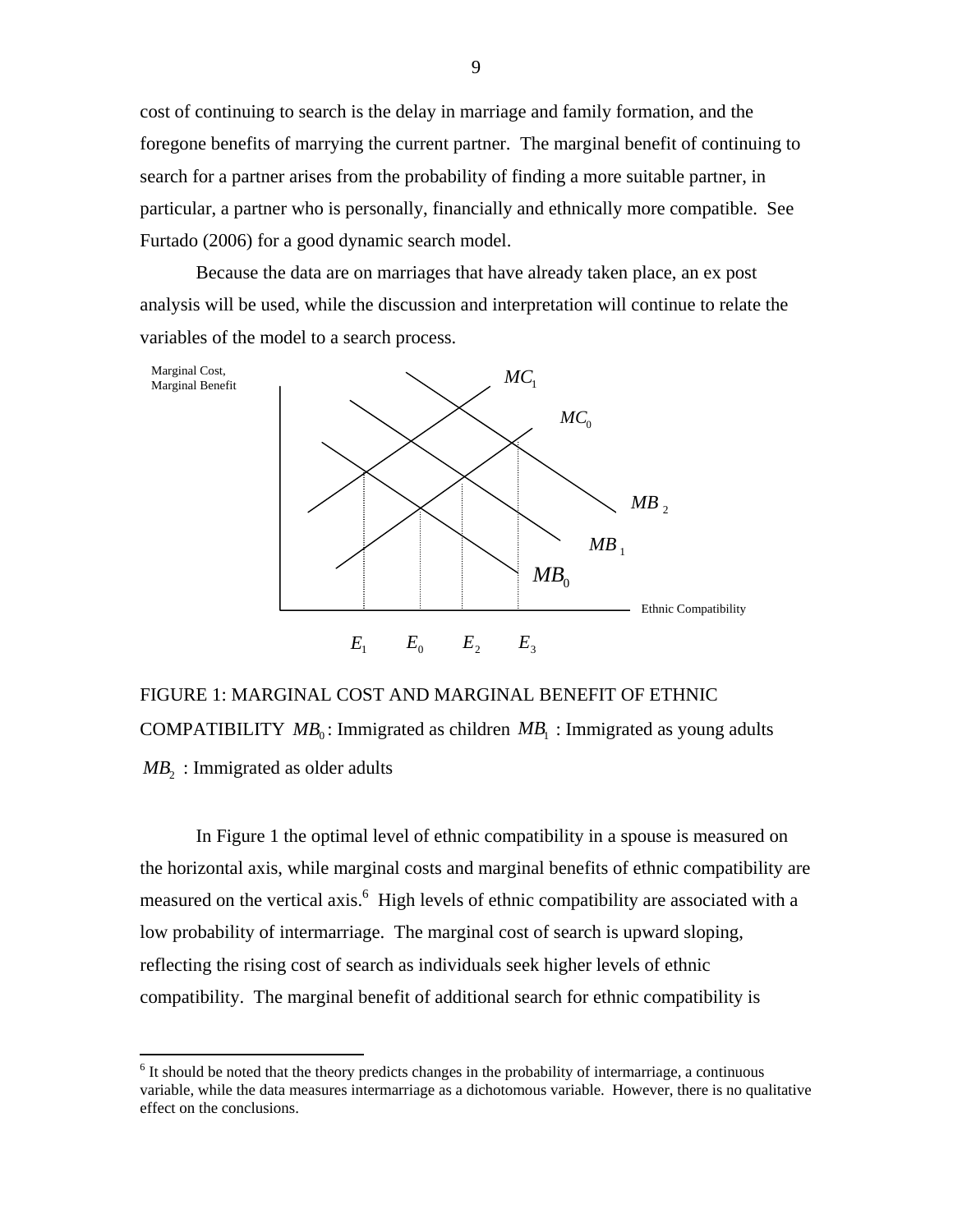cost of continuing to search is the delay in marriage and family formation, and the foregone benefits of marrying the current partner. The marginal benefit of continuing to search for a partner arises from the probability of finding a more suitable partner, in particular, a partner who is personally, financially and ethnically more compatible. See Furtado (2006) for a good dynamic search model.

Because the data are on marriages that have already taken place, an ex post analysis will be used, while the discussion and interpretation will continue to relate the variables of the model to a search process.

FIGURE 1: MARGINAL COST AND MARGINAL BENEFIT OF ETHNIC COMPATIBILITY $MB_0$: Immigrated as children $MB_1$ : Immigrated as young adults $MB_2$ : Immigrated as older adults

In Figure 1 the optimal level of ethnic compatibility in a spouse is measured on the horizontal axis, while marginal costs and marginal benefits of ethnic compatibility are measured on the vertical axis.[6] High levels of ethnic compatibility are associated with a low probability of intermarriage. The marginal cost of search is upward sloping, reflecting the rising cost of search as individuals seek higher levels of ethnic compatibility. The marginal benefit of additional search for ethnic compatibility is

[6] It should be noted that the theory predicts changes in the probability of intermarriage, a continuous variable, while the data measures intermarriage as a dichotomous variable. However, there is no qualitative effect on the conclusions.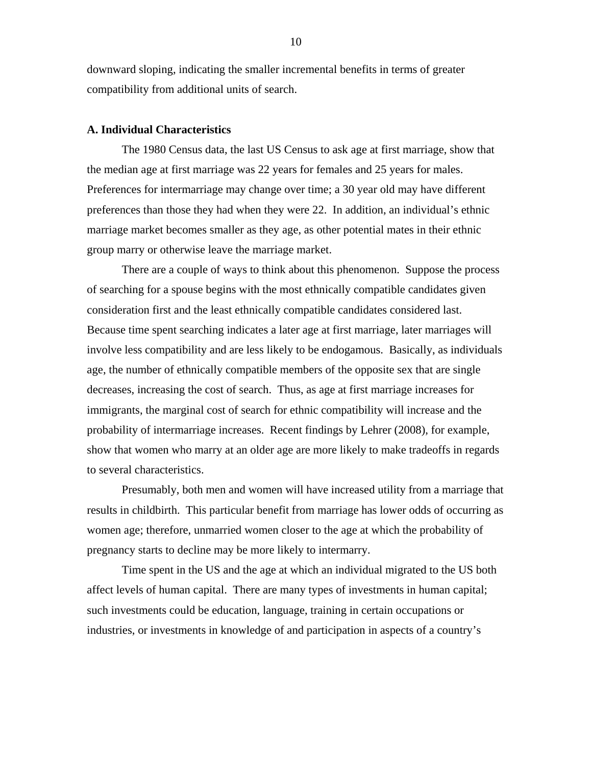downward sloping, indicating the smaller incremental benefits in terms of greater compatibility from additional units of search.

### A. Individual Characteristics

The 1980 Census data, the last US Census to ask age at first marriage, show that the median age at first marriage was 22 years for females and 25 years for males. Preferences for intermarriage may change over time; a 30 year old may have different preferences than those they had when they were 22. In addition, an individual's ethnic marriage market becomes smaller as they age, as other potential mates in their ethnic group marry or otherwise leave the marriage market.

There are a couple of ways to think about this phenomenon. Suppose the process of searching for a spouse begins with the most ethnically compatible candidates given consideration first and the least ethnically compatible candidates considered last. Because time spent searching indicates a later age at first marriage, later marriages will involve less compatibility and are less likely to be endogamous. Basically, as individuals age, the number of ethnically compatible members of the opposite sex that are single decreases, increasing the cost of search. Thus, as age at first marriage increases for immigrants, the marginal cost of search for ethnic compatibility will increase and the probability of intermarriage increases. Recent findings by Lehrer (2008), for example, show that women who marry at an older age are more likely to make tradeoffs in regards to several characteristics.

Presumably, both men and women will have increased utility from a marriage that results in childbirth. This particular benefit from marriage has lower odds of occurring as women age; therefore, unmarried women closer to the age at which the probability of pregnancy starts to decline may be more likely to intermarry.

Time spent in the US and the age at which an individual migrated to the US both affect levels of human capital. There are many types of investments in human capital; such investments could be education, language, training in certain occupations or industries, or investments in knowledge of and participation in aspects of a country's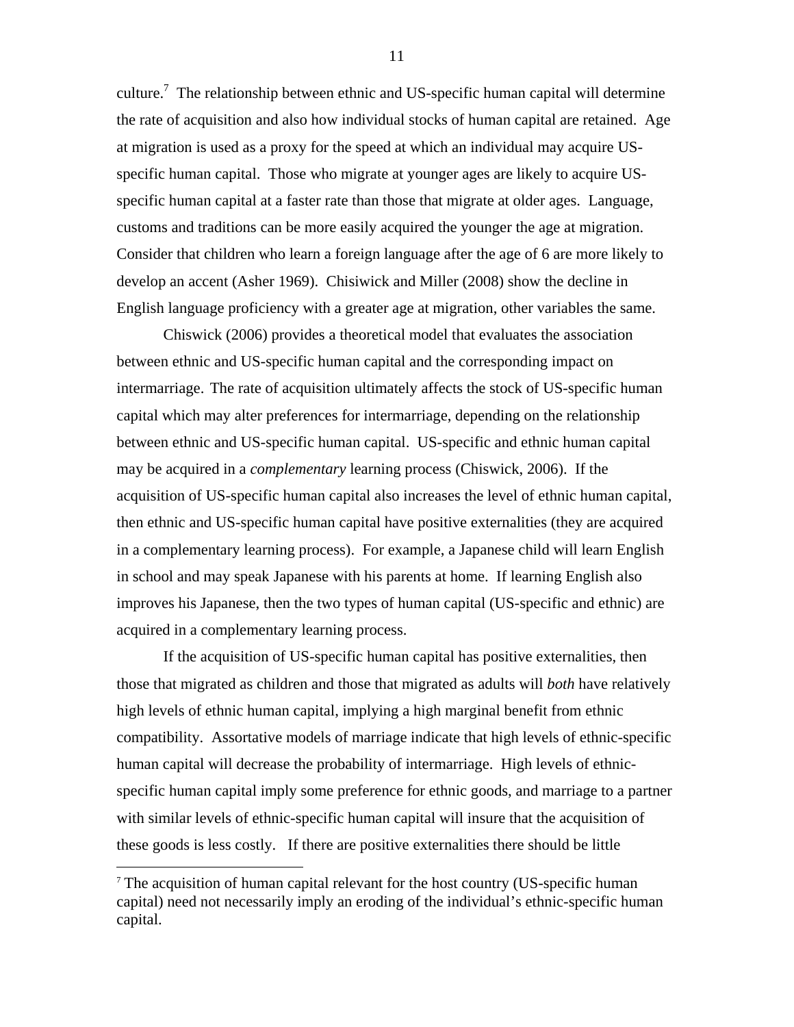culture.[7] The relationship between ethnic and US-specific human capital will determine the rate of acquisition and also how individual stocks of human capital are retained. Age at migration is used as a proxy for the speed at which an individual may acquire US-specific human capital. Those who migrate at younger ages are likely to acquire US-specific human capital at a faster rate than those that migrate at older ages. Language, customs and traditions can be more easily acquired the younger the age at migration. Consider that children who learn a foreign language after the age of 6 are more likely to develop an accent (Asher 1969). Chisiwick and Miller (2008) show the decline in English language proficiency with a greater age at migration, other variables the same.

Chiswick (2006) provides a theoretical model that evaluates the association between ethnic and US-specific human capital and the corresponding impact on intermarriage. The rate of acquisition ultimately affects the stock of US-specific human capital which may alter preferences for intermarriage, depending on the relationship between ethnic and US-specific human capital. US-specific and ethnic human capital may be acquired in a *complementary* learning process (Chiswick, 2006). If the acquisition of US-specific human capital also increases the level of ethnic human capital, then ethnic and US-specific human capital have positive externalities (they are acquired in a complementary learning process). For example, a Japanese child will learn English in school and may speak Japanese with his parents at home. If learning English also improves his Japanese, then the two types of human capital (US-specific and ethnic) are acquired in a complementary learning process.

If the acquisition of US-specific human capital has positive externalities, then those that migrated as children and those that migrated as adults will *both* have relatively high levels of ethnic human capital, implying a high marginal benefit from ethnic compatibility. Assortative models of marriage indicate that high levels of ethnic-specific human capital will decrease the probability of intermarriage. High levels of ethnic-specific human capital imply some preference for ethnic goods, and marriage to a partner with similar levels of ethnic-specific human capital will insure that the acquisition of these goods is less costly. If there are positive externalities there should be little

[7] The acquisition of human capital relevant for the host country (US-specific human capital) need not necessarily imply an eroding of the individual's ethnic-specific human capital.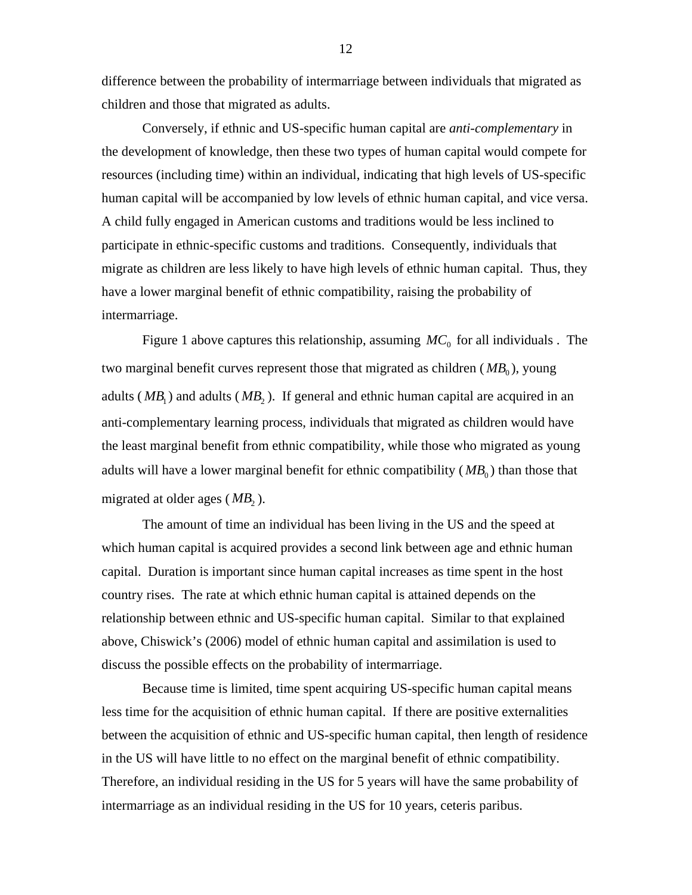difference between the probability of intermarriage between individuals that migrated as children and those that migrated as adults.

Conversely, if ethnic and US-specific human capital are *anti-complementary* in the development of knowledge, then these two types of human capital would compete for resources (including time) within an individual, indicating that high levels of US-specific human capital will be accompanied by low levels of ethnic human capital, and vice versa. A child fully engaged in American customs and traditions would be less inclined to participate in ethnic-specific customs and traditions. Consequently, individuals that migrate as children are less likely to have high levels of ethnic human capital. Thus, they have a lower marginal benefit of ethnic compatibility, raising the probability of intermarriage.

Figure 1 above captures this relationship, assuming $MC_0$ for all individuals . The two marginal benefit curves represent those that migrated as children ($MB_0$), young adults ($MB_1$) and adults ($MB_2$). If general and ethnic human capital are acquired in an anti-complementary learning process, individuals that migrated as children would have the least marginal benefit from ethnic compatibility, while those who migrated as young adults will have a lower marginal benefit for ethnic compatibility ($MB_0$) than those that migrated at older ages ($MB_2$).

The amount of time an individual has been living in the US and the speed at which human capital is acquired provides a second link between age and ethnic human capital. Duration is important since human capital increases as time spent in the host country rises. The rate at which ethnic human capital is attained depends on the relationship between ethnic and US-specific human capital. Similar to that explained above, Chiswick's (2006) model of ethnic human capital and assimilation is used to discuss the possible effects on the probability of intermarriage.

Because time is limited, time spent acquiring US-specific human capital means less time for the acquisition of ethnic human capital. If there are positive externalities between the acquisition of ethnic and US-specific human capital, then length of residence in the US will have little to no effect on the marginal benefit of ethnic compatibility. Therefore, an individual residing in the US for 5 years will have the same probability of intermarriage as an individual residing in the US for 10 years, ceteris paribus.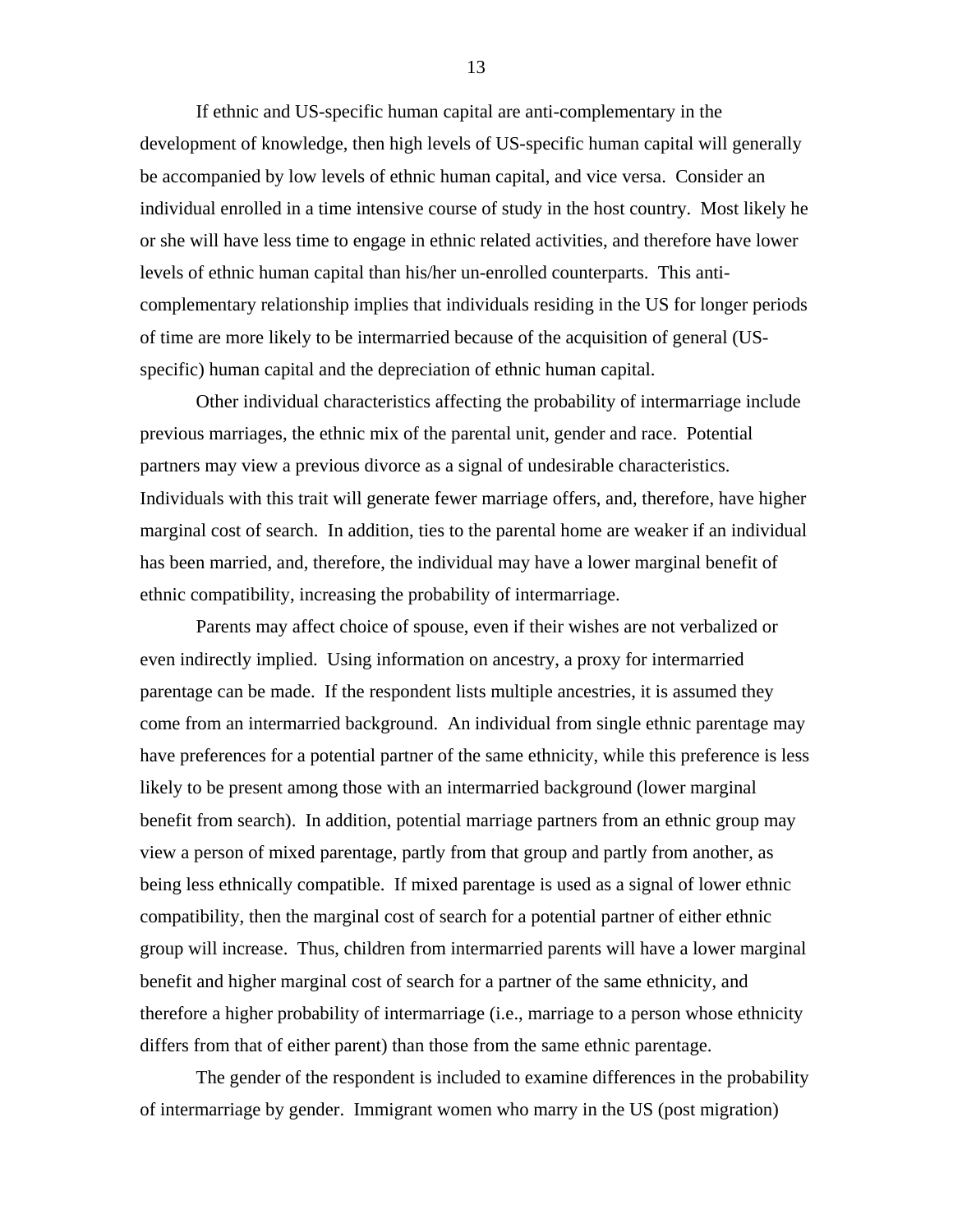If ethnic and US-specific human capital are anti-complementary in the development of knowledge, then high levels of US-specific human capital will generally be accompanied by low levels of ethnic human capital, and vice versa. Consider an individual enrolled in a time intensive course of study in the host country. Most likely he or she will have less time to engage in ethnic related activities, and therefore have lower levels of ethnic human capital than his/her un-enrolled counterparts. This anti-complementary relationship implies that individuals residing in the US for longer periods of time are more likely to be intermarried because of the acquisition of general (US-specific) human capital and the depreciation of ethnic human capital.

Other individual characteristics affecting the probability of intermarriage include previous marriages, the ethnic mix of the parental unit, gender and race. Potential partners may view a previous divorce as a signal of undesirable characteristics. Individuals with this trait will generate fewer marriage offers, and, therefore, have higher marginal cost of search. In addition, ties to the parental home are weaker if an individual has been married, and, therefore, the individual may have a lower marginal benefit of ethnic compatibility, increasing the probability of intermarriage.

Parents may affect choice of spouse, even if their wishes are not verbalized or even indirectly implied. Using information on ancestry, a proxy for intermarried parentage can be made. If the respondent lists multiple ancestries, it is assumed they come from an intermarried background. An individual from single ethnic parentage may have preferences for a potential partner of the same ethnicity, while this preference is less likely to be present among those with an intermarried background (lower marginal benefit from search). In addition, potential marriage partners from an ethnic group may view a person of mixed parentage, partly from that group and partly from another, as being less ethnically compatible. If mixed parentage is used as a signal of lower ethnic compatibility, then the marginal cost of search for a potential partner of either ethnic group will increase. Thus, children from intermarried parents will have a lower marginal benefit and higher marginal cost of search for a partner of the same ethnicity, and therefore a higher probability of intermarriage (i.e., marriage to a person whose ethnicity differs from that of either parent) than those from the same ethnic parentage.

The gender of the respondent is included to examine differences in the probability of intermarriage by gender. Immigrant women who marry in the US (post migration)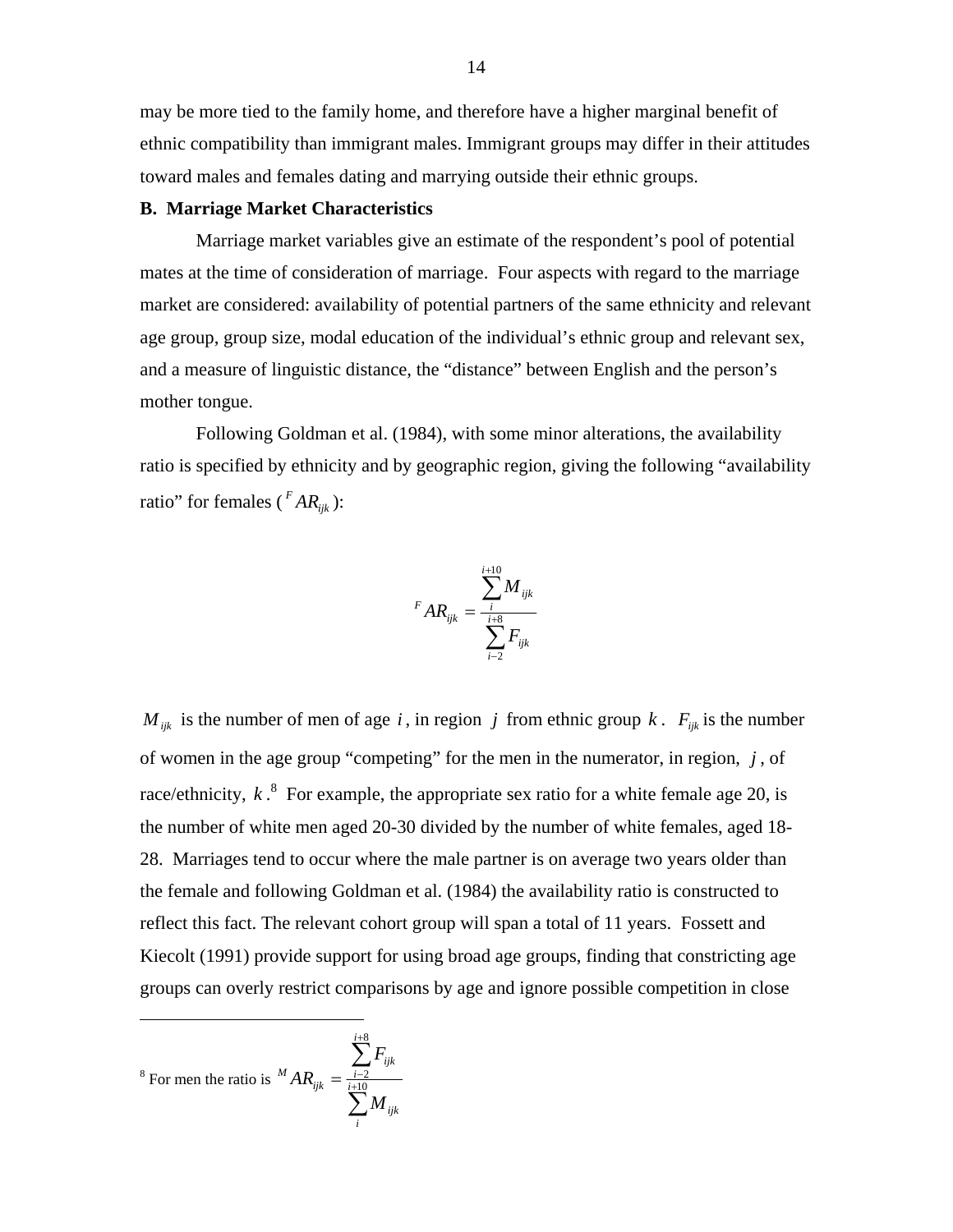may be more tied to the family home, and therefore have a higher marginal benefit of ethnic compatibility than immigrant males. Immigrant groups may differ in their attitudes toward males and females dating and marrying outside their ethnic groups.

**B. Marriage Market Characteristics**

Marriage market variables give an estimate of the respondent's pool of potential mates at the time of consideration of marriage. Four aspects with regard to the marriage market are considered: availability of potential partners of the same ethnicity and relevant age group, group size, modal education of the individual's ethnic group and relevant sex, and a measure of linguistic distance, the "distance" between English and the person's mother tongue.

Following Goldman et al. (1984), with some minor alterations, the availability ratio is specified by ethnicity and by geographic region, giving the following "availability ratio" for females (${}^{F}AR_{ijk}$):

$$ {}^{F}AR_{ijk} = \frac{\sum_{i}^{i+10} M_{ijk}}{\sum_{i-2}^{i+8} F_{ijk}} $$

$M_{ijk}$ is the number of men of age $i$, in region $j$ from ethnic group $k$. $F_{ijk}$ is the number of women in the age group "competing" for the men in the numerator, in region, $j$, of race/ethnicity, $k$.[8] For example, the appropriate sex ratio for a white female age 20, is the number of white men aged 20-30 divided by the number of white females, aged 18-28. Marriages tend to occur where the male partner is on average two years older than the female and following Goldman et al. (1984) the availability ratio is constructed to reflect this fact. The relevant cohort group will span a total of 11 years. Fossett and Kiecolt (1991) provide support for using broad age groups, finding that constricting age groups can overly restrict comparisons by age and ignore possible competition in close

---

[8] For men the ratio is ${}^{M}AR_{ijk} = \frac{\sum_{i-2}^{i+8} F_{ijk}}{\sum_{i}^{i+10} M_{ijk}}$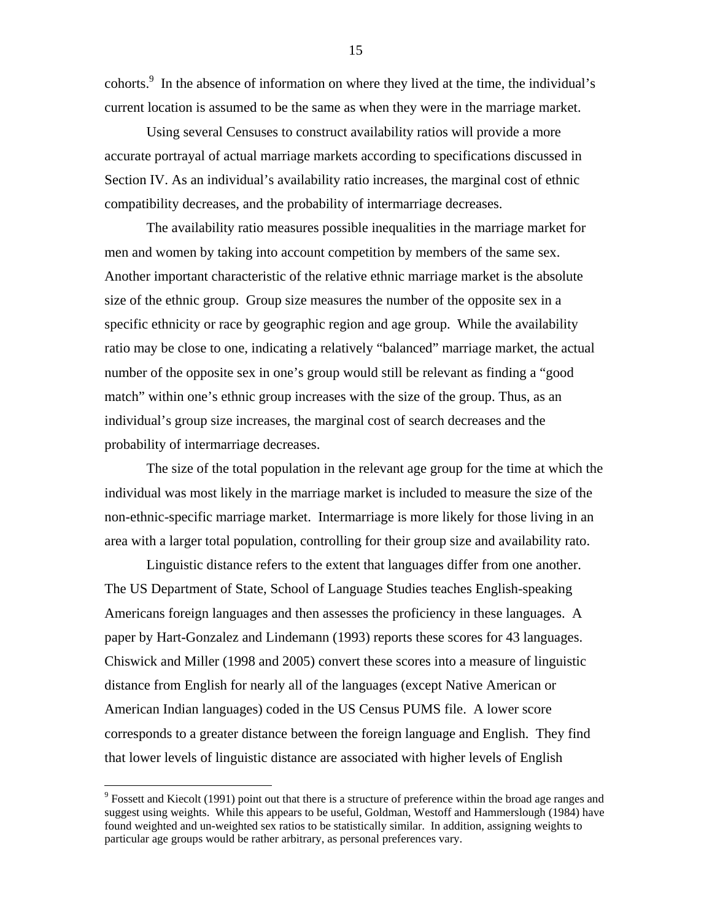cohorts.[9] In the absence of information on where they lived at the time, the individual's current location is assumed to be the same as when they were in the marriage market.

Using several Censuses to construct availability ratios will provide a more accurate portrayal of actual marriage markets according to specifications discussed in Section IV. As an individual's availability ratio increases, the marginal cost of ethnic compatibility decreases, and the probability of intermarriage decreases.

The availability ratio measures possible inequalities in the marriage market for men and women by taking into account competition by members of the same sex. Another important characteristic of the relative ethnic marriage market is the absolute size of the ethnic group. Group size measures the number of the opposite sex in a specific ethnicity or race by geographic region and age group. While the availability ratio may be close to one, indicating a relatively "balanced" marriage market, the actual number of the opposite sex in one's group would still be relevant as finding a "good match" within one's ethnic group increases with the size of the group. Thus, as an individual's group size increases, the marginal cost of search decreases and the probability of intermarriage decreases.

The size of the total population in the relevant age group for the time at which the individual was most likely in the marriage market is included to measure the size of the non-ethnic-specific marriage market. Intermarriage is more likely for those living in an area with a larger total population, controlling for their group size and availability rato.

Linguistic distance refers to the extent that languages differ from one another. The US Department of State, School of Language Studies teaches English-speaking Americans foreign languages and then assesses the proficiency in these languages. A paper by Hart-Gonzalez and Lindemann (1993) reports these scores for 43 languages. Chiswick and Miller (1998 and 2005) convert these scores into a measure of linguistic distance from English for nearly all of the languages (except Native American or American Indian languages) coded in the US Census PUMS file. A lower score corresponds to a greater distance between the foreign language and English. They find that lower levels of linguistic distance are associated with higher levels of English

---

[9] Fossett and Kiecolt (1991) point out that there is a structure of preference within the broad age ranges and suggest using weights. While this appears to be useful, Goldman, Westoff and Hammerslough (1984) have found weighted and un-weighted sex ratios to be statistically similar. In addition, assigning weights to particular age groups would be rather arbitrary, as personal preferences vary.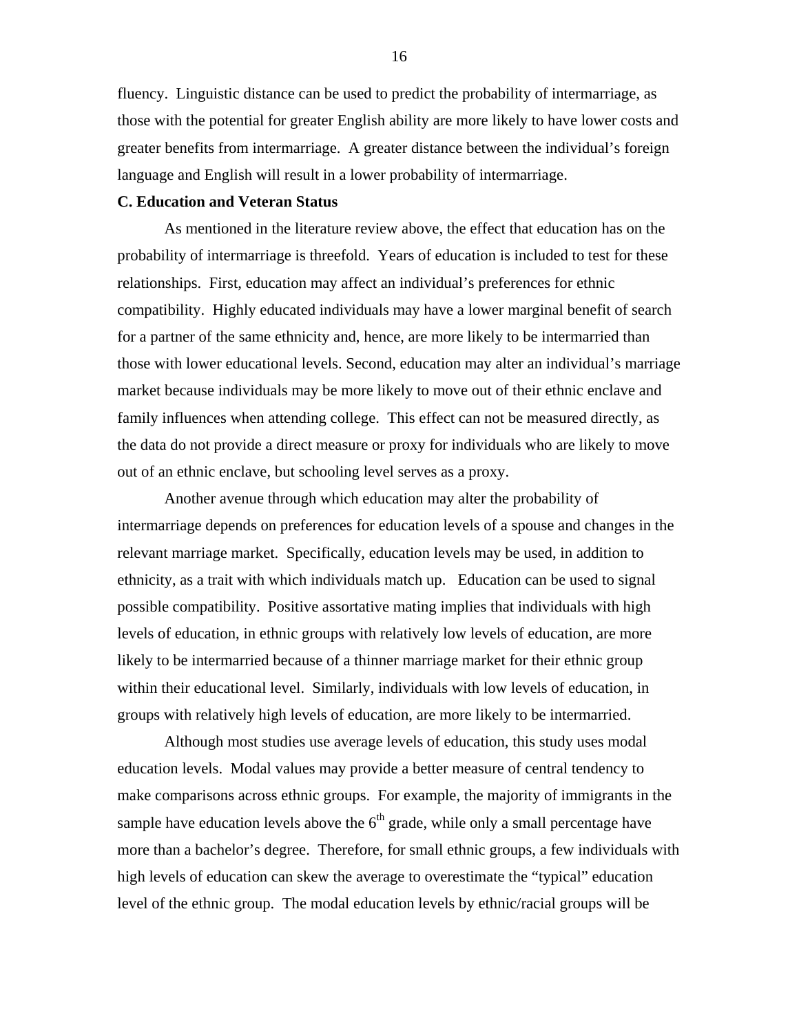fluency. Linguistic distance can be used to predict the probability of intermarriage, as those with the potential for greater English ability are more likely to have lower costs and greater benefits from intermarriage. A greater distance between the individual's foreign language and English will result in a lower probability of intermarriage.

**C. Education and Veteran Status**

As mentioned in the literature review above, the effect that education has on the probability of intermarriage is threefold. Years of education is included to test for these relationships. First, education may affect an individual's preferences for ethnic compatibility. Highly educated individuals may have a lower marginal benefit of search for a partner of the same ethnicity and, hence, are more likely to be intermarried than those with lower educational levels. Second, education may alter an individual's marriage market because individuals may be more likely to move out of their ethnic enclave and family influences when attending college. This effect can not be measured directly, as the data do not provide a direct measure or proxy for individuals who are likely to move out of an ethnic enclave, but schooling level serves as a proxy.

Another avenue through which education may alter the probability of intermarriage depends on preferences for education levels of a spouse and changes in the relevant marriage market. Specifically, education levels may be used, in addition to ethnicity, as a trait with which individuals match up. Education can be used to signal possible compatibility. Positive assortative mating implies that individuals with high levels of education, in ethnic groups with relatively low levels of education, are more likely to be intermarried because of a thinner marriage market for their ethnic group within their educational level. Similarly, individuals with low levels of education, in groups with relatively high levels of education, are more likely to be intermarried.

Although most studies use average levels of education, this study uses modal education levels. Modal values may provide a better measure of central tendency to make comparisons across ethnic groups. For example, the majority of immigrants in the sample have education levels above the 6$^{th}$ grade, while only a small percentage have more than a bachelor's degree. Therefore, for small ethnic groups, a few individuals with high levels of education can skew the average to overestimate the "typical" education level of the ethnic group. The modal education levels by ethnic/racial groups will be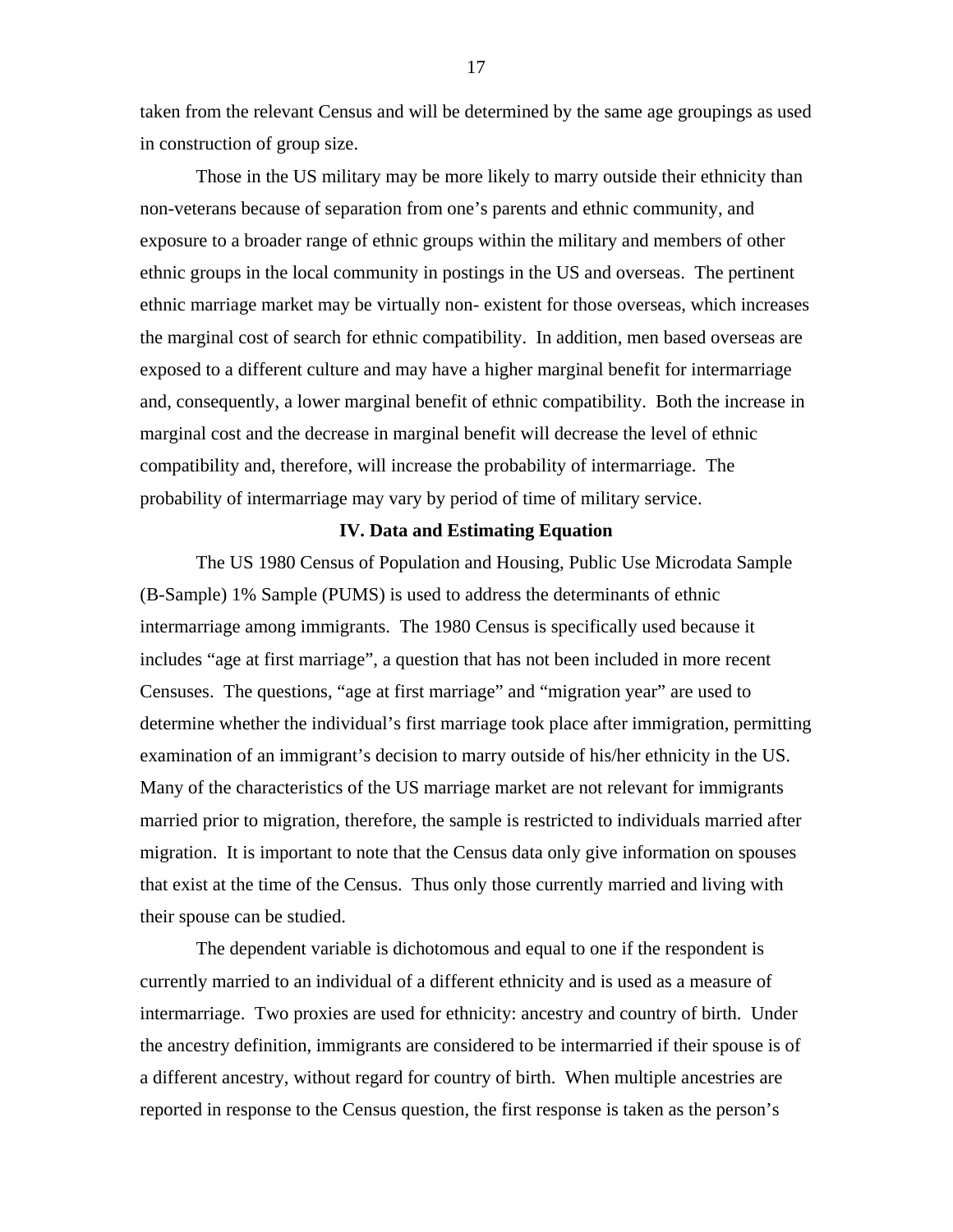taken from the relevant Census and will be determined by the same age groupings as used in construction of group size.

Those in the US military may be more likely to marry outside their ethnicity than non-veterans because of separation from one's parents and ethnic community, and exposure to a broader range of ethnic groups within the military and members of other ethnic groups in the local community in postings in the US and overseas. The pertinent ethnic marriage market may be virtually non- existent for those overseas, which increases the marginal cost of search for ethnic compatibility. In addition, men based overseas are exposed to a different culture and may have a higher marginal benefit for intermarriage and, consequently, a lower marginal benefit of ethnic compatibility. Both the increase in marginal cost and the decrease in marginal benefit will decrease the level of ethnic compatibility and, therefore, will increase the probability of intermarriage. The probability of intermarriage may vary by period of time of military service.

## IV. Data and Estimating Equation

The US 1980 Census of Population and Housing, Public Use Microdata Sample (B-Sample) 1% Sample (PUMS) is used to address the determinants of ethnic intermarriage among immigrants. The 1980 Census is specifically used because it includes "age at first marriage", a question that has not been included in more recent Censuses. The questions, "age at first marriage" and "migration year" are used to determine whether the individual's first marriage took place after immigration, permitting examination of an immigrant's decision to marry outside of his/her ethnicity in the US. Many of the characteristics of the US marriage market are not relevant for immigrants married prior to migration, therefore, the sample is restricted to individuals married after migration. It is important to note that the Census data only give information on spouses that exist at the time of the Census. Thus only those currently married and living with their spouse can be studied.

The dependent variable is dichotomous and equal to one if the respondent is currently married to an individual of a different ethnicity and is used as a measure of intermarriage. Two proxies are used for ethnicity: ancestry and country of birth. Under the ancestry definition, immigrants are considered to be intermarried if their spouse is of a different ancestry, without regard for country of birth. When multiple ancestries are reported in response to the Census question, the first response is taken as the person's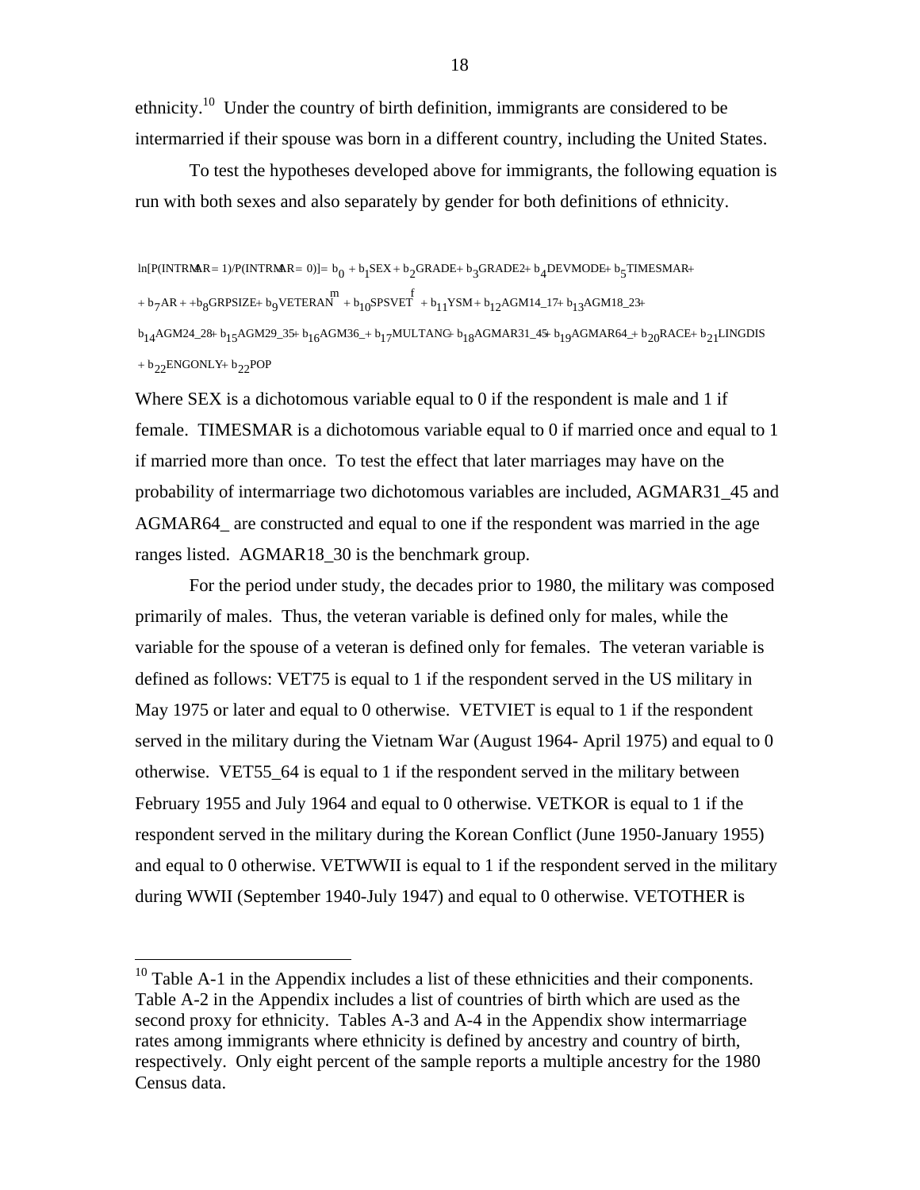ethnicity.[10] Under the country of birth definition, immigrants are considered to be intermarried if their spouse was born in a different country, including the United States.

To test the hypotheses developed above for immigrants, the following equation is run with both sexes and also separately by gender for both definitions of ethnicity.

$$
\begin{aligned}
\ln[P(INTRMAR=1)/P(INTRMAR=0)] = {} & b_0 + b_1 SEX + b_2 GRADE + b_3 GRADE2 + b_4 DEVMODE + b_5 TIMESMAR + \\
& + b_7 AR + + b_8 GRPSIZE + b_9 VETERAN^m + b_{10} SPSVET^f + b_{11} YSM + b_{12} AGM14\_17 + b_{13} AGM18\_23 + \\
& b_{14} AGM24\_28 + b_{15} AGM29\_35 + b_{16} AGM36\_ + b_{17} MULTANC + b_{18} AGMAR31\_45 + b_{19} AGMAR64\_ + b_{20} RACE + b_{21} LINGDIS \\
& + b_{22} ENGONLY + b_{22} POP
\end{aligned}
$$

Where SEX is a dichotomous variable equal to 0 if the respondent is male and 1 if female. TIMESMAR is a dichotomous variable equal to 0 if married once and equal to 1 if married more than once. To test the effect that later marriages may have on the probability of intermarriage two dichotomous variables are included, AGMAR31_45 and AGMAR64_ are constructed and equal to one if the respondent was married in the age ranges listed. AGMAR18_30 is the benchmark group.

For the period under study, the decades prior to 1980, the military was composed primarily of males. Thus, the veteran variable is defined only for males, while the variable for the spouse of a veteran is defined only for females. The veteran variable is defined as follows: VET75 is equal to 1 if the respondent served in the US military in May 1975 or later and equal to 0 otherwise. VETVIET is equal to 1 if the respondent served in the military during the Vietnam War (August 1964- April 1975) and equal to 0 otherwise. VET55_64 is equal to 1 if the respondent served in the military between February 1955 and July 1964 and equal to 0 otherwise. VETKOR is equal to 1 if the respondent served in the military during the Korean Conflict (June 1950-January 1955) and equal to 0 otherwise. VETWWII is equal to 1 if the respondent served in the military during WWII (September 1940-July 1947) and equal to 0 otherwise. VETOTHER is

[10] Table A-1 in the Appendix includes a list of these ethnicities and their components. Table A-2 in the Appendix includes a list of countries of birth which are used as the second proxy for ethnicity. Tables A-3 and A-4 in the Appendix show intermarriage rates among immigrants where ethnicity is defined by ancestry and country of birth, respectively. Only eight percent of the sample reports a multiple ancestry for the 1980 Census data.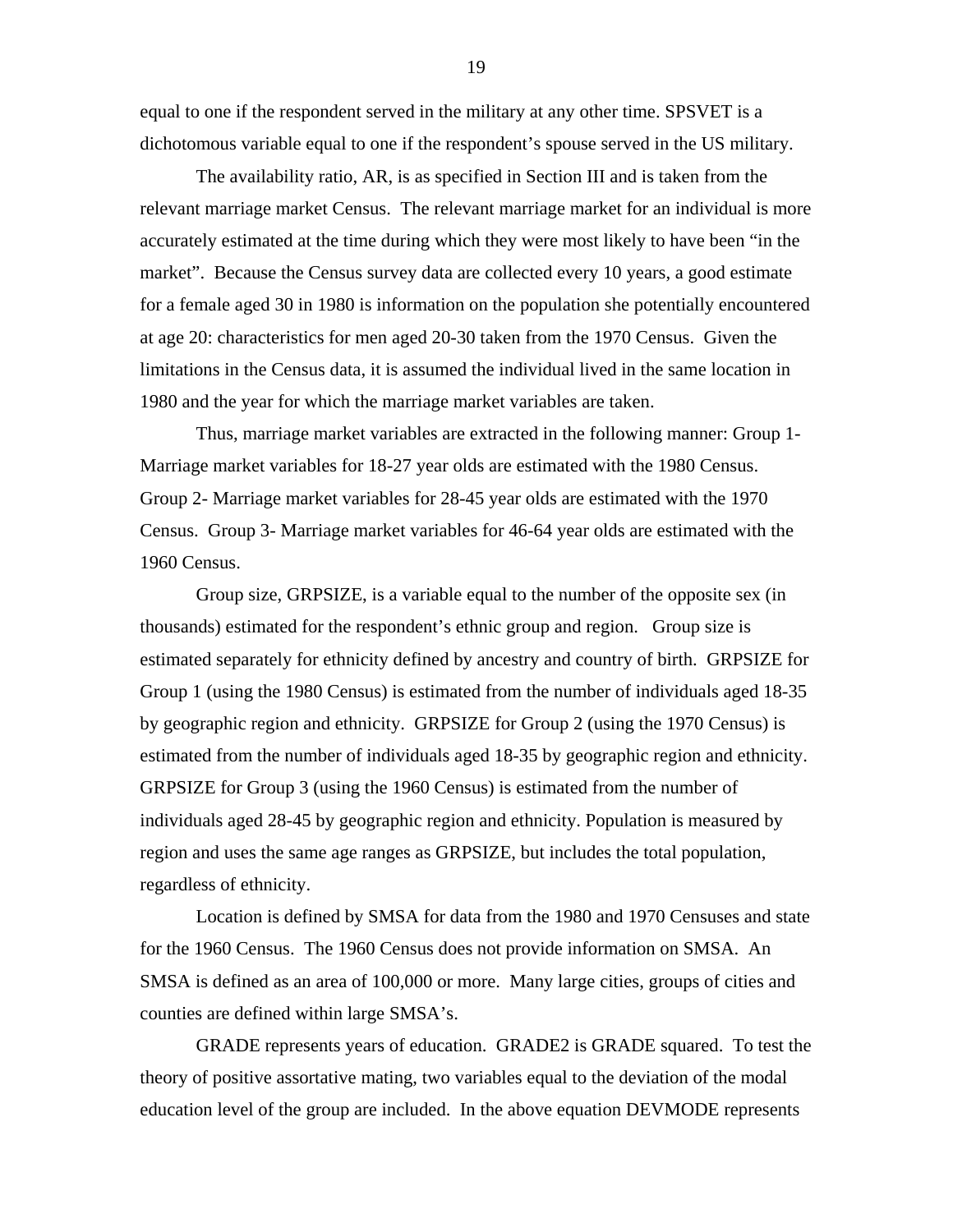equal to one if the respondent served in the military at any other time. SPSVET is a dichotomous variable equal to one if the respondent's spouse served in the US military.

The availability ratio, AR, is as specified in Section III and is taken from the relevant marriage market Census. The relevant marriage market for an individual is more accurately estimated at the time during which they were most likely to have been "in the market". Because the Census survey data are collected every 10 years, a good estimate for a female aged 30 in 1980 is information on the population she potentially encountered at age 20: characteristics for men aged 20-30 taken from the 1970 Census. Given the limitations in the Census data, it is assumed the individual lived in the same location in 1980 and the year for which the marriage market variables are taken.

Thus, marriage market variables are extracted in the following manner: Group 1- Marriage market variables for 18-27 year olds are estimated with the 1980 Census. Group 2- Marriage market variables for 28-45 year olds are estimated with the 1970 Census. Group 3- Marriage market variables for 46-64 year olds are estimated with the 1960 Census.

Group size, GRPSIZE, is a variable equal to the number of the opposite sex (in thousands) estimated for the respondent's ethnic group and region. Group size is estimated separately for ethnicity defined by ancestry and country of birth. GRPSIZE for Group 1 (using the 1980 Census) is estimated from the number of individuals aged 18-35 by geographic region and ethnicity. GRPSIZE for Group 2 (using the 1970 Census) is estimated from the number of individuals aged 18-35 by geographic region and ethnicity. GRPSIZE for Group 3 (using the 1960 Census) is estimated from the number of individuals aged 28-45 by geographic region and ethnicity. Population is measured by region and uses the same age ranges as GRPSIZE, but includes the total population, regardless of ethnicity.

Location is defined by SMSA for data from the 1980 and 1970 Censuses and state for the 1960 Census. The 1960 Census does not provide information on SMSA. An SMSA is defined as an area of 100,000 or more. Many large cities, groups of cities and counties are defined within large SMSA's.

GRADE represents years of education. GRADE2 is GRADE squared. To test the theory of positive assortative mating, two variables equal to the deviation of the modal education level of the group are included. In the above equation DEVMODE represents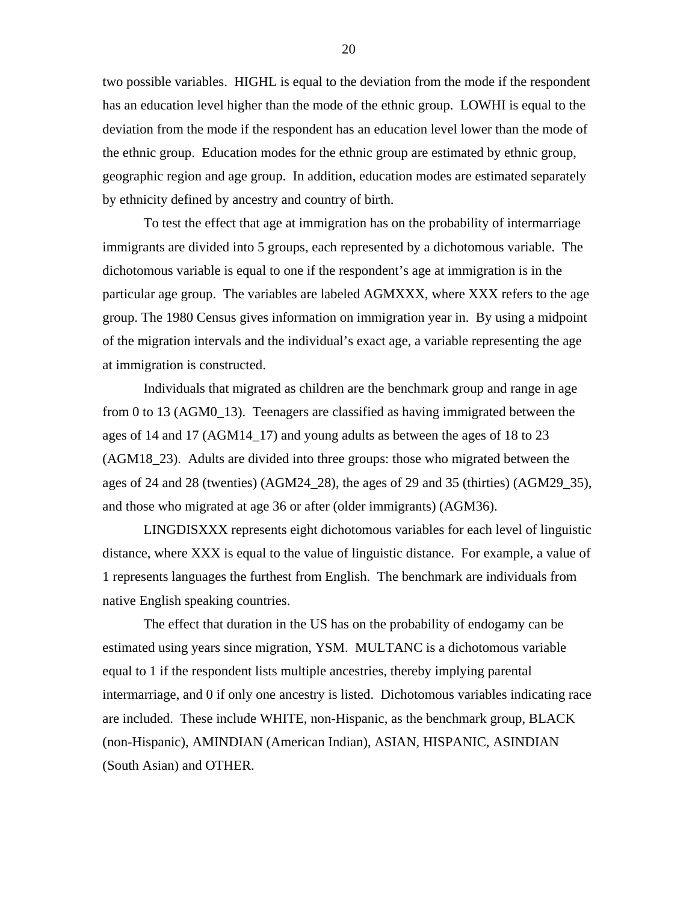two possible variables. HIGHL is equal to the deviation from the mode if the respondent has an education level higher than the mode of the ethnic group. LOWHI is equal to the deviation from the mode if the respondent has an education level lower than the mode of the ethnic group. Education modes for the ethnic group are estimated by ethnic group, geographic region and age group. In addition, education modes are estimated separately by ethnicity defined by ancestry and country of birth.

To test the effect that age at immigration has on the probability of intermarriage immigrants are divided into 5 groups, each represented by a dichotomous variable. The dichotomous variable is equal to one if the respondent's age at immigration is in the particular age group. The variables are labeled AGMXXX, where XXX refers to the age group. The 1980 Census gives information on immigration year in. By using a midpoint of the migration intervals and the individual's exact age, a variable representing the age at immigration is constructed.

Individuals that migrated as children are the benchmark group and range in age from 0 to 13 (AGM0_13). Teenagers are classified as having immigrated between the ages of 14 and 17 (AGM14_17) and young adults as between the ages of 18 to 23 (AGM18_23). Adults are divided into three groups: those who migrated between the ages of 24 and 28 (twenties) (AGM24_28), the ages of 29 and 35 (thirties) (AGM29_35), and those who migrated at age 36 or after (older immigrants) (AGM36).

LINGDISXXX represents eight dichotomous variables for each level of linguistic distance, where XXX is equal to the value of linguistic distance. For example, a value of 1 represents languages the furthest from English. The benchmark are individuals from native English speaking countries.

The effect that duration in the US has on the probability of endogamy can be estimated using years since migration, YSM. MULTANC is a dichotomous variable equal to 1 if the respondent lists multiple ancestries, thereby implying parental intermarriage, and 0 if only one ancestry is listed. Dichotomous variables indicating race are included. These include WHITE, non-Hispanic, as the benchmark group, BLACK (non-Hispanic), AMINDIAN (American Indian), ASIAN, HISPANIC, ASINDIAN (South Asian) and OTHER.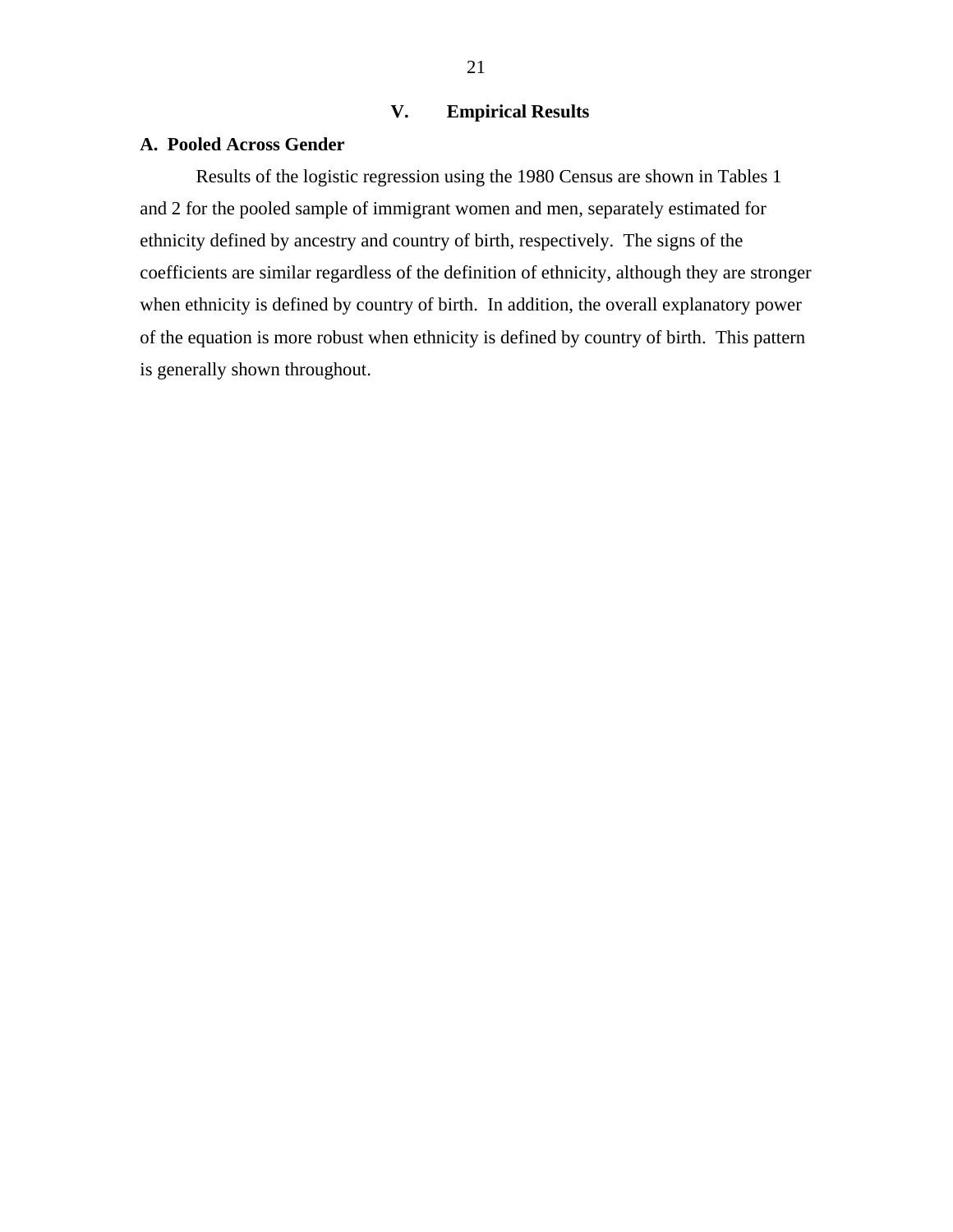## V. Empirical Results

### A. Pooled Across Gender

Results of the logistic regression using the 1980 Census are shown in Tables 1 and 2 for the pooled sample of immigrant women and men, separately estimated for ethnicity defined by ancestry and country of birth, respectively. The signs of the coefficients are similar regardless of the definition of ethnicity, although they are stronger when ethnicity is defined by country of birth. In addition, the overall explanatory power of the equation is more robust when ethnicity is defined by country of birth. This pattern is generally shown throughout.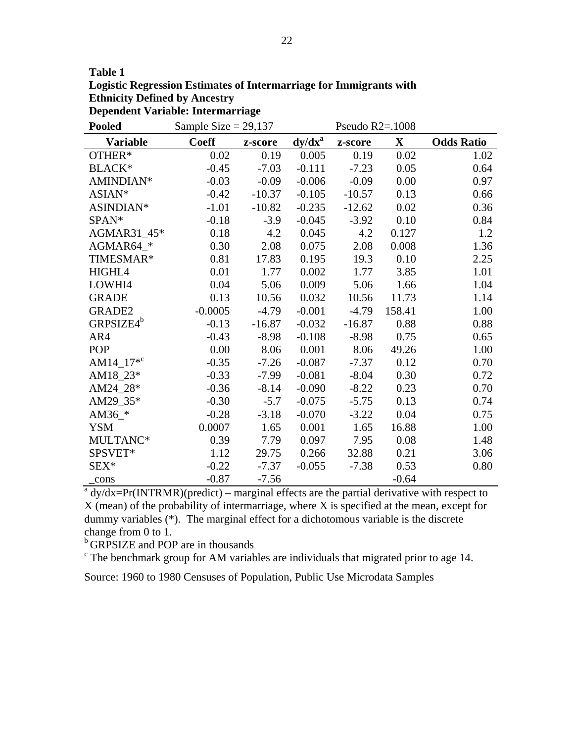**Table 1**
**Logistic Regression Estimates of Intermarriage for Immigrants with Ethnicity Defined by Ancestry**
**Dependent Variable: Intermarriage**

**Pooled** Sample Size = 29,137 Pseudo R2=.1008

| Variable | Coeff | z-score | dy/dx[a] | z-score | X | Odds Ratio |
|---|---|---|---|---|---|---|
| OTHER* | 0.02 | 0.19 | 0.005 | 0.19 | 0.02 | 1.02 |
| BLACK* | -0.45 | -7.03 | -0.111 | -7.23 | 0.05 | 0.64 |
| AMINDIAN* | -0.03 | -0.09 | -0.006 | -0.09 | 0.00 | 0.97 |
| ASIAN* | -0.42 | -10.37 | -0.105 | -10.57 | 0.13 | 0.66 |
| ASINDIAN* | -1.01 | -10.82 | -0.235 | -12.62 | 0.02 | 0.36 |
| SPAN* | -0.18 | -3.9 | -0.045 | -3.92 | 0.10 | 0.84 |
| AGMAR31_45* | 0.18 | 4.2 | 0.045 | 4.2 | 0.127 | 1.2 |
| AGMAR64_* | 0.30 | 2.08 | 0.075 | 2.08 | 0.008 | 1.36 |
| TIMESMAR* | 0.81 | 17.83 | 0.195 | 19.3 | 0.10 | 2.25 |
| HIGHL4 | 0.01 | 1.77 | 0.002 | 1.77 | 3.85 | 1.01 |
| LOWHI4 | 0.04 | 5.06 | 0.009 | 5.06 | 1.66 | 1.04 |
| GRADE | 0.13 | 10.56 | 0.032 | 10.56 | 11.73 | 1.14 |
| GRADE2 | -0.0005 | -4.79 | -0.001 | -4.79 | 158.41 | 1.00 |
| GRPSIZE4[b] | -0.13 | -16.87 | -0.032 | -16.87 | 0.88 | 0.88 |
| AR4 | -0.43 | -8.98 | -0.108 | -8.98 | 0.75 | 0.65 |
| POP | 0.00 | 8.06 | 0.001 | 8.06 | 49.26 | 1.00 |
| AM14_17*[c] | -0.35 | -7.26 | -0.087 | -7.37 | 0.12 | 0.70 |
| AM18_23* | -0.33 | -7.99 | -0.081 | -8.04 | 0.30 | 0.72 |
| AM24_28* | -0.36 | -8.14 | -0.090 | -8.22 | 0.23 | 0.70 |
| AM29_35* | -0.30 | -5.7 | -0.075 | -5.75 | 0.13 | 0.74 |
| AM36_* | -0.28 | -3.18 | -0.070 | -3.22 | 0.04 | 0.75 |
| YSM | 0.0007 | 1.65 | 0.001 | 1.65 | 16.88 | 1.00 |
| MULTANC* | 0.39 | 7.79 | 0.097 | 7.95 | 0.08 | 1.48 |
| SPSVET* | 1.12 | 29.75 | 0.266 | 32.88 | 0.21 | 3.06 |
| SEX* | -0.22 | -7.37 | -0.055 | -7.38 | 0.53 | 0.80 |
| _cons | -0.87 | -7.56 | | | -0.64 | |

[a] dy/dx=Pr(INTRMR)(predict) – marginal effects are the partial derivative with respect to X (mean) of the probability of intermarriage, where X is specified at the mean, except for dummy variables (*). The marginal effect for a dichotomous variable is the discrete change from 0 to 1.

[b] GRPSIZE and POP are in thousands

[c] The benchmark group for AM variables are individuals that migrated prior to age 14.

Source: 1960 to 1980 Censuses of Population, Public Use Microdata Samples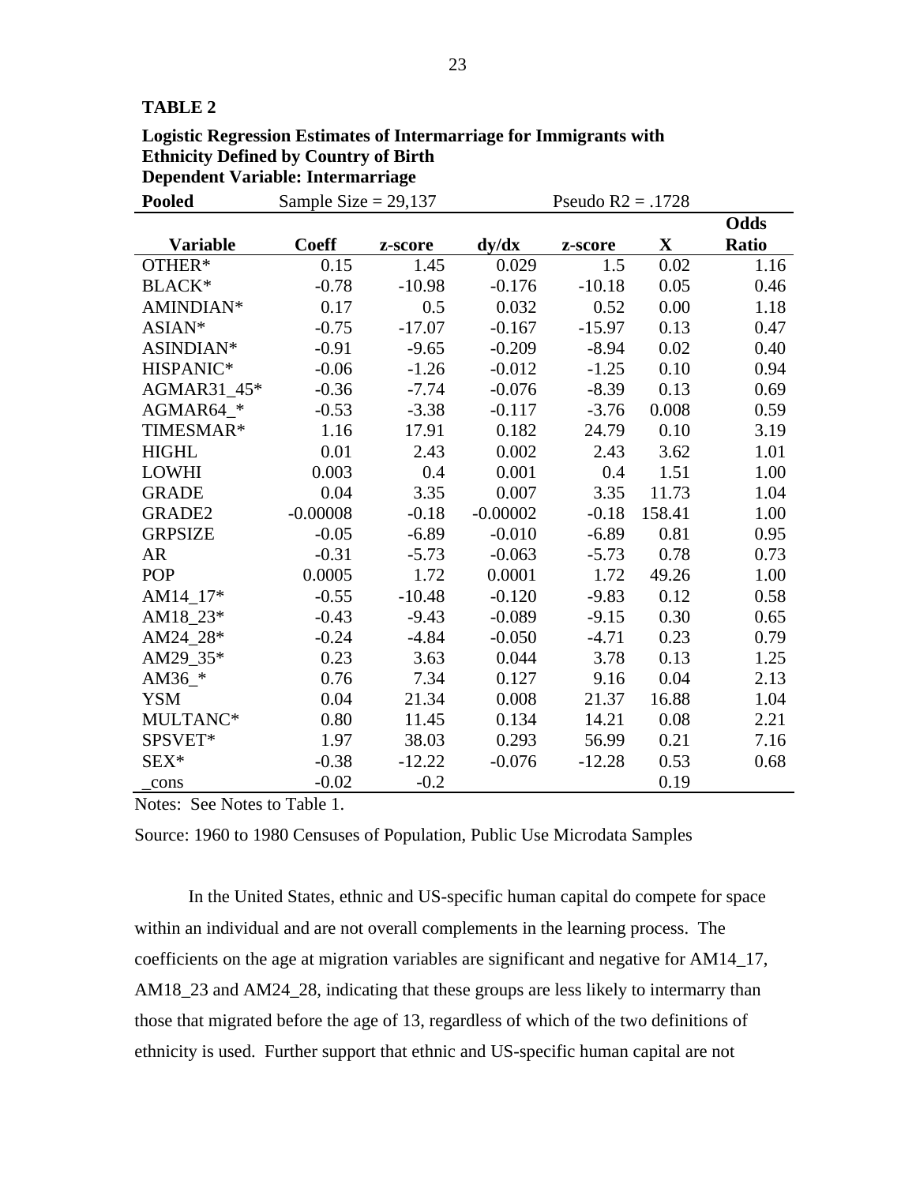**TABLE 2**

**Logistic Regression Estimates of Intermarriage for Immigrants with Ethnicity Defined by Country of Birth**
**Dependent Variable: Intermarriage**

**Pooled** Sample Size = 29,137 Pseudo R2 = .1728

| Variable | Coeff | z-score | dy/dx | z-score | X | Odds Ratio |
|---|---|---|---|---|---|---|
| OTHER* | 0.15 | 1.45 | 0.029 | 1.5 | 0.02 | 1.16 |
| BLACK* | -0.78 | -10.98 | -0.176 | -10.18 | 0.05 | 0.46 |
| AMINDIAN* | 0.17 | 0.5 | 0.032 | 0.52 | 0.00 | 1.18 |
| ASIAN* | -0.75 | -17.07 | -0.167 | -15.97 | 0.13 | 0.47 |
| ASINDIAN* | -0.91 | -9.65 | -0.209 | -8.94 | 0.02 | 0.40 |
| HISPANIC* | -0.06 | -1.26 | -0.012 | -1.25 | 0.10 | 0.94 |
| AGMAR31_45* | -0.36 | -7.74 | -0.076 | -8.39 | 0.13 | 0.69 |
| AGMAR64_* | -0.53 | -3.38 | -0.117 | -3.76 | 0.008 | 0.59 |
| TIMESMAR* | 1.16 | 17.91 | 0.182 | 24.79 | 0.10 | 3.19 |
| HIGHL | 0.01 | 2.43 | 0.002 | 2.43 | 3.62 | 1.01 |
| LOWHI | 0.003 | 0.4 | 0.001 | 0.4 | 1.51 | 1.00 |
| GRADE | 0.04 | 3.35 | 0.007 | 3.35 | 11.73 | 1.04 |
| GRADE2 | -0.00008 | -0.18 | -0.00002 | -0.18 | 158.41 | 1.00 |
| GRPSIZE | -0.05 | -6.89 | -0.010 | -6.89 | 0.81 | 0.95 |
| AR | -0.31 | -5.73 | -0.063 | -5.73 | 0.78 | 0.73 |
| POP | 0.0005 | 1.72 | 0.0001 | 1.72 | 49.26 | 1.00 |
| AM14_17* | -0.55 | -10.48 | -0.120 | -9.83 | 0.12 | 0.58 |
| AM18_23* | -0.43 | -9.43 | -0.089 | -9.15 | 0.30 | 0.65 |
| AM24_28* | -0.24 | -4.84 | -0.050 | -4.71 | 0.23 | 0.79 |
| AM29_35* | 0.23 | 3.63 | 0.044 | 3.78 | 0.13 | 1.25 |
| AM36_* | 0.76 | 7.34 | 0.127 | 9.16 | 0.04 | 2.13 |
| YSM | 0.04 | 21.34 | 0.008 | 21.37 | 16.88 | 1.04 |
| MULTANC* | 0.80 | 11.45 | 0.134 | 14.21 | 0.08 | 2.21 |
| SPSVET* | 1.97 | 38.03 | 0.293 | 56.99 | 0.21 | 7.16 |
| SEX* | -0.38 | -12.22 | -0.076 | -12.28 | 0.53 | 0.68 |
| _cons | -0.02 | -0.2 | | | 0.19 | |

Notes: See Notes to Table 1.

Source: 1960 to 1980 Censuses of Population, Public Use Microdata Samples

In the United States, ethnic and US-specific human capital do compete for space within an individual and are not overall complements in the learning process. The coefficients on the age at migration variables are significant and negative for AM14_17, AM18_23 and AM24_28, indicating that these groups are less likely to intermarry than those that migrated before the age of 13, regardless of which of the two definitions of ethnicity is used. Further support that ethnic and US-specific human capital are not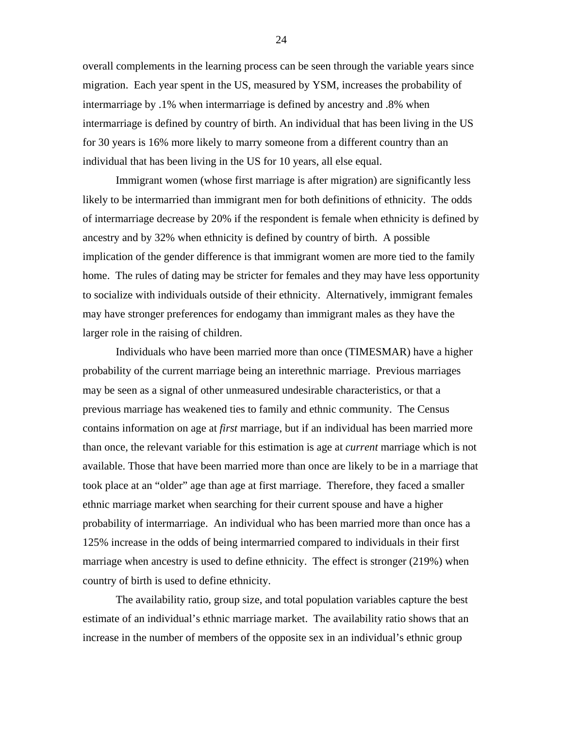overall complements in the learning process can be seen through the variable years since migration. Each year spent in the US, measured by YSM, increases the probability of intermarriage by .1% when intermarriage is defined by ancestry and .8% when intermarriage is defined by country of birth. An individual that has been living in the US for 30 years is 16% more likely to marry someone from a different country than an individual that has been living in the US for 10 years, all else equal.

Immigrant women (whose first marriage is after migration) are significantly less likely to be intermarried than immigrant men for both definitions of ethnicity. The odds of intermarriage decrease by 20% if the respondent is female when ethnicity is defined by ancestry and by 32% when ethnicity is defined by country of birth. A possible implication of the gender difference is that immigrant women are more tied to the family home. The rules of dating may be stricter for females and they may have less opportunity to socialize with individuals outside of their ethnicity. Alternatively, immigrant females may have stronger preferences for endogamy than immigrant males as they have the larger role in the raising of children.

Individuals who have been married more than once (TIMESMAR) have a higher probability of the current marriage being an interethnic marriage. Previous marriages may be seen as a signal of other unmeasured undesirable characteristics, or that a previous marriage has weakened ties to family and ethnic community. The Census contains information on age at *first* marriage, but if an individual has been married more than once, the relevant variable for this estimation is age at *current* marriage which is not available. Those that have been married more than once are likely to be in a marriage that took place at an "older" age than age at first marriage. Therefore, they faced a smaller ethnic marriage market when searching for their current spouse and have a higher probability of intermarriage. An individual who has been married more than once has a 125% increase in the odds of being intermarried compared to individuals in their first marriage when ancestry is used to define ethnicity. The effect is stronger (219%) when country of birth is used to define ethnicity.

The availability ratio, group size, and total population variables capture the best estimate of an individual's ethnic marriage market. The availability ratio shows that an increase in the number of members of the opposite sex in an individual's ethnic group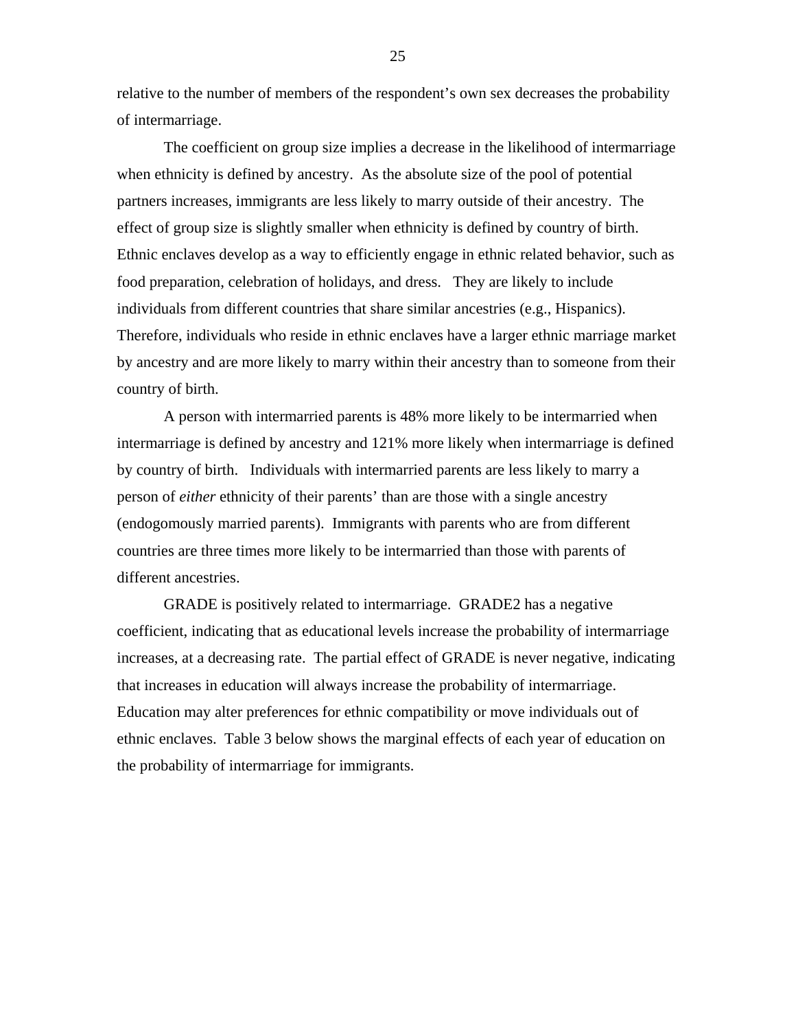relative to the number of members of the respondent's own sex decreases the probability of intermarriage.

The coefficient on group size implies a decrease in the likelihood of intermarriage when ethnicity is defined by ancestry. As the absolute size of the pool of potential partners increases, immigrants are less likely to marry outside of their ancestry. The effect of group size is slightly smaller when ethnicity is defined by country of birth. Ethnic enclaves develop as a way to efficiently engage in ethnic related behavior, such as food preparation, celebration of holidays, and dress. They are likely to include individuals from different countries that share similar ancestries (e.g., Hispanics). Therefore, individuals who reside in ethnic enclaves have a larger ethnic marriage market by ancestry and are more likely to marry within their ancestry than to someone from their country of birth.

A person with intermarried parents is 48% more likely to be intermarried when intermarriage is defined by ancestry and 121% more likely when intermarriage is defined by country of birth. Individuals with intermarried parents are less likely to marry a person of *either* ethnicity of their parents' than are those with a single ancestry (endogomously married parents). Immigrants with parents who are from different countries are three times more likely to be intermarried than those with parents of different ancestries.

GRADE is positively related to intermarriage. GRADE2 has a negative coefficient, indicating that as educational levels increase the probability of intermarriage increases, at a decreasing rate. The partial effect of GRADE is never negative, indicating that increases in education will always increase the probability of intermarriage. Education may alter preferences for ethnic compatibility or move individuals out of ethnic enclaves. Table 3 below shows the marginal effects of each year of education on the probability of intermarriage for immigrants.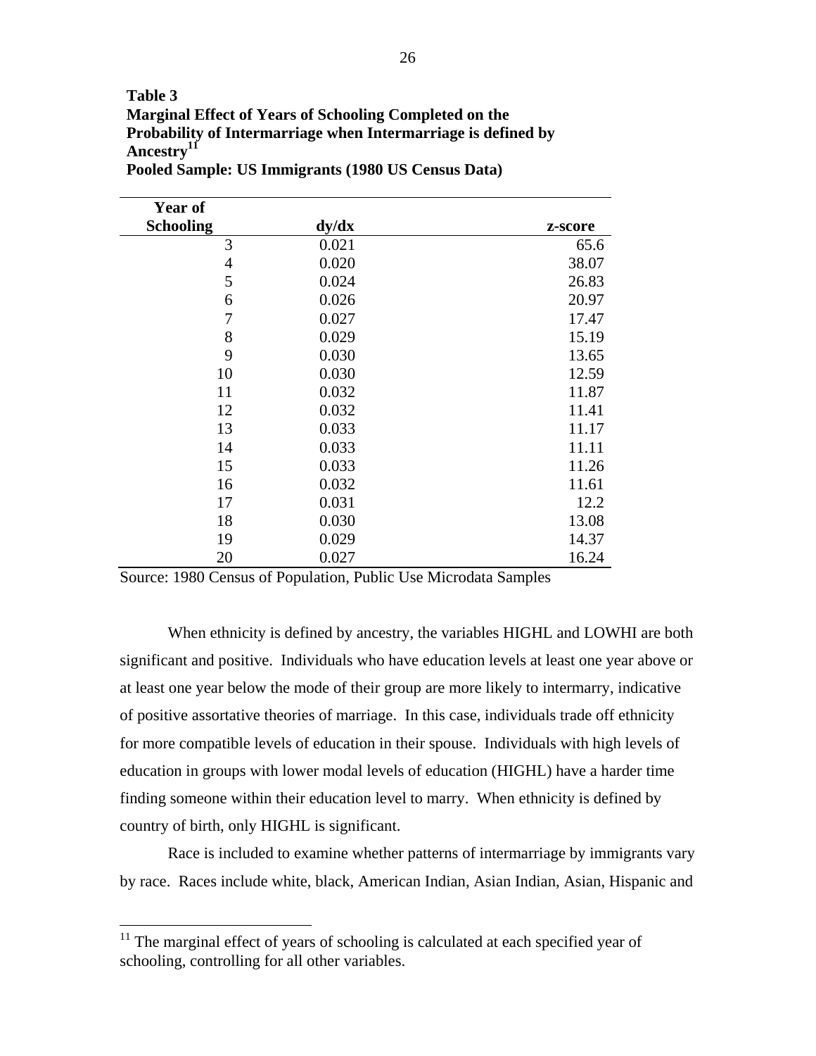**Table 3**
**Marginal Effect of Years of Schooling Completed on the Probability of Intermarriage when Intermarriage is defined by Ancestry[11]**
**Pooled Sample: US Immigrants (1980 US Census Data)**

| Year of Schooling | dy/dx | z-score |
|---|---|---|
| 3 | 0.021 | 65.6 |
| 4 | 0.020 | 38.07 |
| 5 | 0.024 | 26.83 |
| 6 | 0.026 | 20.97 |
| 7 | 0.027 | 17.47 |
| 8 | 0.029 | 15.19 |
| 9 | 0.030 | 13.65 |
| 10 | 0.030 | 12.59 |
| 11 | 0.032 | 11.87 |
| 12 | 0.032 | 11.41 |
| 13 | 0.033 | 11.17 |
| 14 | 0.033 | 11.11 |
| 15 | 0.033 | 11.26 |
| 16 | 0.032 | 11.61 |
| 17 | 0.031 | 12.2 |
| 18 | 0.030 | 13.08 |
| 19 | 0.029 | 14.37 |
| 20 | 0.027 | 16.24 |

Source: 1980 Census of Population, Public Use Microdata Samples

When ethnicity is defined by ancestry, the variables HIGHL and LOWHI are both significant and positive. Individuals who have education levels at least one year above or at least one year below the mode of their group are more likely to intermarry, indicative of positive assortative theories of marriage. In this case, individuals trade off ethnicity for more compatible levels of education in their spouse. Individuals with high levels of education in groups with lower modal levels of education (HIGHL) have a harder time finding someone within their education level to marry. When ethnicity is defined by country of birth, only HIGHL is significant.

Race is included to examine whether patterns of intermarriage by immigrants vary by race. Races include white, black, American Indian, Asian Indian, Asian, Hispanic and

[11] The marginal effect of years of schooling is calculated at each specified year of schooling, controlling for all other variables.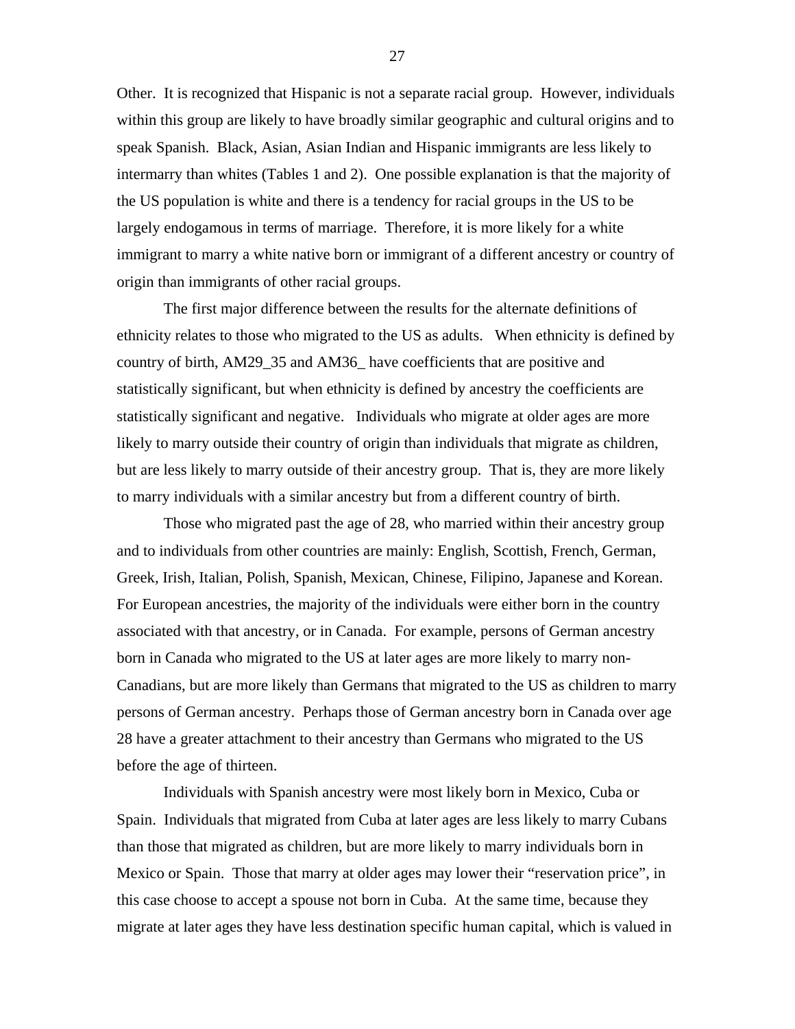Other. It is recognized that Hispanic is not a separate racial group. However, individuals within this group are likely to have broadly similar geographic and cultural origins and to speak Spanish. Black, Asian, Asian Indian and Hispanic immigrants are less likely to intermarry than whites (Tables 1 and 2). One possible explanation is that the majority of the US population is white and there is a tendency for racial groups in the US to be largely endogamous in terms of marriage. Therefore, it is more likely for a white immigrant to marry a white native born or immigrant of a different ancestry or country of origin than immigrants of other racial groups.

The first major difference between the results for the alternate definitions of ethnicity relates to those who migrated to the US as adults. When ethnicity is defined by country of birth, AM29_35 and AM36_ have coefficients that are positive and statistically significant, but when ethnicity is defined by ancestry the coefficients are statistically significant and negative. Individuals who migrate at older ages are more likely to marry outside their country of origin than individuals that migrate as children, but are less likely to marry outside of their ancestry group. That is, they are more likely to marry individuals with a similar ancestry but from a different country of birth.

Those who migrated past the age of 28, who married within their ancestry group and to individuals from other countries are mainly: English, Scottish, French, German, Greek, Irish, Italian, Polish, Spanish, Mexican, Chinese, Filipino, Japanese and Korean. For European ancestries, the majority of the individuals were either born in the country associated with that ancestry, or in Canada. For example, persons of German ancestry born in Canada who migrated to the US at later ages are more likely to marry non-Canadians, but are more likely than Germans that migrated to the US as children to marry persons of German ancestry. Perhaps those of German ancestry born in Canada over age 28 have a greater attachment to their ancestry than Germans who migrated to the US before the age of thirteen.

Individuals with Spanish ancestry were most likely born in Mexico, Cuba or Spain. Individuals that migrated from Cuba at later ages are less likely to marry Cubans than those that migrated as children, but are more likely to marry individuals born in Mexico or Spain. Those that marry at older ages may lower their "reservation price", in this case choose to accept a spouse not born in Cuba. At the same time, because they migrate at later ages they have less destination specific human capital, which is valued in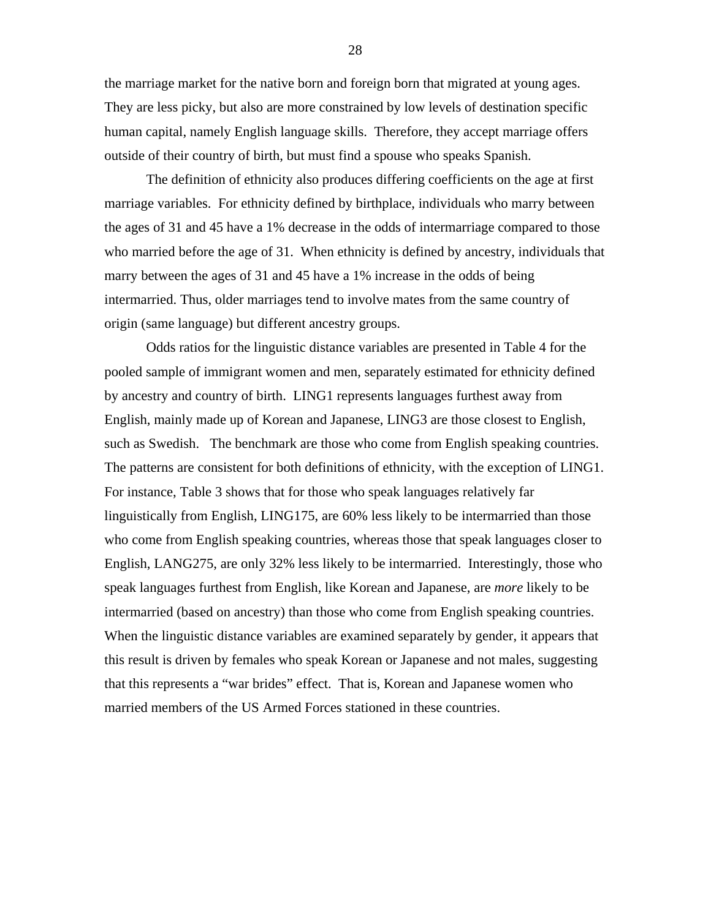the marriage market for the native born and foreign born that migrated at young ages. They are less picky, but also are more constrained by low levels of destination specific human capital, namely English language skills. Therefore, they accept marriage offers outside of their country of birth, but must find a spouse who speaks Spanish.

The definition of ethnicity also produces differing coefficients on the age at first marriage variables. For ethnicity defined by birthplace, individuals who marry between the ages of 31 and 45 have a 1% decrease in the odds of intermarriage compared to those who married before the age of 31. When ethnicity is defined by ancestry, individuals that marry between the ages of 31 and 45 have a 1% increase in the odds of being intermarried. Thus, older marriages tend to involve mates from the same country of origin (same language) but different ancestry groups.

Odds ratios for the linguistic distance variables are presented in Table 4 for the pooled sample of immigrant women and men, separately estimated for ethnicity defined by ancestry and country of birth. LING1 represents languages furthest away from English, mainly made up of Korean and Japanese, LING3 are those closest to English, such as Swedish. The benchmark are those who come from English speaking countries. The patterns are consistent for both definitions of ethnicity, with the exception of LING1. For instance, Table 3 shows that for those who speak languages relatively far linguistically from English, LING175, are 60% less likely to be intermarried than those who come from English speaking countries, whereas those that speak languages closer to English, LANG275, are only 32% less likely to be intermarried. Interestingly, those who speak languages furthest from English, like Korean and Japanese, are *more* likely to be intermarried (based on ancestry) than those who come from English speaking countries. When the linguistic distance variables are examined separately by gender, it appears that this result is driven by females who speak Korean or Japanese and not males, suggesting that this represents a "war brides" effect. That is, Korean and Japanese women who married members of the US Armed Forces stationed in these countries.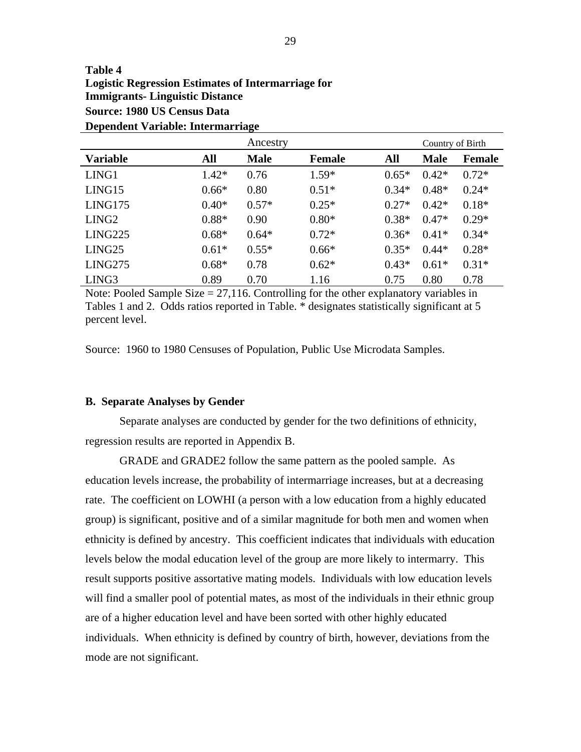**Table 4**
**Logistic Regression Estimates of Intermarriage for Immigrants- Linguistic Distance**
**Source: 1980 US Census Data**
**Dependent Variable: Intermarriage**

| | Ancestry | | | Country of Birth | | |
|---|---|---|---|---|---|---|
| **Variable** | **All** | **Male** | **Female** | **All** | **Male** | **Female** |
| LING1 | 1.42* | 0.76 | 1.59* | 0.65* | 0.42* | 0.72* |
| LING15 | 0.66* | 0.80 | 0.51* | 0.34* | 0.48* | 0.24* |
| LING175 | 0.40* | 0.57* | 0.25* | 0.27* | 0.42* | 0.18* |
| LING2 | 0.88* | 0.90 | 0.80* | 0.38* | 0.47* | 0.29* |
| LING225 | 0.68* | 0.64* | 0.72* | 0.36* | 0.41* | 0.34* |
| LING25 | 0.61* | 0.55* | 0.66* | 0.35* | 0.44* | 0.28* |
| LING275 | 0.68* | 0.78 | 0.62* | 0.43* | 0.61* | 0.31* |
| LING3 | 0.89 | 0.70 | 1.16 | 0.75 | 0.80 | 0.78 |

Note: Pooled Sample Size = 27,116. Controlling for the other explanatory variables in Tables 1 and 2. Odds ratios reported in Table. * designates statistically significant at 5 percent level.

Source: 1960 to 1980 Censuses of Population, Public Use Microdata Samples.

**B. Separate Analyses by Gender**

Separate analyses are conducted by gender for the two definitions of ethnicity, regression results are reported in Appendix B.

GRADE and GRADE2 follow the same pattern as the pooled sample. As education levels increase, the probability of intermarriage increases, but at a decreasing rate. The coefficient on LOWHI (a person with a low education from a highly educated group) is significant, positive and of a similar magnitude for both men and women when ethnicity is defined by ancestry. This coefficient indicates that individuals with education levels below the modal education level of the group are more likely to intermarry. This result supports positive assortative mating models. Individuals with low education levels will find a smaller pool of potential mates, as most of the individuals in their ethnic group are of a higher education level and have been sorted with other highly educated individuals. When ethnicity is defined by country of birth, however, deviations from the mode are not significant.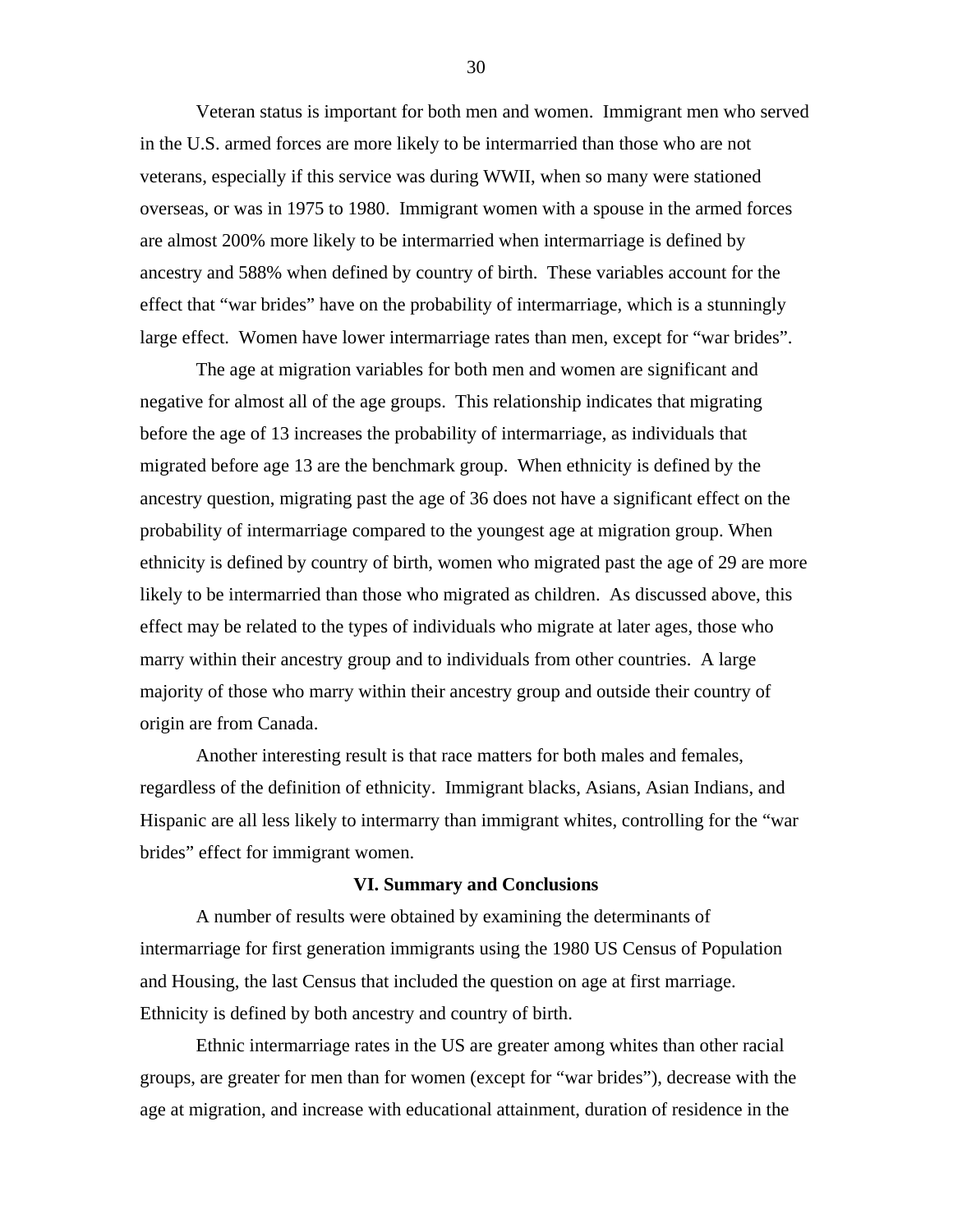Veteran status is important for both men and women. Immigrant men who served in the U.S. armed forces are more likely to be intermarried than those who are not veterans, especially if this service was during WWII, when so many were stationed overseas, or was in 1975 to 1980. Immigrant women with a spouse in the armed forces are almost 200% more likely to be intermarried when intermarriage is defined by ancestry and 588% when defined by country of birth. These variables account for the effect that "war brides" have on the probability of intermarriage, which is a stunningly large effect. Women have lower intermarriage rates than men, except for "war brides".

The age at migration variables for both men and women are significant and negative for almost all of the age groups. This relationship indicates that migrating before the age of 13 increases the probability of intermarriage, as individuals that migrated before age 13 are the benchmark group. When ethnicity is defined by the ancestry question, migrating past the age of 36 does not have a significant effect on the probability of intermarriage compared to the youngest age at migration group. When ethnicity is defined by country of birth, women who migrated past the age of 29 are more likely to be intermarried than those who migrated as children. As discussed above, this effect may be related to the types of individuals who migrate at later ages, those who marry within their ancestry group and to individuals from other countries. A large majority of those who marry within their ancestry group and outside their country of origin are from Canada.

Another interesting result is that race matters for both males and females, regardless of the definition of ethnicity. Immigrant blacks, Asians, Asian Indians, and Hispanic are all less likely to intermarry than immigrant whites, controlling for the "war brides" effect for immigrant women.

## VI. Summary and Conclusions

A number of results were obtained by examining the determinants of intermarriage for first generation immigrants using the 1980 US Census of Population and Housing, the last Census that included the question on age at first marriage. Ethnicity is defined by both ancestry and country of birth.

Ethnic intermarriage rates in the US are greater among whites than other racial groups, are greater for men than for women (except for "war brides"), decrease with the age at migration, and increase with educational attainment, duration of residence in the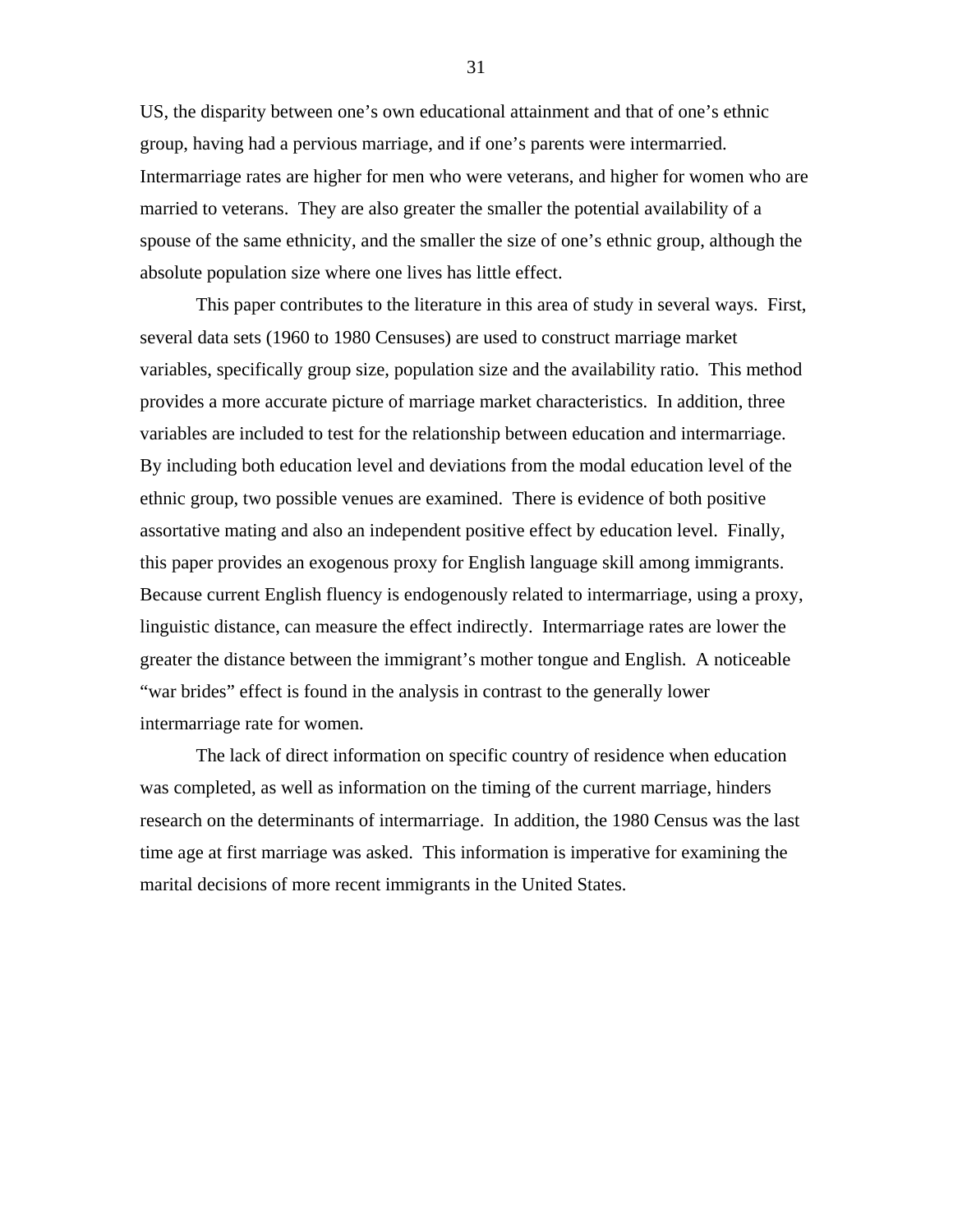US, the disparity between one's own educational attainment and that of one's ethnic group, having had a pervious marriage, and if one's parents were intermarried. Intermarriage rates are higher for men who were veterans, and higher for women who are married to veterans. They are also greater the smaller the potential availability of a spouse of the same ethnicity, and the smaller the size of one's ethnic group, although the absolute population size where one lives has little effect.

This paper contributes to the literature in this area of study in several ways. First, several data sets (1960 to 1980 Censuses) are used to construct marriage market variables, specifically group size, population size and the availability ratio. This method provides a more accurate picture of marriage market characteristics. In addition, three variables are included to test for the relationship between education and intermarriage. By including both education level and deviations from the modal education level of the ethnic group, two possible venues are examined. There is evidence of both positive assortative mating and also an independent positive effect by education level. Finally, this paper provides an exogenous proxy for English language skill among immigrants. Because current English fluency is endogenously related to intermarriage, using a proxy, linguistic distance, can measure the effect indirectly. Intermarriage rates are lower the greater the distance between the immigrant's mother tongue and English. A noticeable "war brides" effect is found in the analysis in contrast to the generally lower intermarriage rate for women.

The lack of direct information on specific country of residence when education was completed, as well as information on the timing of the current marriage, hinders research on the determinants of intermarriage. In addition, the 1980 Census was the last time age at first marriage was asked. This information is imperative for examining the marital decisions of more recent immigrants in the United States.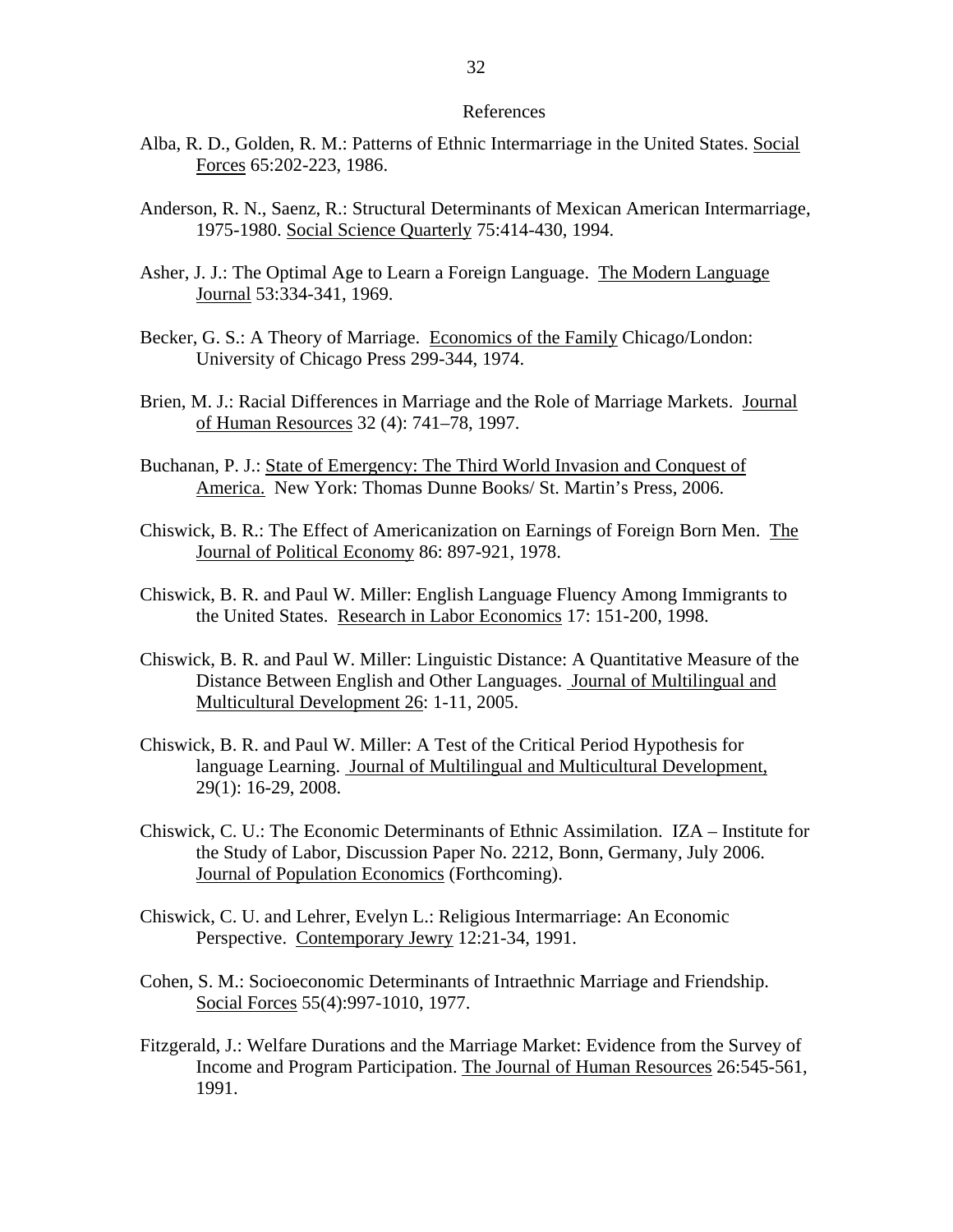## References

Alba, R. D., Golden, R. M.: Patterns of Ethnic Intermarriage in the United States. Social Forces 65:202-223, 1986.

Anderson, R. N., Saenz, R.: Structural Determinants of Mexican American Intermarriage, 1975-1980. Social Science Quarterly 75:414-430, 1994.

Asher, J. J.: The Optimal Age to Learn a Foreign Language. The Modern Language Journal 53:334-341, 1969.

Becker, G. S.: A Theory of Marriage. Economics of the Family Chicago/London: University of Chicago Press 299-344, 1974.

Brien, M. J.: Racial Differences in Marriage and the Role of Marriage Markets. Journal of Human Resources 32 (4): 741–78, 1997.

Buchanan, P. J.: State of Emergency: The Third World Invasion and Conquest of America. New York: Thomas Dunne Books/ St. Martin's Press, 2006.

Chiswick, B. R.: The Effect of Americanization on Earnings of Foreign Born Men. The Journal of Political Economy 86: 897-921, 1978.

Chiswick, B. R. and Paul W. Miller: English Language Fluency Among Immigrants to the United States. Research in Labor Economics 17: 151-200, 1998.

Chiswick, B. R. and Paul W. Miller: Linguistic Distance: A Quantitative Measure of the Distance Between English and Other Languages. Journal of Multilingual and Multicultural Development 26: 1-11, 2005.

Chiswick, B. R. and Paul W. Miller: A Test of the Critical Period Hypothesis for language Learning. Journal of Multilingual and Multicultural Development, 29(1): 16-29, 2008.

Chiswick, C. U.: The Economic Determinants of Ethnic Assimilation. IZA – Institute for the Study of Labor, Discussion Paper No. 2212, Bonn, Germany, July 2006. Journal of Population Economics (Forthcoming).

Chiswick, C. U. and Lehrer, Evelyn L.: Religious Intermarriage: An Economic Perspective. Contemporary Jewry 12:21-34, 1991.

Cohen, S. M.: Socioeconomic Determinants of Intraethnic Marriage and Friendship. Social Forces 55(4):997-1010, 1977.

Fitzgerald, J.: Welfare Durations and the Marriage Market: Evidence from the Survey of Income and Program Participation. The Journal of Human Resources 26:545-561, 1991.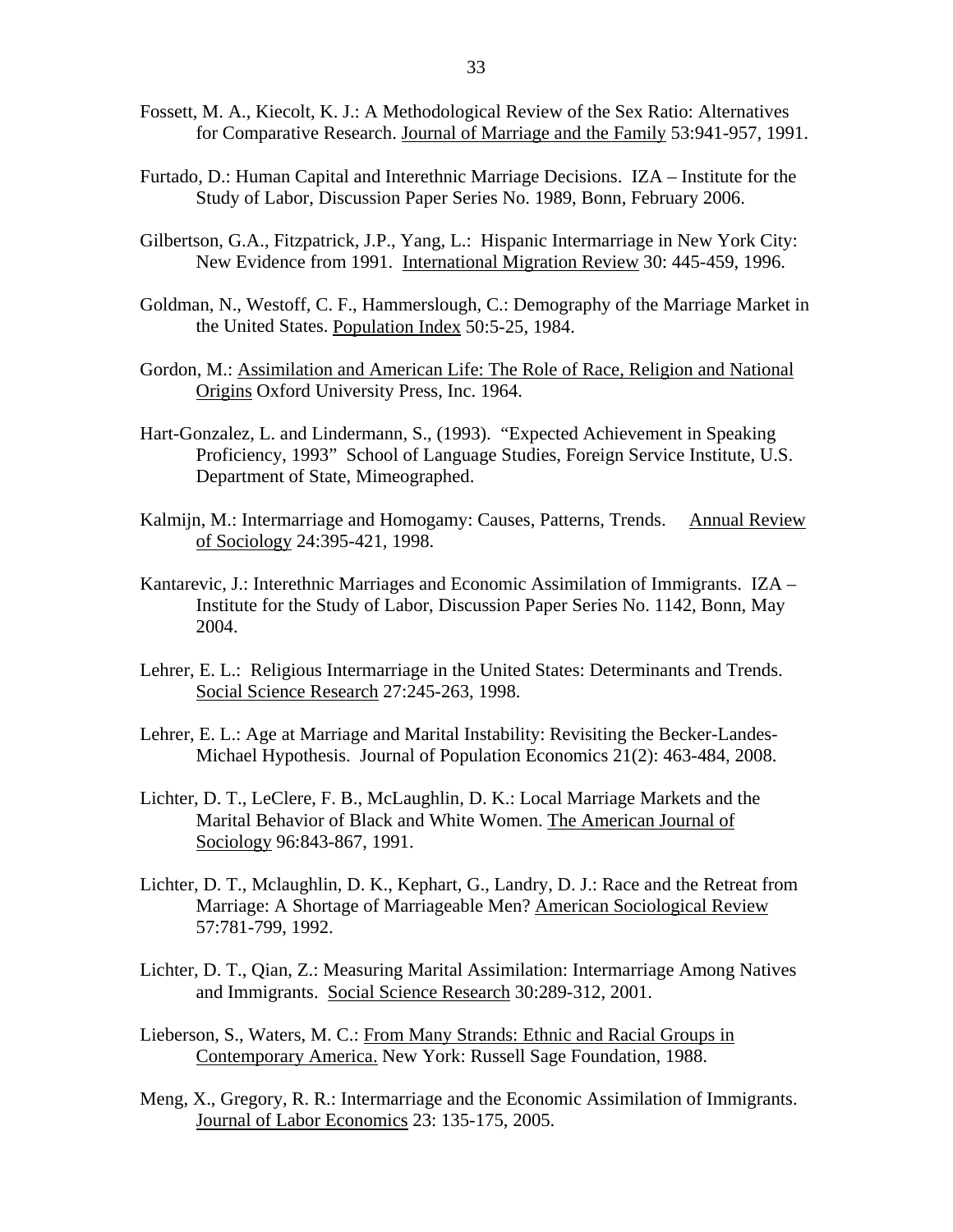Fossett, M. A., Kiecolt, K. J.: A Methodological Review of the Sex Ratio: Alternatives for Comparative Research. Journal of Marriage and the Family 53:941-957, 1991.

Furtado, D.: Human Capital and Interethnic Marriage Decisions. IZA – Institute for the Study of Labor, Discussion Paper Series No. 1989, Bonn, February 2006.

Gilbertson, G.A., Fitzpatrick, J.P., Yang, L.: Hispanic Intermarriage in New York City: New Evidence from 1991. International Migration Review 30: 445-459, 1996.

Goldman, N., Westoff, C. F., Hammerslough, C.: Demography of the Marriage Market in the United States. Population Index 50:5-25, 1984.

Gordon, M.: Assimilation and American Life: The Role of Race, Religion and National Origins Oxford University Press, Inc. 1964.

Hart-Gonzalez, L. and Lindermann, S., (1993). "Expected Achievement in Speaking Proficiency, 1993" School of Language Studies, Foreign Service Institute, U.S. Department of State, Mimeographed.

Kalmijn, M.: Intermarriage and Homogamy: Causes, Patterns, Trends. Annual Review of Sociology 24:395-421, 1998.

Kantarevic, J.: Interethnic Marriages and Economic Assimilation of Immigrants. IZA – Institute for the Study of Labor, Discussion Paper Series No. 1142, Bonn, May 2004.

Lehrer, E. L.: Religious Intermarriage in the United States: Determinants and Trends. Social Science Research 27:245-263, 1998.

Lehrer, E. L.: Age at Marriage and Marital Instability: Revisiting the Becker-Landes-Michael Hypothesis. Journal of Population Economics 21(2): 463-484, 2008.

Lichter, D. T., LeClere, F. B., McLaughlin, D. K.: Local Marriage Markets and the Marital Behavior of Black and White Women. The American Journal of Sociology 96:843-867, 1991.

Lichter, D. T., Mclaughlin, D. K., Kephart, G., Landry, D. J.: Race and the Retreat from Marriage: A Shortage of Marriageable Men? American Sociological Review 57:781-799, 1992.

Lichter, D. T., Qian, Z.: Measuring Marital Assimilation: Intermarriage Among Natives and Immigrants. Social Science Research 30:289-312, 2001.

Lieberson, S., Waters, M. C.: From Many Strands: Ethnic and Racial Groups in Contemporary America. New York: Russell Sage Foundation, 1988.

Meng, X., Gregory, R. R.: Intermarriage and the Economic Assimilation of Immigrants. Journal of Labor Economics 23: 135-175, 2005.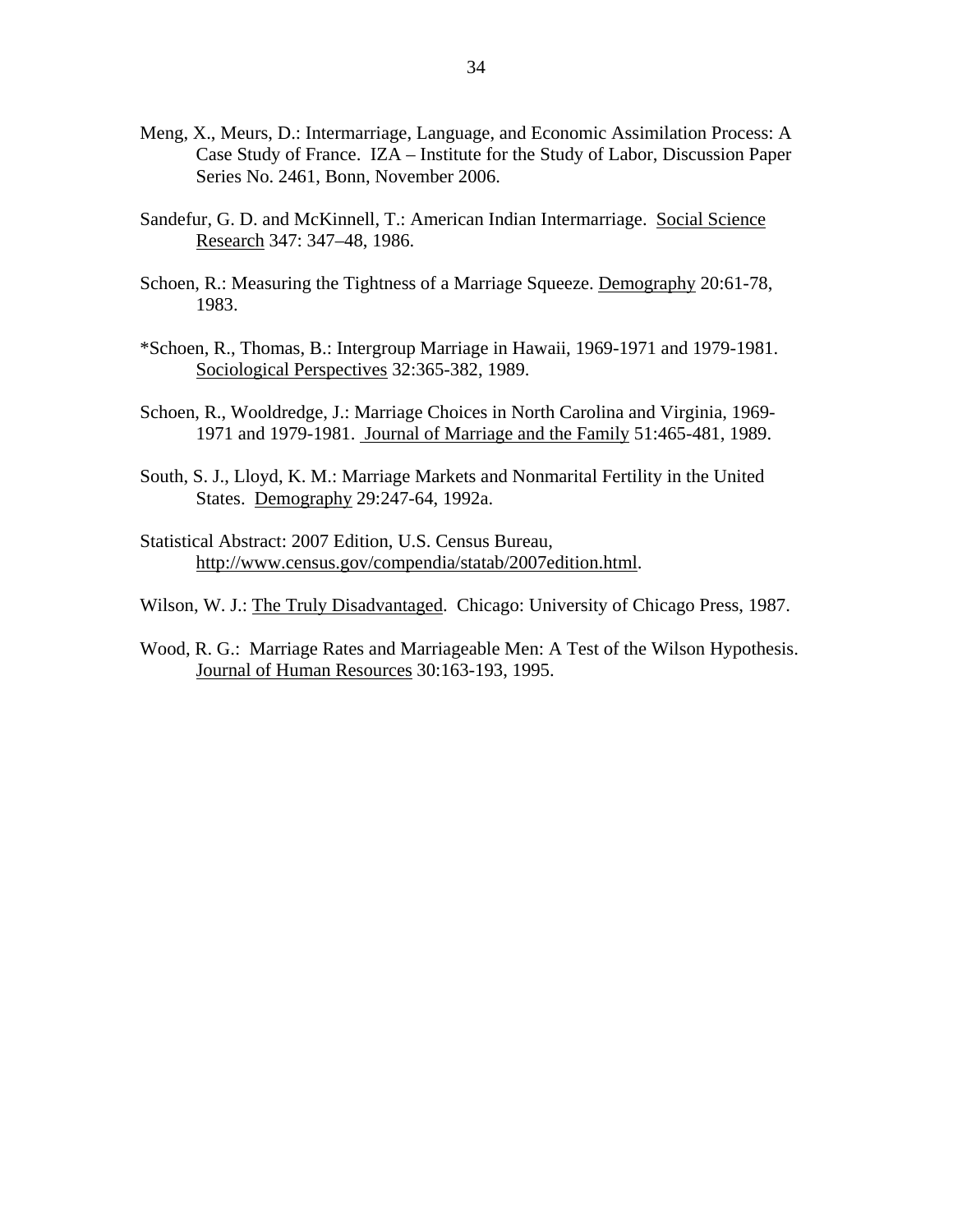Meng, X., Meurs, D.: Intermarriage, Language, and Economic Assimilation Process: A Case Study of France. IZA – Institute for the Study of Labor, Discussion Paper Series No. 2461, Bonn, November 2006.

Sandefur, G. D. and McKinnell, T.: American Indian Intermarriage. Social Science Research 347: 347–48, 1986.

Schoen, R.: Measuring the Tightness of a Marriage Squeeze. Demography 20:61-78, 1983.

*Schoen, R., Thomas, B.: Intergroup Marriage in Hawaii, 1969-1971 and 1979-1981. Sociological Perspectives 32:365-382, 1989.

Schoen, R., Wooldredge, J.: Marriage Choices in North Carolina and Virginia, 1969-1971 and 1979-1981. Journal of Marriage and the Family 51:465-481, 1989.

South, S. J., Lloyd, K. M.: Marriage Markets and Nonmarital Fertility in the United States. Demography 29:247-64, 1992a.

Statistical Abstract: 2007 Edition, U.S. Census Bureau, http://www.census.gov/compendia/statab/2007edition.html.

Wilson, W. J.: The Truly Disadvantaged. Chicago: University of Chicago Press, 1987.

Wood, R. G.: Marriage Rates and Marriageable Men: A Test of the Wilson Hypothesis. Journal of Human Resources 30:163-193, 1995.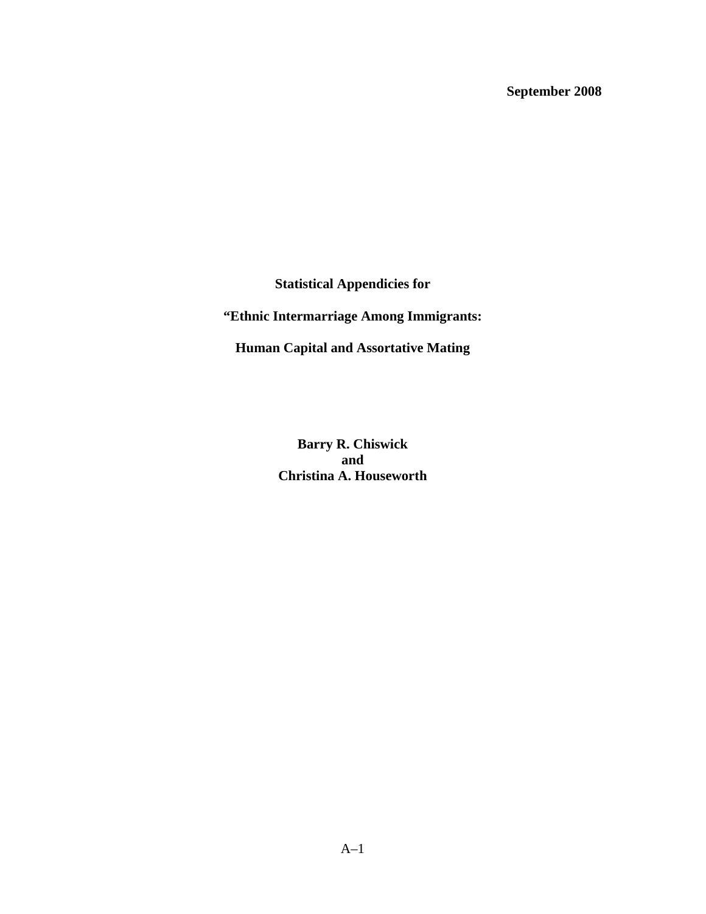**September 2008**

**Statistical Appendicies for**

**"Ethnic Intermarriage Among Immigrants:**

**Human Capital and Assortative Mating**

**Barry R. Chiswick**
**and**
**Christina A. Houseworth**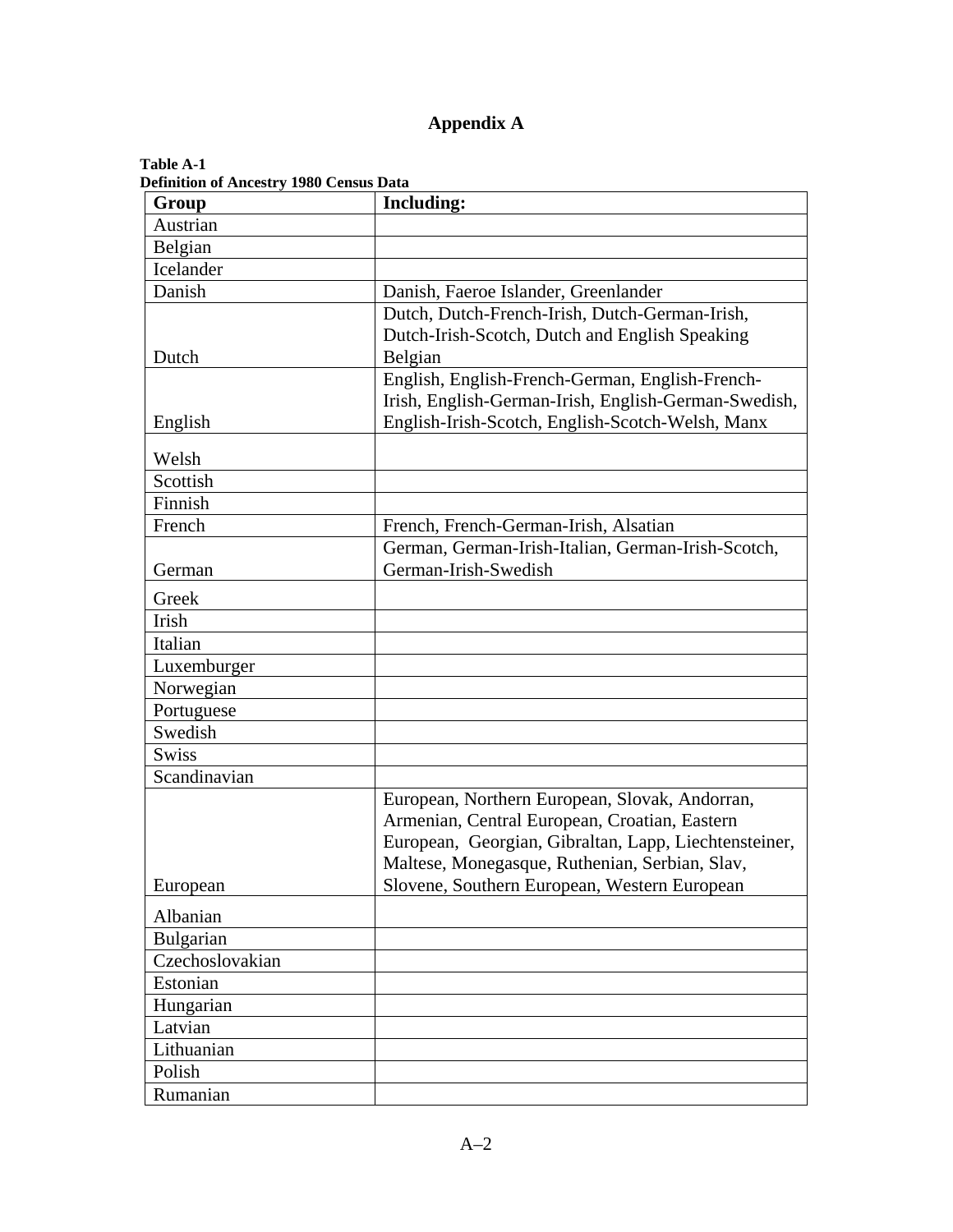# Appendix A

**Table A-1**
**Definition of Ancestry 1980 Census Data**

| Group | Including: |
|---|---|
| Austrian | |
| Belgian | |
| Icelander | |
| Danish | Danish, Faeroe Islander, Greenlander |
| Dutch | Dutch, Dutch-French-Irish, Dutch-German-Irish, Dutch-Irish-Scotch, Dutch and English Speaking Belgian |
| English | English, English-French-German, English-French-Irish, English-German-Irish, English-German-Swedish, English-Irish-Scotch, English-Scotch-Welsh, Manx |
| Welsh | |
| Scottish | |
| Finnish | |
| French | French, French-German-Irish, Alsatian |
| German | German, German-Irish-Italian, German-Irish-Scotch, German-Irish-Swedish |
| Greek | |
| Irish | |
| Italian | |
| Luxemburger | |
| Norwegian | |
| Portuguese | |
| Swedish | |
| Swiss | |
| Scandinavian | |
| European | European, Northern European, Slovak, Andorran, Armenian, Central European, Croatian, Eastern European, Georgian, Gibraltan, Lapp, Liechtensteiner, Maltese, Monegasque, Ruthenian, Serbian, Slav, Slovene, Southern European, Western European |
| Albanian | |
| Bulgarian | |
| Czechoslovakian | |
| Estonian | |
| Hungarian | |
| Latvian | |
| Lithuanian | |
| Polish | |
| Rumanian | |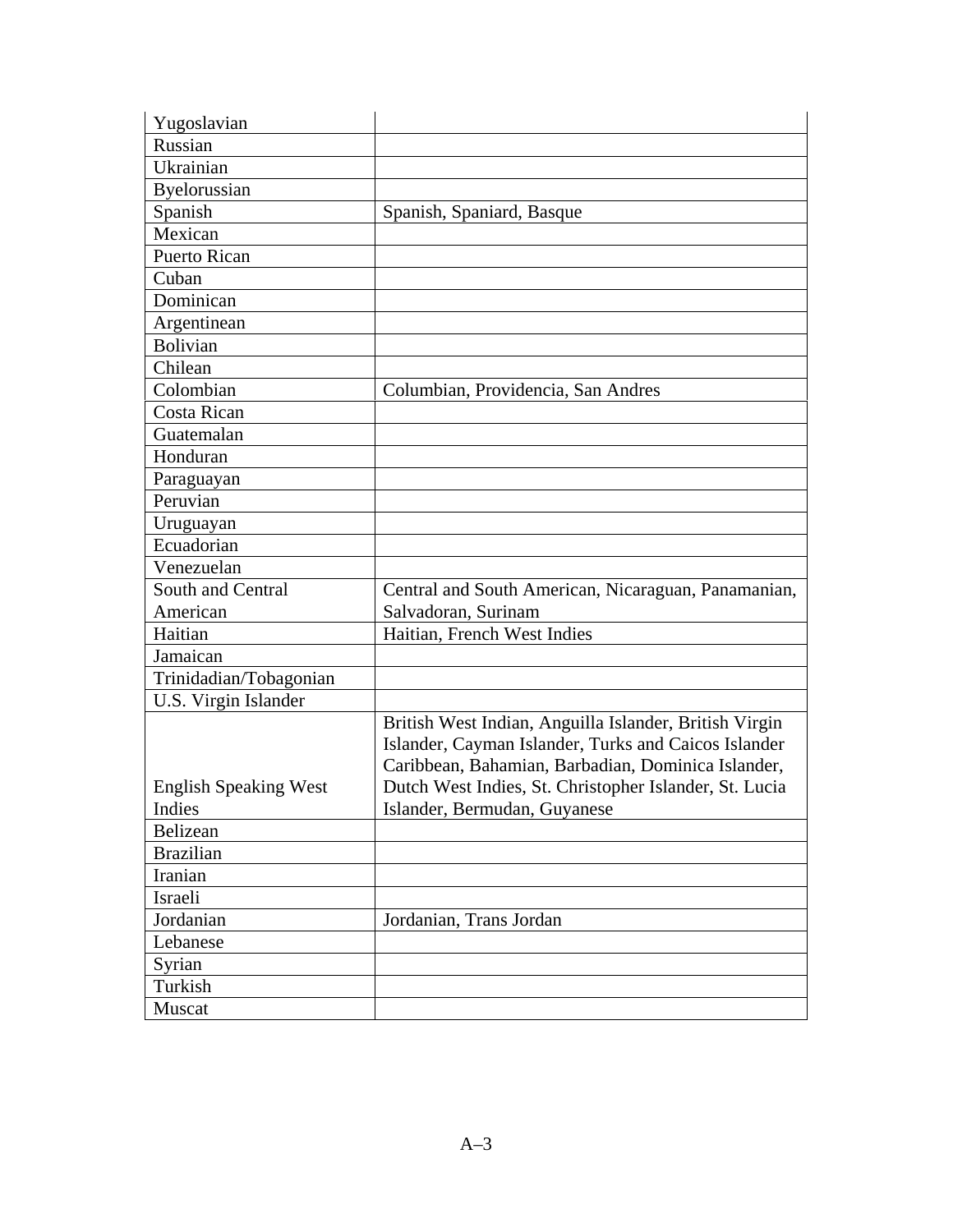| | |
|---|---|
| Yugoslavian | |
| Russian | |
| Ukrainian | |
| Byelorussian | |
| Spanish | Spanish, Spaniard, Basque |
| Mexican | |
| Puerto Rican | |
| Cuban | |
| Dominican | |
| Argentinean | |
| Bolivian | |
| Chilean | |
| Colombian | Columbian, Providencia, San Andres |
| Costa Rican | |
| Guatemalan | |
| Honduran | |
| Paraguayan | |
| Peruvian | |
| Uruguayan | |
| Ecuadorian | |
| Venezuelan | |
| South and Central American | Central and South American, Nicaraguan, Panamanian, Salvadoran, Surinam |
| Haitian | Haitian, French West Indies |
| Jamaican | |
| Trinidadian/Tobagonian | |
| U.S. Virgin Islander | |
| English Speaking West Indies | British West Indian, Anguilla Islander, British Virgin Islander, Cayman Islander, Turks and Caicos Islander Caribbean, Bahamian, Barbadian, Dominica Islander, Dutch West Indies, St. Christopher Islander, St. Lucia Islander, Bermudan, Guyanese |
| Belizean | |
| Brazilian | |
| Iranian | |
| Israeli | |
| Jordanian | Jordanian, Trans Jordan |
| Lebanese | |
| Syrian | |
| Turkish | |
| Muscat | |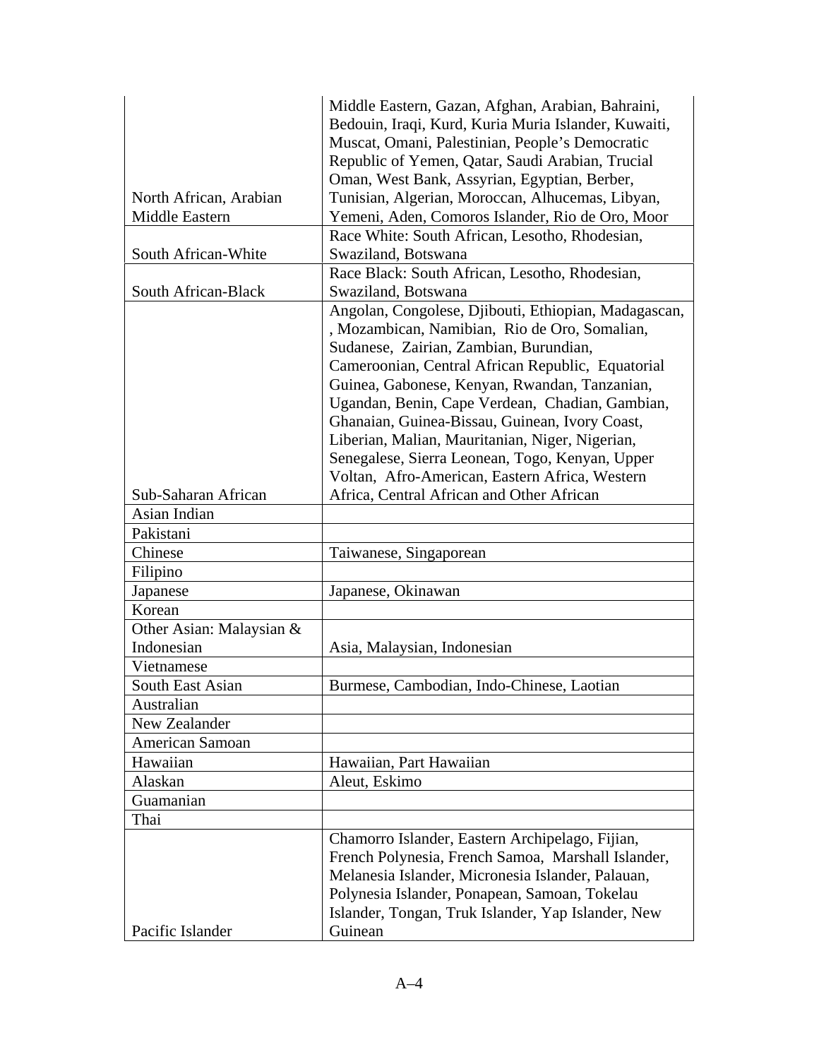| | |
|---|---|
| North African, Arabian Middle Eastern | Middle Eastern, Gazan, Afghan, Arabian, Bahraini, Bedouin, Iraqi, Kurd, Kuria Muria Islander, Kuwaiti, Muscat, Omani, Palestinian, People's Democratic Republic of Yemen, Qatar, Saudi Arabian, Trucial Oman, West Bank, Assyrian, Egyptian, Berber, Tunisian, Algerian, Moroccan, Alhucemas, Libyan, Yemeni, Aden, Comoros Islander, Rio de Oro, Moor |
| South African-White | Race White: South African, Lesotho, Rhodesian, Swaziland, Botswana |
| South African-Black | Race Black: South African, Lesotho, Rhodesian, Swaziland, Botswana |
| Sub-Saharan African | Angolan, Congolese, Djibouti, Ethiopian, Madagascan, , Mozambican, Namibian, Rio de Oro, Somalian, Sudanese, Zairian, Zambian, Burundian, Cameroonian, Central African Republic, Equatorial Guinea, Gabonese, Kenyan, Rwandan, Tanzanian, Ugandan, Benin, Cape Verdean, Chadian, Gambian, Ghanaian, Guinea-Bissau, Guinean, Ivory Coast, Liberian, Malian, Mauritanian, Niger, Nigerian, Senegalese, Sierra Leonean, Togo, Kenyan, Upper Voltan, Afro-American, Eastern Africa, Western Africa, Central African and Other African |
| Asian Indian | |
| Pakistani | |
| Chinese | Taiwanese, Singaporean |
| Filipino | |
| Japanese | Japanese, Okinawan |
| Korean | |
| Other Asian: Malaysian & Indonesian | Asia, Malaysian, Indonesian |
| Vietnamese | |
| South East Asian | Burmese, Cambodian, Indo-Chinese, Laotian |
| Australian | |
| New Zealander | |
| American Samoan | |
| Hawaiian | Hawaiian, Part Hawaiian |
| Alaskan | Aleut, Eskimo |
| Guamanian | |
| Thai | |
| Pacific Islander | Chamorro Islander, Eastern Archipelago, Fijian, French Polynesia, French Samoa, Marshall Islander, Melanesia Islander, Micronesia Islander, Palauan, Polynesia Islander, Ponapean, Samoan, Tokelau Islander, Tongan, Truk Islander, Yap Islander, New Guinean |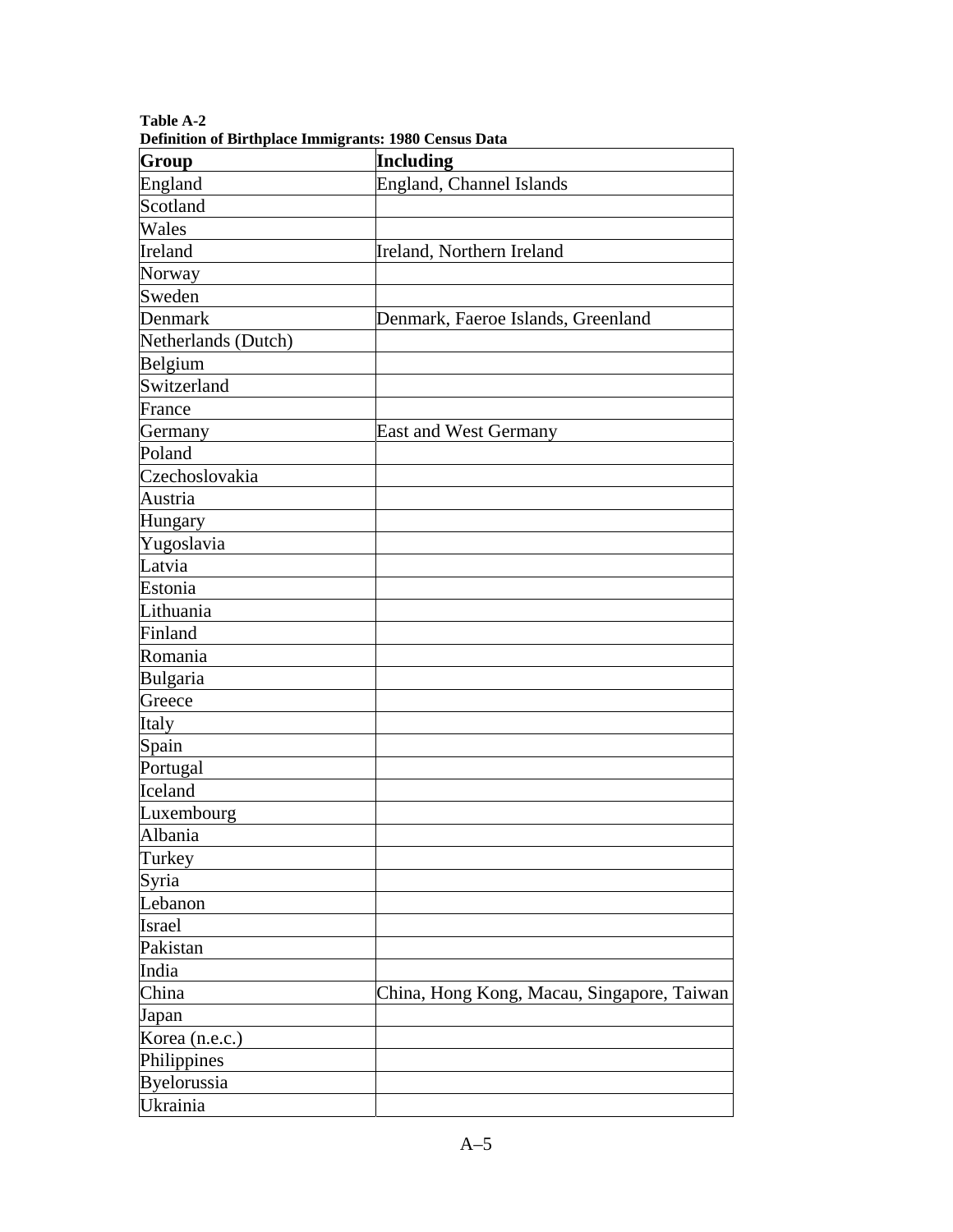**Table A-2**
**Definition of Birthplace Immigrants: 1980 Census Data**

| Group | Including |
|---|---|
| England | England, Channel Islands |
| Scotland | |
| Wales | |
| Ireland | Ireland, Northern Ireland |
| Norway | |
| Sweden | |
| Denmark | Denmark, Faeroe Islands, Greenland |
| Netherlands (Dutch) | |
| Belgium | |
| Switzerland | |
| France | |
| Germany | East and West Germany |
| Poland | |
| Czechoslovakia | |
| Austria | |
| Hungary | |
| Yugoslavia | |
| Latvia | |
| Estonia | |
| Lithuania | |
| Finland | |
| Romania | |
| Bulgaria | |
| Greece | |
| Italy | |
| Spain | |
| Portugal | |
| Iceland | |
| Luxembourg | |
| Albania | |
| Turkey | |
| Syria | |
| Lebanon | |
| Israel | |
| Pakistan | |
| India | |
| China | China, Hong Kong, Macau, Singapore, Taiwan |
| Japan | |
| Korea (n.e.c.) | |
| Philippines | |
| Byelorussia | |
| Ukrainia | |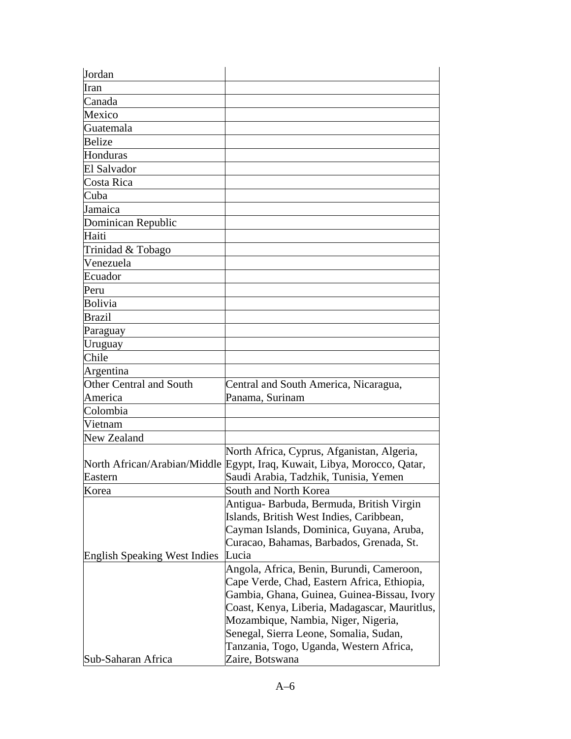| | |
|---|---|
| Jordan | |
| Iran | |
| Canada | |
| Mexico | |
| Guatemala | |
| Belize | |
| Honduras | |
| El Salvador | |
| Costa Rica | |
| Cuba | |
| Jamaica | |
| Dominican Republic | |
| Haiti | |
| Trinidad & Tobago | |
| Venezuela | |
| Ecuador | |
| Peru | |
| Bolivia | |
| Brazil | |
| Paraguay | |
| Uruguay | |
| Chile | |
| Argentina | |
| Other Central and South America | Central and South America, Nicaragua, Panama, Surinam |
| Colombia | |
| Vietnam | |
| New Zealand | |
| North African/Arabian/Middle Eastern | North Africa, Cyprus, Afganistan, Algeria, Egypt, Iraq, Kuwait, Libya, Morocco, Qatar, Saudi Arabia, Tadzhik, Tunisia, Yemen |
| Korea | South and North Korea |
| English Speaking West Indies | Antigua- Barbuda, Bermuda, British Virgin Islands, British West Indies, Caribbean, Cayman Islands, Dominica, Guyana, Aruba, Curacao, Bahamas, Barbados, Grenada, St. Lucia |
| Sub-Saharan Africa | Angola, Africa, Benin, Burundi, Cameroon, Cape Verde, Chad, Eastern Africa, Ethiopia, Gambia, Ghana, Guinea, Guinea-Bissau, Ivory Coast, Kenya, Liberia, Madagascar, Mauritlus, Mozambique, Nambia, Niger, Nigeria, Senegal, Sierra Leone, Somalia, Sudan, Tanzania, Togo, Uganda, Western Africa, Zaire, Botswana |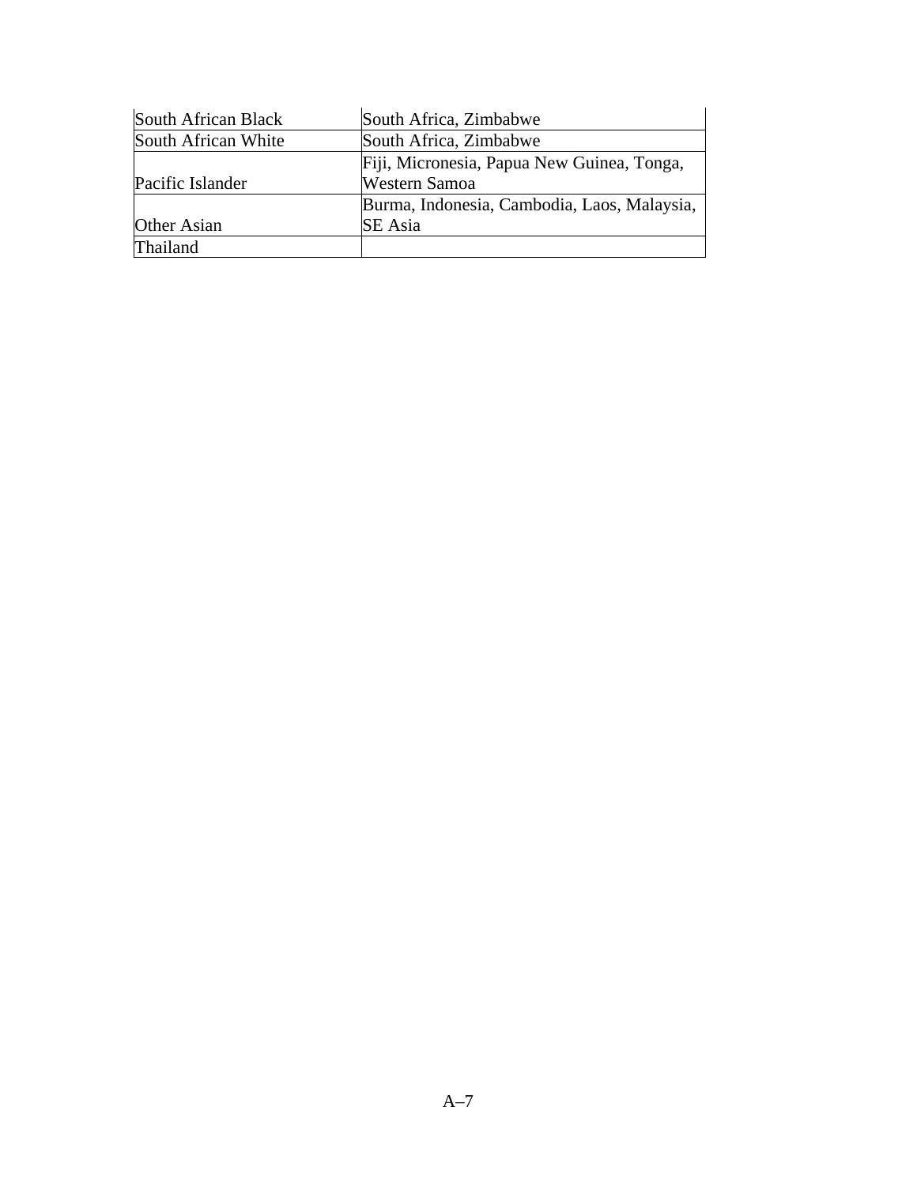| South African Black | South Africa, Zimbabwe |
|---|---|
| South African White | South Africa, Zimbabwe |
| Pacific Islander | Fiji, Micronesia, Papua New Guinea, Tonga, Western Samoa |
| Other Asian | Burma, Indonesia, Cambodia, Laos, Malaysia, SE Asia |
| Thailand | |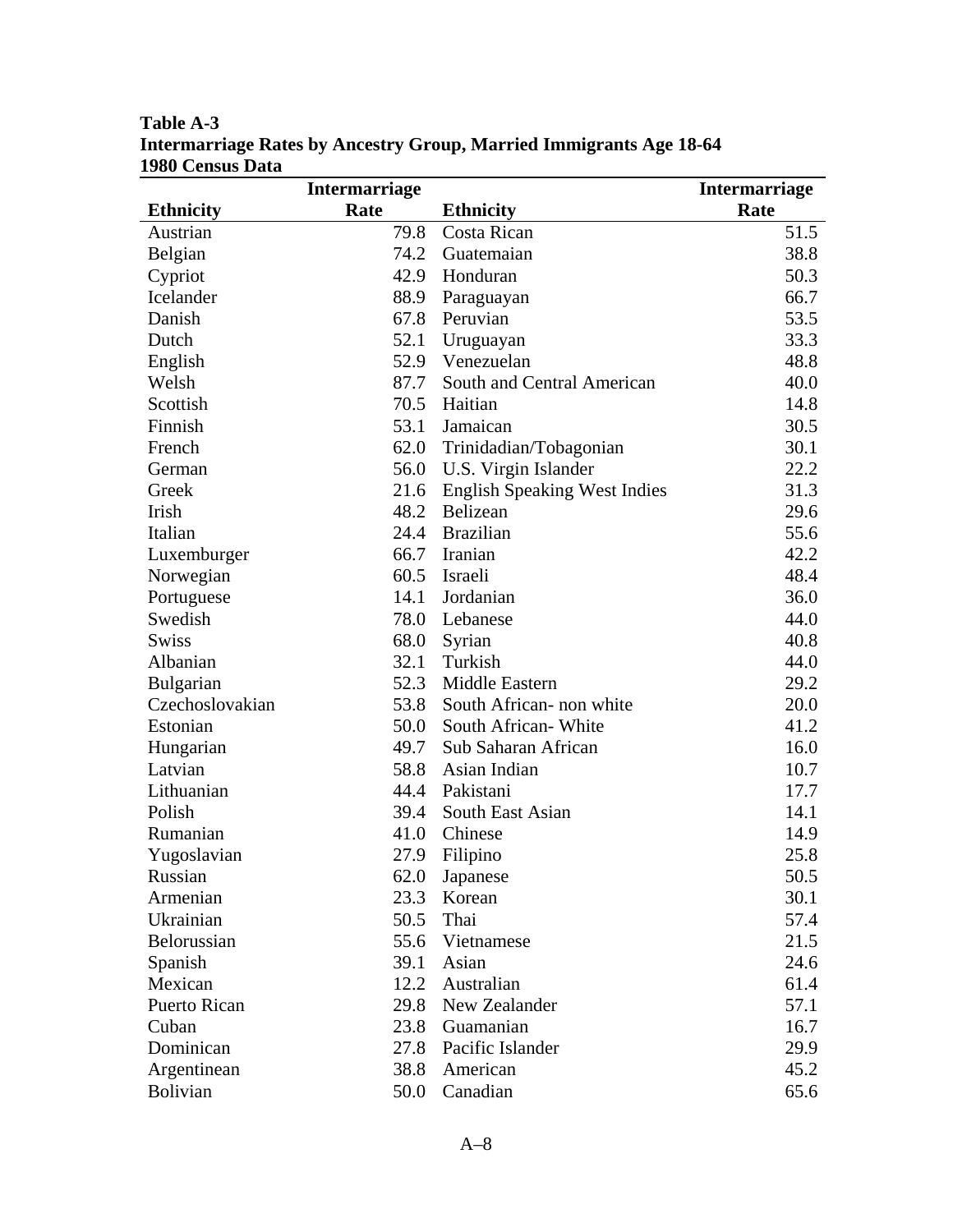**Table A-3**
**Intermarriage Rates by Ancestry Group, Married Immigrants Age 18-64**
**1980 Census Data**

| Ethnicity | Intermarriage Rate | Ethnicity | Intermarriage Rate |
|---|---|---|---|
| Austrian | 79.8 | Costa Rican | 51.5 |
| Belgian | 74.2 | Guatemaian | 38.8 |
| Cypriot | 42.9 | Honduran | 50.3 |
| Icelander | 88.9 | Paraguayan | 66.7 |
| Danish | 67.8 | Peruvian | 53.5 |
| Dutch | 52.1 | Uruguayan | 33.3 |
| English | 52.9 | Venezuelan | 48.8 |
| Welsh | 87.7 | South and Central American | 40.0 |
| Scottish | 70.5 | Haitian | 14.8 |
| Finnish | 53.1 | Jamaican | 30.5 |
| French | 62.0 | Trinidadian/Tobagonian | 30.1 |
| German | 56.0 | U.S. Virgin Islander | 22.2 |
| Greek | 21.6 | English Speaking West Indies | 31.3 |
| Irish | 48.2 | Belizean | 29.6 |
| Italian | 24.4 | Brazilian | 55.6 |
| Luxemburger | 66.7 | Iranian | 42.2 |
| Norwegian | 60.5 | Israeli | 48.4 |
| Portuguese | 14.1 | Jordanian | 36.0 |
| Swedish | 78.0 | Lebanese | 44.0 |
| Swiss | 68.0 | Syrian | 40.8 |
| Albanian | 32.1 | Turkish | 44.0 |
| Bulgarian | 52.3 | Middle Eastern | 29.2 |
| Czechoslovakian | 53.8 | South African- non white | 20.0 |
| Estonian | 50.0 | South African- White | 41.2 |
| Hungarian | 49.7 | Sub Saharan African | 16.0 |
| Latvian | 58.8 | Asian Indian | 10.7 |
| Lithuanian | 44.4 | Pakistani | 17.7 |
| Polish | 39.4 | South East Asian | 14.1 |
| Rumanian | 41.0 | Chinese | 14.9 |
| Yugoslavian | 27.9 | Filipino | 25.8 |
| Russian | 62.0 | Japanese | 50.5 |
| Armenian | 23.3 | Korean | 30.1 |
| Ukrainian | 50.5 | Thai | 57.4 |
| Belorussian | 55.6 | Vietnamese | 21.5 |
| Spanish | 39.1 | Asian | 24.6 |
| Mexican | 12.2 | Australian | 61.4 |
| Puerto Rican | 29.8 | New Zealander | 57.1 |
| Cuban | 23.8 | Guamanian | 16.7 |
| Dominican | 27.8 | Pacific Islander | 29.9 |
| Argentinean | 38.8 | American | 45.2 |
| Bolivian | 50.0 | Canadian | 65.6 |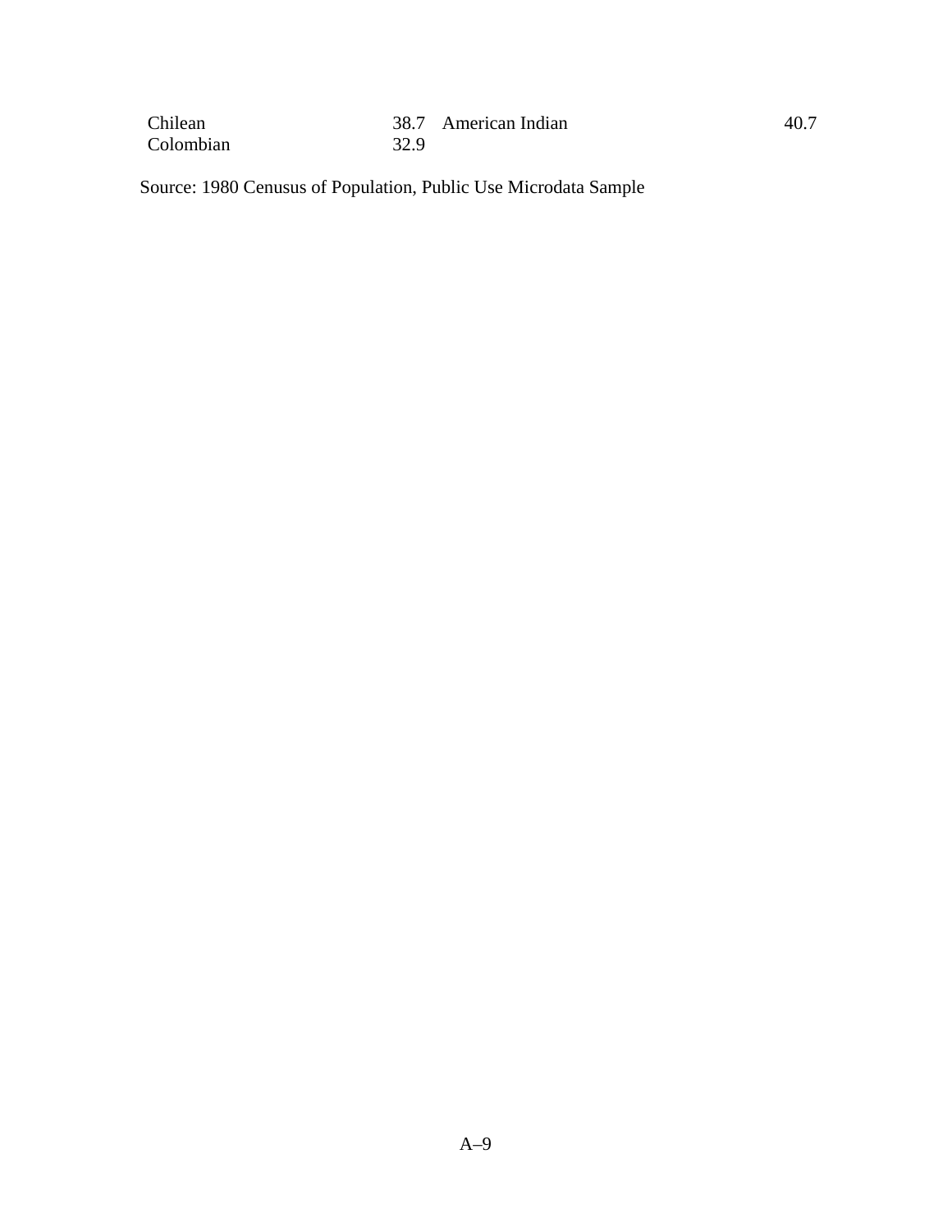| | | | |
|---|---|---|---|
| Chilean | 38.7 | American Indian | 40.7 |
| Colombian | 32.9 | | |

Source: 1980 Cenusus of Population, Public Use Microdata Sample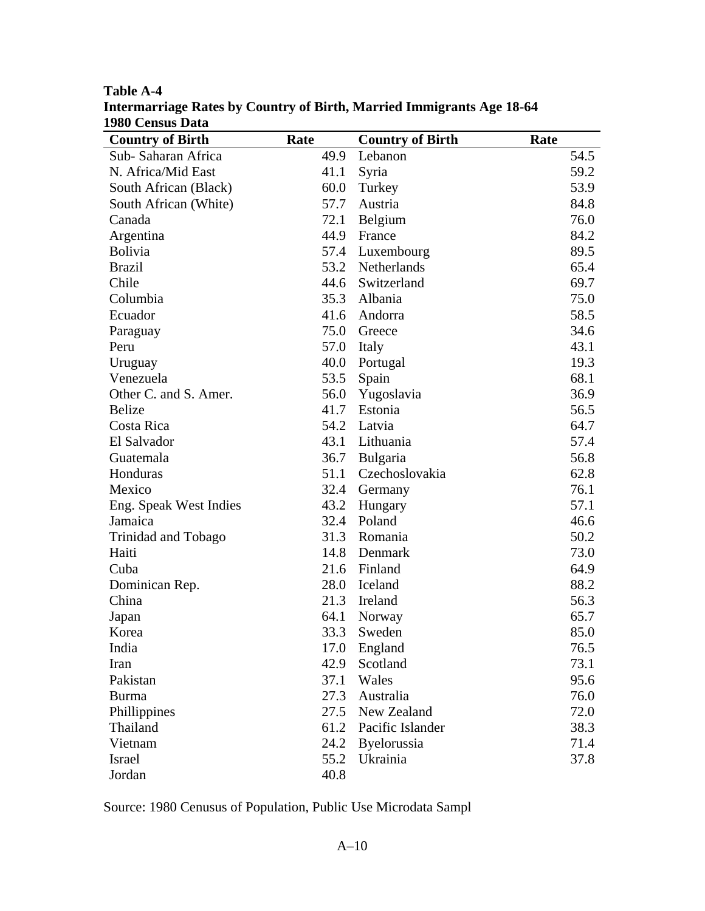**Table A-4**
**Intermarriage Rates by Country of Birth, Married Immigrants Age 18-64**
**1980 Census Data**

| Country of Birth | Rate | Country of Birth | Rate |
|---|---|---|---|
| Sub- Saharan Africa | 49.9 | Lebanon | 54.5 |
| N. Africa/Mid East | 41.1 | Syria | 59.2 |
| South African (Black) | 60.0 | Turkey | 53.9 |
| South African (White) | 57.7 | Austria | 84.8 |
| Canada | 72.1 | Belgium | 76.0 |
| Argentina | 44.9 | France | 84.2 |
| Bolivia | 57.4 | Luxembourg | 89.5 |
| Brazil | 53.2 | Netherlands | 65.4 |
| Chile | 44.6 | Switzerland | 69.7 |
| Columbia | 35.3 | Albania | 75.0 |
| Ecuador | 41.6 | Andorra | 58.5 |
| Paraguay | 75.0 | Greece | 34.6 |
| Peru | 57.0 | Italy | 43.1 |
| Uruguay | 40.0 | Portugal | 19.3 |
| Venezuela | 53.5 | Spain | 68.1 |
| Other C. and S. Amer. | 56.0 | Yugoslavia | 36.9 |
| Belize | 41.7 | Estonia | 56.5 |
| Costa Rica | 54.2 | Latvia | 64.7 |
| El Salvador | 43.1 | Lithuania | 57.4 |
| Guatemala | 36.7 | Bulgaria | 56.8 |
| Honduras | 51.1 | Czechoslovakia | 62.8 |
| Mexico | 32.4 | Germany | 76.1 |
| Eng. Speak West Indies | 43.2 | Hungary | 57.1 |
| Jamaica | 32.4 | Poland | 46.6 |
| Trinidad and Tobago | 31.3 | Romania | 50.2 |
| Haiti | 14.8 | Denmark | 73.0 |
| Cuba | 21.6 | Finland | 64.9 |
| Dominican Rep. | 28.0 | Iceland | 88.2 |
| China | 21.3 | Ireland | 56.3 |
| Japan | 64.1 | Norway | 65.7 |
| Korea | 33.3 | Sweden | 85.0 |
| India | 17.0 | England | 76.5 |
| Iran | 42.9 | Scotland | 73.1 |
| Pakistan | 37.1 | Wales | 95.6 |
| Burma | 27.3 | Australia | 76.0 |
| Phillippines | 27.5 | New Zealand | 72.0 |
| Thailand | 61.2 | Pacific Islander | 38.3 |
| Vietnam | 24.2 | Byelorussia | 71.4 |
| Israel | 55.2 | Ukrainia | 37.8 |
| Jordan | 40.8 | | |

Source: 1980 Cenusus of Population, Public Use Microdata Sampl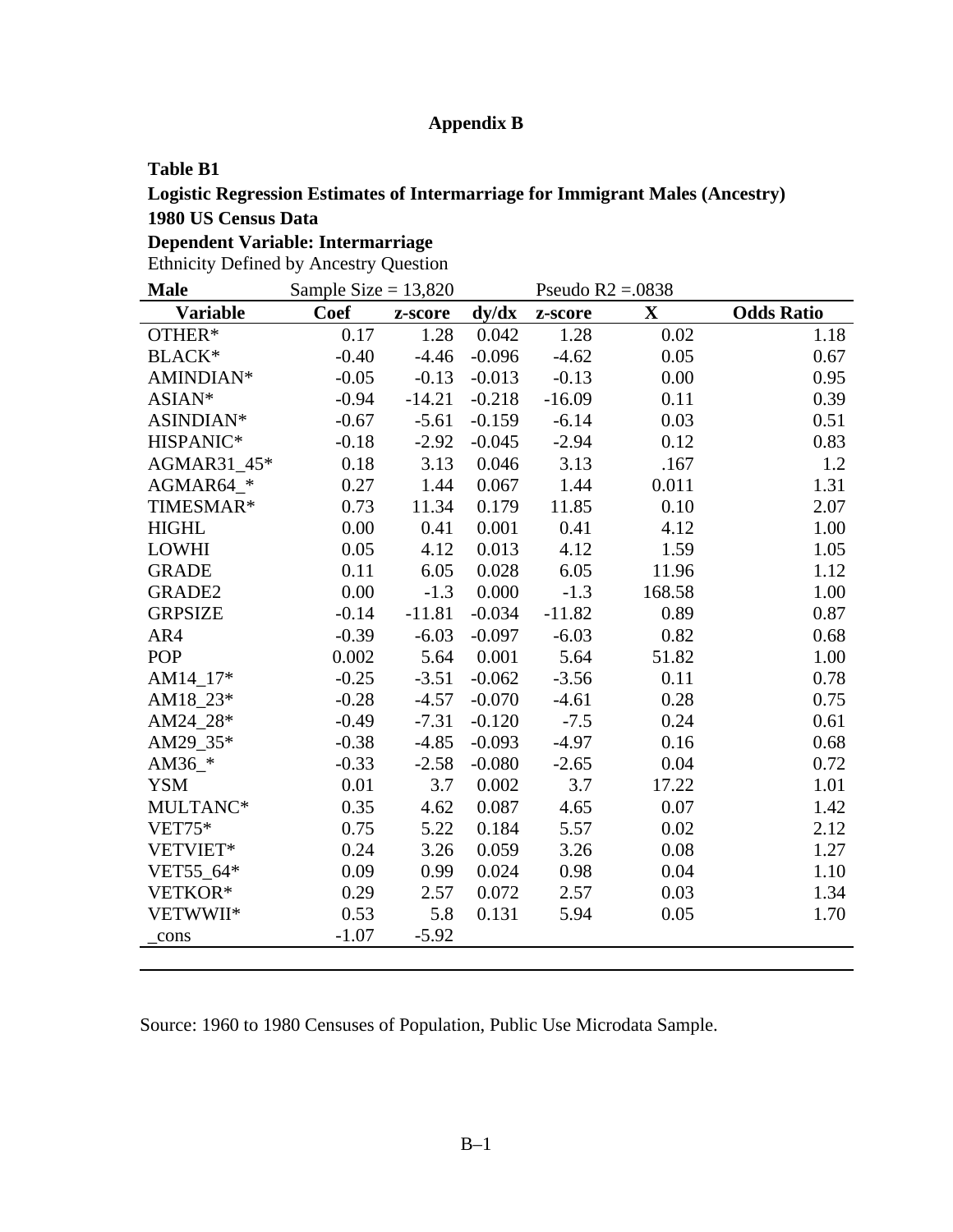## Appendix B

**Table B1**

**Logistic Regression Estimates of Intermarriage for Immigrant Males (Ancestry)**

**1980 US Census Data**

**Dependent Variable: Intermarriage**

Ethnicity Defined by Ancestry Question

| **Male** | Sample Size = 13,820 | | | Pseudo R2 =.0838 | | |
|---|---|---|---|---|---|---|
| **Variable** | **Coef** | **z-score** | **dy/dx** | **z-score** | **X** | **Odds Ratio** |
| OTHER* | 0.17 | 1.28 | 0.042 | 1.28 | 0.02 | 1.18 |
| BLACK* | -0.40 | -4.46 | -0.096 | -4.62 | 0.05 | 0.67 |
| AMINDIAN* | -0.05 | -0.13 | -0.013 | -0.13 | 0.00 | 0.95 |
| ASIAN* | -0.94 | -14.21 | -0.218 | -16.09 | 0.11 | 0.39 |
| ASINDIAN* | -0.67 | -5.61 | -0.159 | -6.14 | 0.03 | 0.51 |
| HISPANIC* | -0.18 | -2.92 | -0.045 | -2.94 | 0.12 | 0.83 |
| AGMAR31_45* | 0.18 | 3.13 | 0.046 | 3.13 | .167 | 1.2 |
| AGMAR64_* | 0.27 | 1.44 | 0.067 | 1.44 | 0.011 | 1.31 |
| TIMESMAR* | 0.73 | 11.34 | 0.179 | 11.85 | 0.10 | 2.07 |
| HIGHL | 0.00 | 0.41 | 0.001 | 0.41 | 4.12 | 1.00 |
| LOWHI | 0.05 | 4.12 | 0.013 | 4.12 | 1.59 | 1.05 |
| GRADE | 0.11 | 6.05 | 0.028 | 6.05 | 11.96 | 1.12 |
| GRADE2 | 0.00 | -1.3 | 0.000 | -1.3 | 168.58 | 1.00 |
| GRPSIZE | -0.14 | -11.81 | -0.034 | -11.82 | 0.89 | 0.87 |
| AR4 | -0.39 | -6.03 | -0.097 | -6.03 | 0.82 | 0.68 |
| POP | 0.002 | 5.64 | 0.001 | 5.64 | 51.82 | 1.00 |
| AM14_17* | -0.25 | -3.51 | -0.062 | -3.56 | 0.11 | 0.78 |
| AM18_23* | -0.28 | -4.57 | -0.070 | -4.61 | 0.28 | 0.75 |
| AM24_28* | -0.49 | -7.31 | -0.120 | -7.5 | 0.24 | 0.61 |
| AM29_35* | -0.38 | -4.85 | -0.093 | -4.97 | 0.16 | 0.68 |
| AM36_* | -0.33 | -2.58 | -0.080 | -2.65 | 0.04 | 0.72 |
| YSM | 0.01 | 3.7 | 0.002 | 3.7 | 17.22 | 1.01 |
| MULTANC* | 0.35 | 4.62 | 0.087 | 4.65 | 0.07 | 1.42 |
| VET75* | 0.75 | 5.22 | 0.184 | 5.57 | 0.02 | 2.12 |
| VETVIET* | 0.24 | 3.26 | 0.059 | 3.26 | 0.08 | 1.27 |
| VET55_64* | 0.09 | 0.99 | 0.024 | 0.98 | 0.04 | 1.10 |
| VETKOR* | 0.29 | 2.57 | 0.072 | 2.57 | 0.03 | 1.34 |
| VETWWII* | 0.53 | 5.8 | 0.131 | 5.94 | 0.05 | 1.70 |
| _cons | -1.07 | -5.92 | | | | |

Source: 1960 to 1980 Censuses of Population, Public Use Microdata Sample.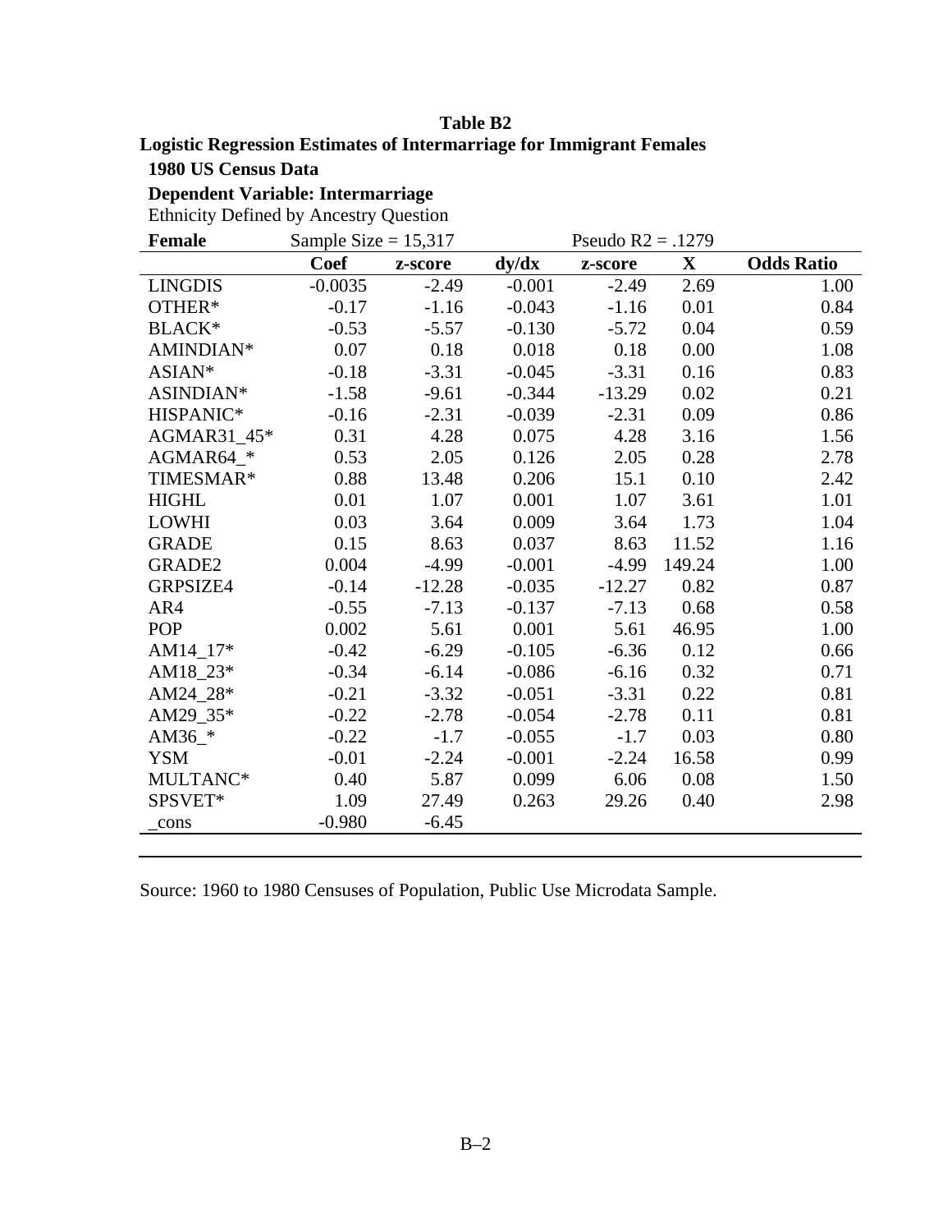**Table B2**

**Logistic Regression Estimates of Intermarriage for Immigrant Females**

**1980 US Census Data**

**Dependent Variable: Intermarriage**

Ethnicity Defined by Ancestry Question

| **Female** | Sample Size = 15,317 | | Pseudo R2 = .1279 | | | |
|---|---|---|---|---|---|---|
| | **Coef** | **z-score** | **dy/dx** | **z-score** | **X** | **Odds Ratio** |
| LINGDIS | -0.0035 | -2.49 | -0.001 | -2.49 | 2.69 | 1.00 |
| OTHER* | -0.17 | -1.16 | -0.043 | -1.16 | 0.01 | 0.84 |
| BLACK* | -0.53 | -5.57 | -0.130 | -5.72 | 0.04 | 0.59 |
| AMINDIAN* | 0.07 | 0.18 | 0.018 | 0.18 | 0.00 | 1.08 |
| ASIAN* | -0.18 | -3.31 | -0.045 | -3.31 | 0.16 | 0.83 |
| ASINDIAN* | -1.58 | -9.61 | -0.344 | -13.29 | 0.02 | 0.21 |
| HISPANIC* | -0.16 | -2.31 | -0.039 | -2.31 | 0.09 | 0.86 |
| AGMAR31_45* | 0.31 | 4.28 | 0.075 | 4.28 | 3.16 | 1.56 |
| AGMAR64_* | 0.53 | 2.05 | 0.126 | 2.05 | 0.28 | 2.78 |
| TIMESMAR* | 0.88 | 13.48 | 0.206 | 15.1 | 0.10 | 2.42 |
| HIGHL | 0.01 | 1.07 | 0.001 | 1.07 | 3.61 | 1.01 |
| LOWHI | 0.03 | 3.64 | 0.009 | 3.64 | 1.73 | 1.04 |
| GRADE | 0.15 | 8.63 | 0.037 | 8.63 | 11.52 | 1.16 |
| GRADE2 | 0.004 | -4.99 | -0.001 | -4.99 | 149.24 | 1.00 |
| GRPSIZE4 | -0.14 | -12.28 | -0.035 | -12.27 | 0.82 | 0.87 |
| AR4 | -0.55 | -7.13 | -0.137 | -7.13 | 0.68 | 0.58 |
| POP | 0.002 | 5.61 | 0.001 | 5.61 | 46.95 | 1.00 |
| AM14_17* | -0.42 | -6.29 | -0.105 | -6.36 | 0.12 | 0.66 |
| AM18_23* | -0.34 | -6.14 | -0.086 | -6.16 | 0.32 | 0.71 |
| AM24_28* | -0.21 | -3.32 | -0.051 | -3.31 | 0.22 | 0.81 |
| AM29_35* | -0.22 | -2.78 | -0.054 | -2.78 | 0.11 | 0.81 |
| AM36_* | -0.22 | -1.7 | -0.055 | -1.7 | 0.03 | 0.80 |
| YSM | -0.01 | -2.24 | -0.001 | -2.24 | 16.58 | 0.99 |
| MULTANC* | 0.40 | 5.87 | 0.099 | 6.06 | 0.08 | 1.50 |
| SPSVET* | 1.09 | 27.49 | 0.263 | 29.26 | 0.40 | 2.98 |
| _cons | -0.980 | -6.45 | | | | |

Source: 1960 to 1980 Censuses of Population, Public Use Microdata Sample.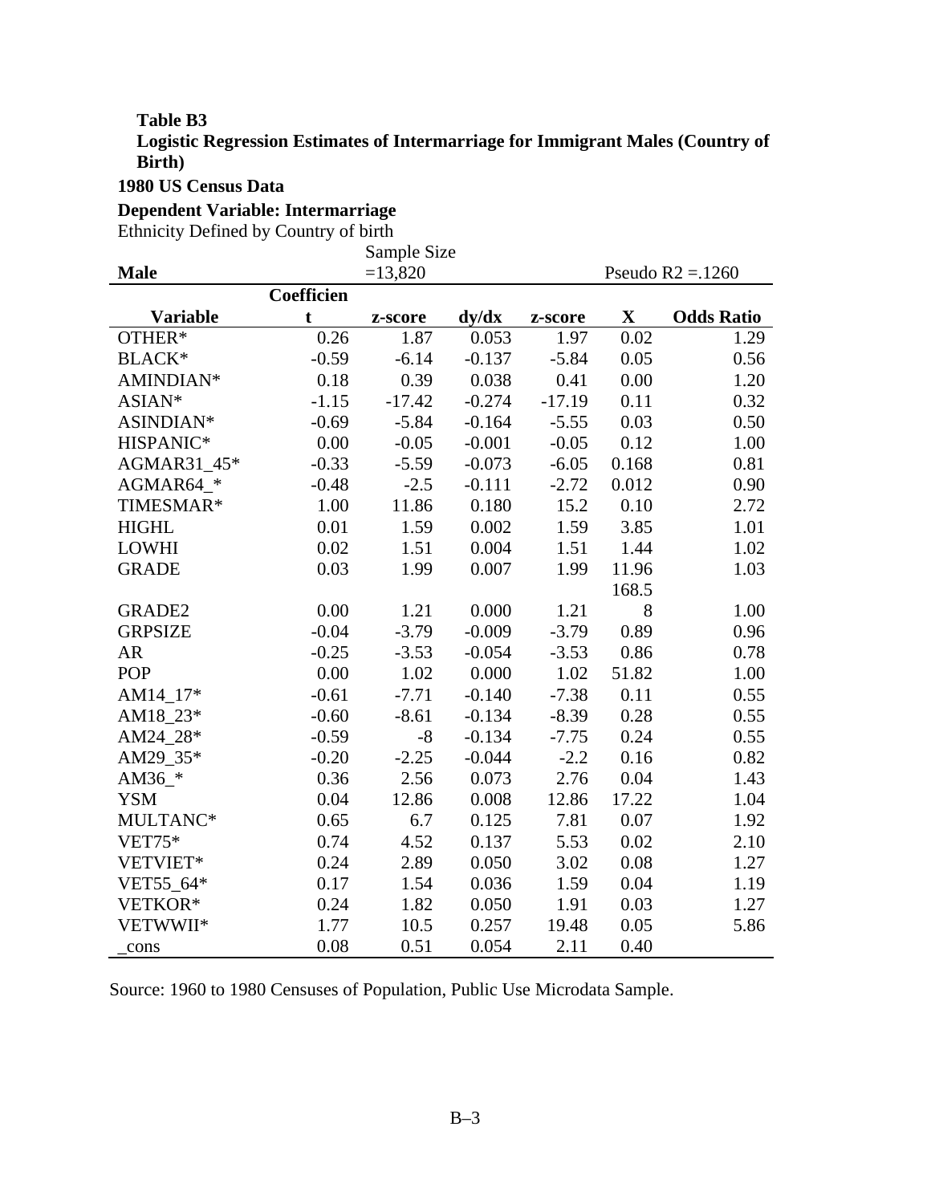**Table B3**
**Logistic Regression Estimates of Intermarriage for Immigrant Males (Country of Birth)**

**1980 US Census Data**

**Dependent Variable: Intermarriage**

Ethnicity Defined by Country of birth

| **Male** | | Sample Size =13,820 | | | | Pseudo R2 =.1260 |
|---|---|---|---|---|---|---|
| **Variable** | **Coefficient** | **z-score** | **dy/dx** | **z-score** | **X** | **Odds Ratio** |
| OTHER* | 0.26 | 1.87 | 0.053 | 1.97 | 0.02 | 1.29 |
| BLACK* | -0.59 | -6.14 | -0.137 | -5.84 | 0.05 | 0.56 |
| AMINDIAN* | 0.18 | 0.39 | 0.038 | 0.41 | 0.00 | 1.20 |
| ASIAN* | -1.15 | -17.42 | -0.274 | -17.19 | 0.11 | 0.32 |
| ASINDIAN* | -0.69 | -5.84 | -0.164 | -5.55 | 0.03 | 0.50 |
| HISPANIC* | 0.00 | -0.05 | -0.001 | -0.05 | 0.12 | 1.00 |
| AGMAR31_45* | -0.33 | -5.59 | -0.073 | -6.05 | 0.168 | 0.81 |
| AGMAR64_* | -0.48 | -2.5 | -0.111 | -2.72 | 0.012 | 0.90 |
| TIMESMAR* | 1.00 | 11.86 | 0.180 | 15.2 | 0.10 | 2.72 |
| HIGHL | 0.01 | 1.59 | 0.002 | 1.59 | 3.85 | 1.01 |
| LOWHI | 0.02 | 1.51 | 0.004 | 1.51 | 1.44 | 1.02 |
| GRADE | 0.03 | 1.99 | 0.007 | 1.99 | 11.96 | 1.03 |
| GRADE2 | 0.00 | 1.21 | 0.000 | 1.21 | 168.58 | 1.00 |
| GRPSIZE | -0.04 | -3.79 | -0.009 | -3.79 | 0.89 | 0.96 |
| AR | -0.25 | -3.53 | -0.054 | -3.53 | 0.86 | 0.78 |
| POP | 0.00 | 1.02 | 0.000 | 1.02 | 51.82 | 1.00 |
| AM14_17* | -0.61 | -7.71 | -0.140 | -7.38 | 0.11 | 0.55 |
| AM18_23* | -0.60 | -8.61 | -0.134 | -8.39 | 0.28 | 0.55 |
| AM24_28* | -0.59 | -8 | -0.134 | -7.75 | 0.24 | 0.55 |
| AM29_35* | -0.20 | -2.25 | -0.044 | -2.2 | 0.16 | 0.82 |
| AM36_* | 0.36 | 2.56 | 0.073 | 2.76 | 0.04 | 1.43 |
| YSM | 0.04 | 12.86 | 0.008 | 12.86 | 17.22 | 1.04 |
| MULTANC* | 0.65 | 6.7 | 0.125 | 7.81 | 0.07 | 1.92 |
| VET75* | 0.74 | 4.52 | 0.137 | 5.53 | 0.02 | 2.10 |
| VETVIET* | 0.24 | 2.89 | 0.050 | 3.02 | 0.08 | 1.27 |
| VET55_64* | 0.17 | 1.54 | 0.036 | 1.59 | 0.04 | 1.19 |
| VETKOR* | 0.24 | 1.82 | 0.050 | 1.91 | 0.03 | 1.27 |
| VETWWII* | 1.77 | 10.5 | 0.257 | 19.48 | 0.05 | 5.86 |
| _cons | 0.08 | 0.51 | 0.054 | 2.11 | 0.40 | |

Source: 1960 to 1980 Censuses of Population, Public Use Microdata Sample.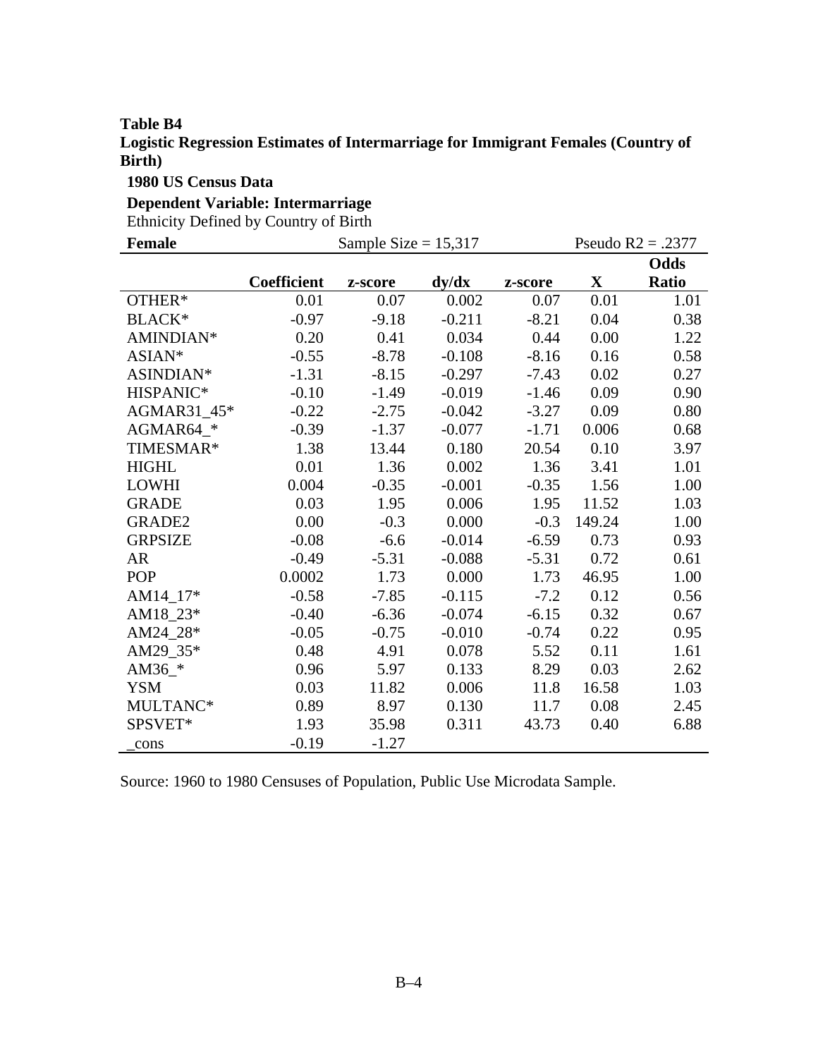**Table B4**
**Logistic Regression Estimates of Intermarriage for Immigrant Females (Country of Birth)**

**1980 US Census Data**

**Dependent Variable: Intermarriage**

Ethnicity Defined by Country of Birth

| **Female** | | Sample Size = 15,317 | | | Pseudo R2 = .2377 | |
|---|---|---|---|---|---|---|
| | **Coefficient** | **z-score** | **dy/dx** | **z-score** | **X** | **Odds Ratio** |
| OTHER* | 0.01 | 0.07 | 0.002 | 0.07 | 0.01 | 1.01 |
| BLACK* | -0.97 | -9.18 | -0.211 | -8.21 | 0.04 | 0.38 |
| AMINDIAN* | 0.20 | 0.41 | 0.034 | 0.44 | 0.00 | 1.22 |
| ASIAN* | -0.55 | -8.78 | -0.108 | -8.16 | 0.16 | 0.58 |
| ASINDIAN* | -1.31 | -8.15 | -0.297 | -7.43 | 0.02 | 0.27 |
| HISPANIC* | -0.10 | -1.49 | -0.019 | -1.46 | 0.09 | 0.90 |
| AGMAR31_45* | -0.22 | -2.75 | -0.042 | -3.27 | 0.09 | 0.80 |
| AGMAR64_* | -0.39 | -1.37 | -0.077 | -1.71 | 0.006 | 0.68 |
| TIMESMAR* | 1.38 | 13.44 | 0.180 | 20.54 | 0.10 | 3.97 |
| HIGHL | 0.01 | 1.36 | 0.002 | 1.36 | 3.41 | 1.01 |
| LOWHI | 0.004 | -0.35 | -0.001 | -0.35 | 1.56 | 1.00 |
| GRADE | 0.03 | 1.95 | 0.006 | 1.95 | 11.52 | 1.03 |
| GRADE2 | 0.00 | -0.3 | 0.000 | -0.3 | 149.24 | 1.00 |
| GRPSIZE | -0.08 | -6.6 | -0.014 | -6.59 | 0.73 | 0.93 |
| AR | -0.49 | -5.31 | -0.088 | -5.31 | 0.72 | 0.61 |
| POP | 0.0002 | 1.73 | 0.000 | 1.73 | 46.95 | 1.00 |
| AM14_17* | -0.58 | -7.85 | -0.115 | -7.2 | 0.12 | 0.56 |
| AM18_23* | -0.40 | -6.36 | -0.074 | -6.15 | 0.32 | 0.67 |
| AM24_28* | -0.05 | -0.75 | -0.010 | -0.74 | 0.22 | 0.95 |
| AM29_35* | 0.48 | 4.91 | 0.078 | 5.52 | 0.11 | 1.61 |
| AM36_* | 0.96 | 5.97 | 0.133 | 8.29 | 0.03 | 2.62 |
| YSM | 0.03 | 11.82 | 0.006 | 11.8 | 16.58 | 1.03 |
| MULTANC* | 0.89 | 8.97 | 0.130 | 11.7 | 0.08 | 2.45 |
| SPSVET* | 1.93 | 35.98 | 0.311 | 43.73 | 0.40 | 6.88 |
| _cons | -0.19 | -1.27 | | | | |

Source: 1960 to 1980 Censuses of Population, Public Use Microdata Sample.